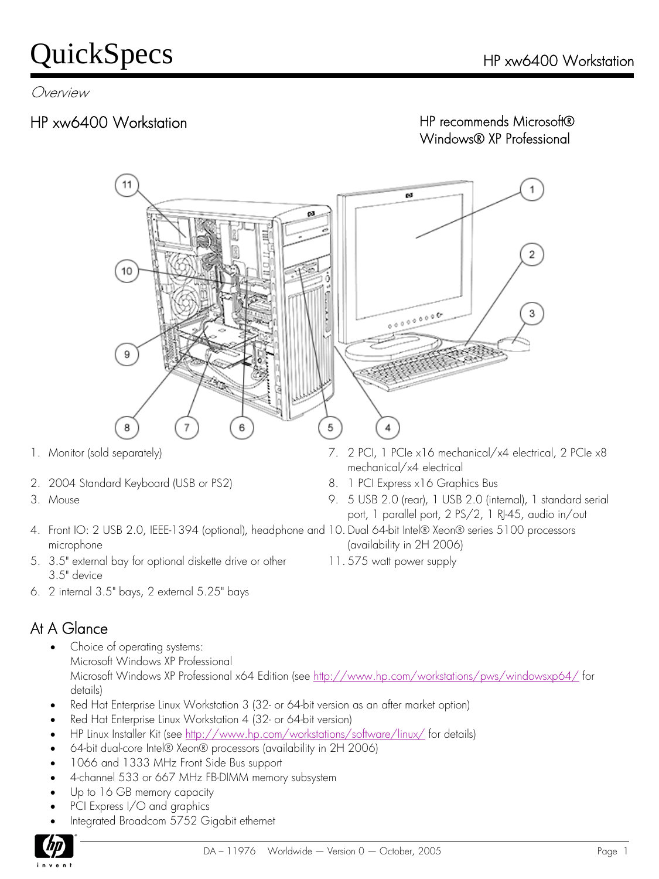# QuickSpecs

HP xw6400 Workstation

*Overview*

## HP xw6400 Workstation

HP recommends Microsoft® Windows® XP Professional

1. Monitor (sold separately)
2. 2004 Standard Keyboard (USB or PS2)
3. Mouse
4. Front IO: 2 USB 2.0, IEEE-1394 (optional), headphone and microphone
5. 3.5" external bay for optional diskette drive or other 3.5" device
6. 2 internal 3.5" bays, 2 external 5.25" bays
7. 2 PCI, 1 PCIe x16 mechanical/x4 electrical, 2 PCIe x8 mechanical/x4 electrical
8. 1 PCI Express x16 Graphics Bus
9. 5 USB 2.0 (rear), 1 USB 2.0 (internal), 1 standard serial port, 1 parallel port, 2 PS/2, 1 RJ-45, audio in/out
10. Dual 64-bit Intel® Xeon® series 5100 processors (availability in 2H 2006)
11. 575 watt power supply

## At A Glance

- Choice of operating systems:
  Microsoft Windows XP Professional
  Microsoft Windows XP Professional x64 Edition (see http://www.hp.com/workstations/pws/windowsxp64/ for details)
- Red Hat Enterprise Linux Workstation 3 (32- or 64-bit version as an after market option)
- Red Hat Enterprise Linux Workstation 4 (32- or 64-bit version)
- HP Linux Installer Kit (see http://www.hp.com/workstations/software/linux/ for details)
- 64-bit dual-core Intel® Xeon® processors (availability in 2H 2006)
- 1066 and 1333 MHz Front Side Bus support
- 4-channel 533 or 667 MHz FB-DIMM memory subsystem
- Up to 16 GB memory capacity
- PCI Express I/O and graphics
- Integrated Broadcom 5752 Gigabit ethernet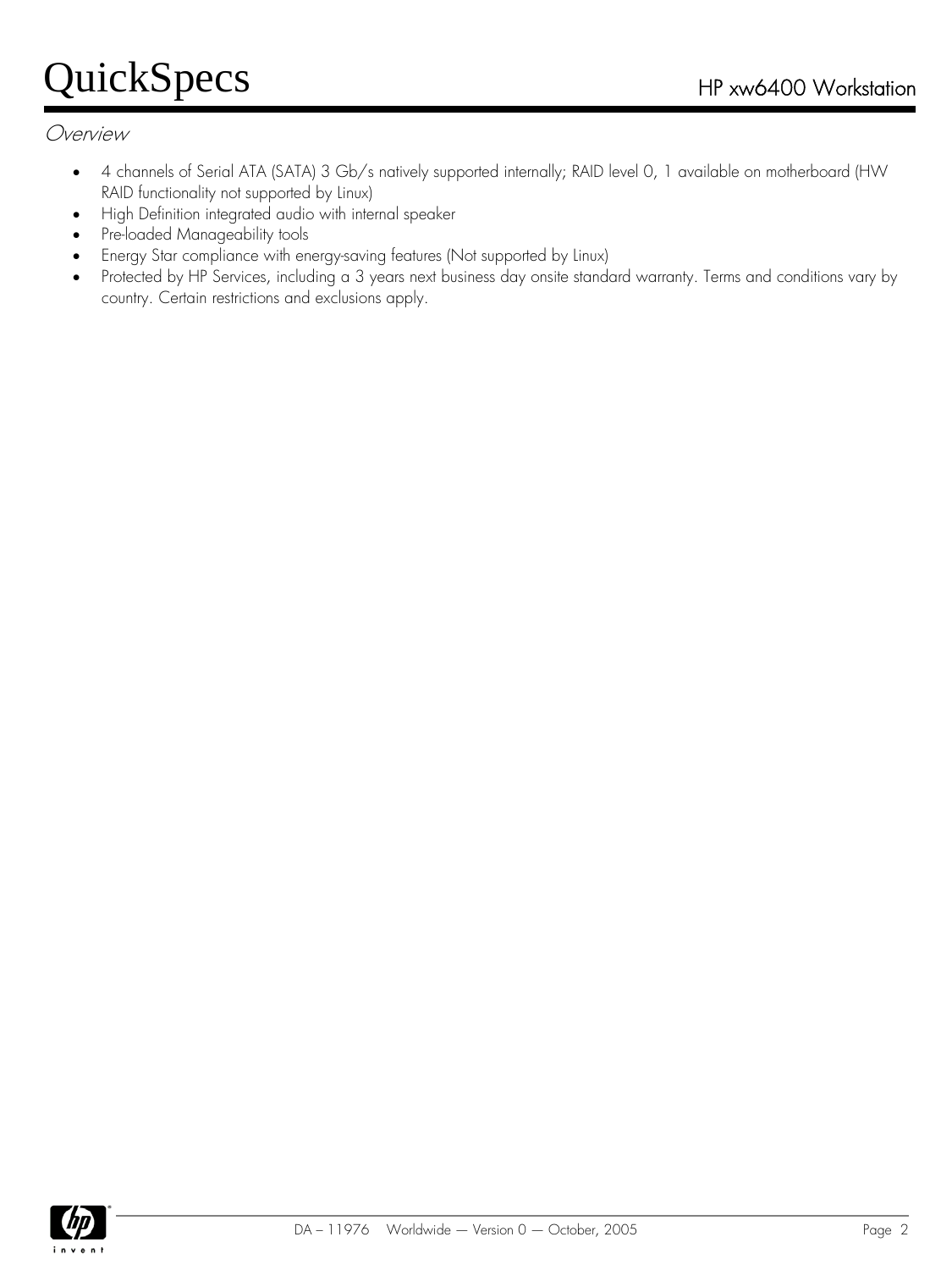## Overview

- 4 channels of Serial ATA (SATA) 3 Gb/s natively supported internally; RAID level 0, 1 available on motherboard (HW RAID functionality not supported by Linux)
- High Definition integrated audio with internal speaker
- Pre-loaded Manageability tools
- Energy Star compliance with energy-saving features (Not supported by Linux)
- Protected by HP Services, including a 3 years next business day onsite standard warranty. Terms and conditions vary by country. Certain restrictions and exclusions apply.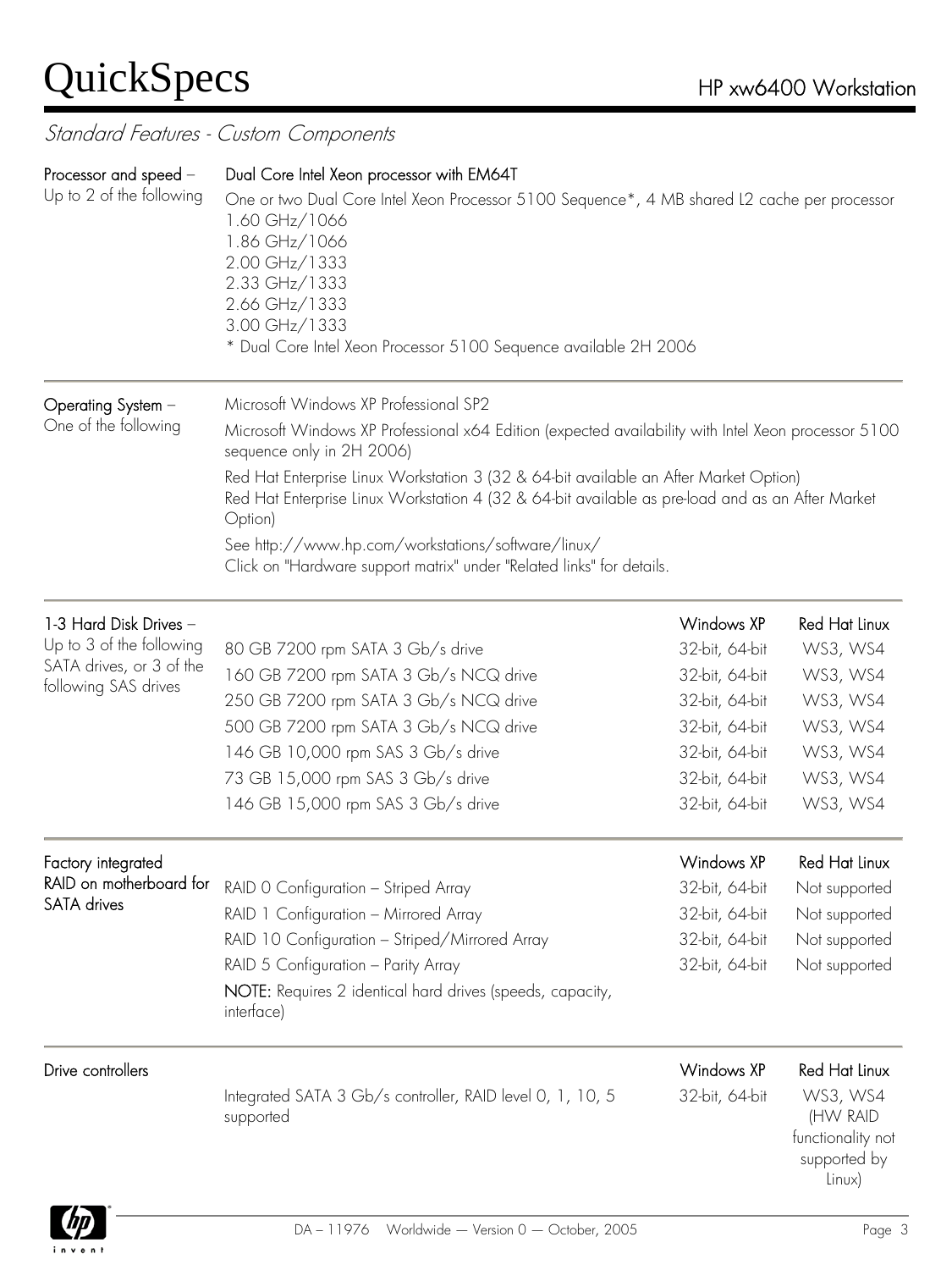## Standard Features - Custom Components

**Processor and speed** – Up to 2 of the following

**Dual Core Intel Xeon processor with EM64T**

One or two Dual Core Intel Xeon Processor 5100 Sequence*, 4 MB shared L2 cache per processor
1.60 GHz/1066
1.86 GHz/1066
2.00 GHz/1333
2.33 GHz/1333
2.66 GHz/1333
3.00 GHz/1333
* Dual Core Intel Xeon Processor 5100 Sequence available 2H 2006

**Operating System** – One of the following

Microsoft Windows XP Professional SP2

Microsoft Windows XP Professional x64 Edition (expected availability with Intel Xeon processor 5100 sequence only in 2H 2006)

Red Hat Enterprise Linux Workstation 3 (32 & 64-bit available an After Market Option)
Red Hat Enterprise Linux Workstation 4 (32 & 64-bit available as pre-load and as an After Market Option)

See http://www.hp.com/workstations/software/linux/
Click on "Hardware support matrix" under "Related links" for details.

**1-3 Hard Disk Drives** – Up to 3 of the following SATA drives, or 3 of the following SAS drives

| | Windows XP | Red Hat Linux |
|---|---|---|
| 80 GB 7200 rpm SATA 3 Gb/s drive | 32-bit, 64-bit | WS3, WS4 |
| 160 GB 7200 rpm SATA 3 Gb/s NCQ drive | 32-bit, 64-bit | WS3, WS4 |
| 250 GB 7200 rpm SATA 3 Gb/s NCQ drive | 32-bit, 64-bit | WS3, WS4 |
| 500 GB 7200 rpm SATA 3 Gb/s NCQ drive | 32-bit, 64-bit | WS3, WS4 |
| 146 GB 10,000 rpm SAS 3 Gb/s drive | 32-bit, 64-bit | WS3, WS4 |
| 73 GB 15,000 rpm SAS 3 Gb/s drive | 32-bit, 64-bit | WS3, WS4 |
| 146 GB 15,000 rpm SAS 3 Gb/s drive | 32-bit, 64-bit | WS3, WS4 |

**Factory integrated RAID on motherboard for SATA drives**

| | Windows XP | Red Hat Linux |
|---|---|---|
| RAID 0 Configuration – Striped Array | 32-bit, 64-bit | Not supported |
| RAID 1 Configuration – Mirrored Array | 32-bit, 64-bit | Not supported |
| RAID 10 Configuration – Striped/Mirrored Array | 32-bit, 64-bit | Not supported |
| RAID 5 Configuration – Parity Array | 32-bit, 64-bit | Not supported |

**NOTE:** Requires 2 identical hard drives (speeds, capacity, interface)

**Drive controllers**

| | Windows XP | Red Hat Linux |
|---|---|---|
| Integrated SATA 3 Gb/s controller, RAID level 0, 1, 10, 5 supported | 32-bit, 64-bit | WS3, WS4 (HW RAID functionality not supported by Linux) |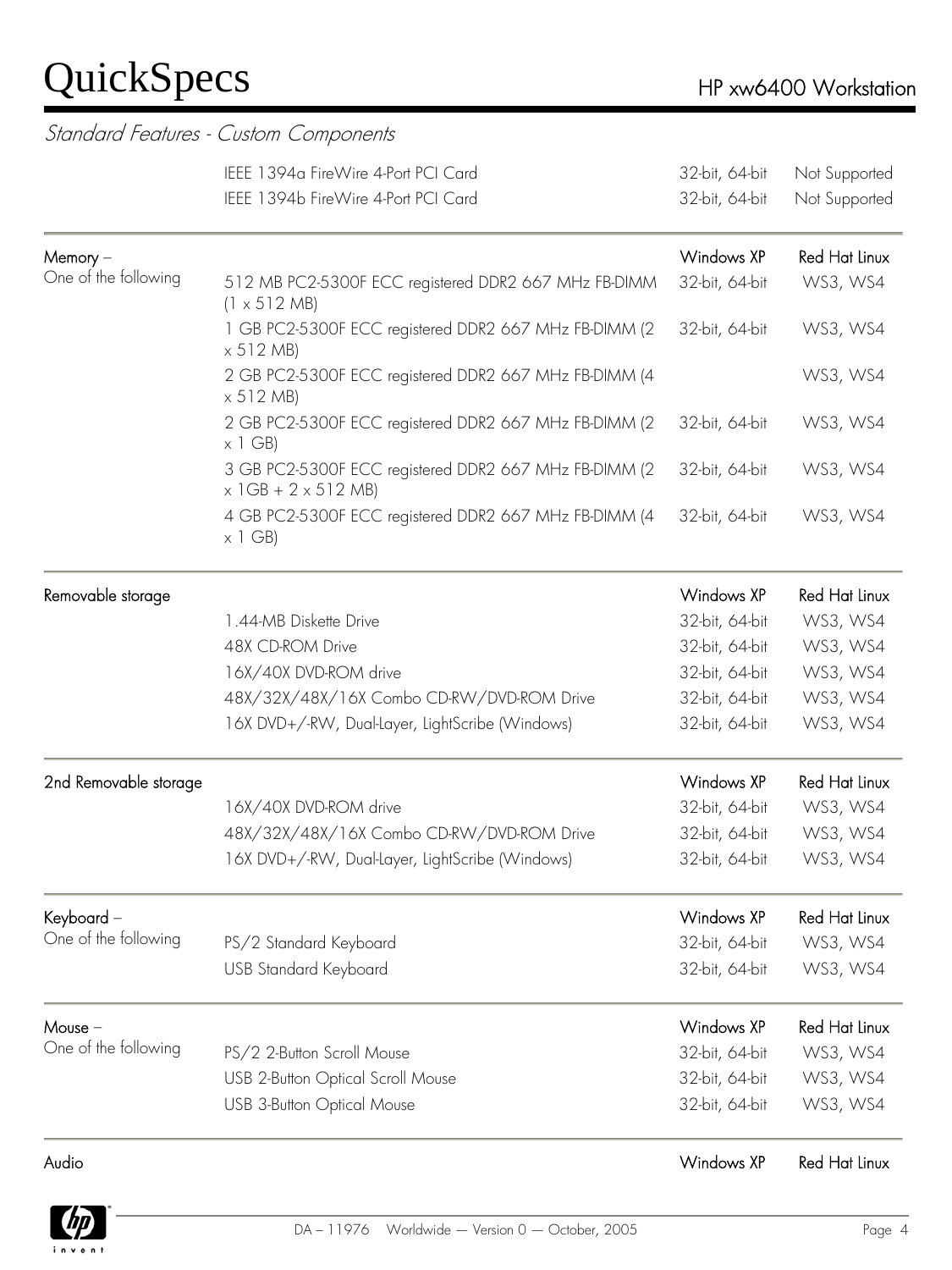## Standard Features - Custom Components

| | | | |
|---|---|---|---|
| | IEEE 1394a FireWire 4-Port PCI Card | 32-bit, 64-bit | Not Supported |
| | IEEE 1394b FireWire 4-Port PCI Card | 32-bit, 64-bit | Not Supported |
| **Memory** – One of the following | | **Windows XP** | **Red Hat Linux** |
| | 512 MB PC2-5300F ECC registered DDR2 667 MHz FB-DIMM (1 x 512 MB) | 32-bit, 64-bit | WS3, WS4 |
| | 1 GB PC2-5300F ECC registered DDR2 667 MHz FB-DIMM (2 x 512 MB) | 32-bit, 64-bit | WS3, WS4 |
| | 2 GB PC2-5300F ECC registered DDR2 667 MHz FB-DIMM (4 x 512 MB) | | WS3, WS4 |
| | 2 GB PC2-5300F ECC registered DDR2 667 MHz FB-DIMM (2 x 1 GB) | 32-bit, 64-bit | WS3, WS4 |
| | 3 GB PC2-5300F ECC registered DDR2 667 MHz FB-DIMM (2 x 1GB + 2 x 512 MB) | 32-bit, 64-bit | WS3, WS4 |
| | 4 GB PC2-5300F ECC registered DDR2 667 MHz FB-DIMM (4 x 1 GB) | 32-bit, 64-bit | WS3, WS4 |
| **Removable storage** | | **Windows XP** | **Red Hat Linux** |
| | 1.44-MB Diskette Drive | 32-bit, 64-bit | WS3, WS4 |
| | 48X CD-ROM Drive | 32-bit, 64-bit | WS3, WS4 |
| | 16X/40X DVD-ROM drive | 32-bit, 64-bit | WS3, WS4 |
| | 48X/32X/48X/16X Combo CD-RW/DVD-ROM Drive | 32-bit, 64-bit | WS3, WS4 |
| | 16X DVD+/-RW, Dual-Layer, LightScribe (Windows) | 32-bit, 64-bit | WS3, WS4 |
| **2nd Removable storage** | | **Windows XP** | **Red Hat Linux** |
| | 16X/40X DVD-ROM drive | 32-bit, 64-bit | WS3, WS4 |
| | 48X/32X/48X/16X Combo CD-RW/DVD-ROM Drive | 32-bit, 64-bit | WS3, WS4 |
| | 16X DVD+/-RW, Dual-Layer, LightScribe (Windows) | 32-bit, 64-bit | WS3, WS4 |
| **Keyboard** – One of the following | | **Windows XP** | **Red Hat Linux** |
| | PS/2 Standard Keyboard | 32-bit, 64-bit | WS3, WS4 |
| | USB Standard Keyboard | 32-bit, 64-bit | WS3, WS4 |
| **Mouse** – One of the following | | **Windows XP** | **Red Hat Linux** |
| | PS/2 2-Button Scroll Mouse | 32-bit, 64-bit | WS3, WS4 |
| | USB 2-Button Optical Scroll Mouse | 32-bit, 64-bit | WS3, WS4 |
| | USB 3-Button Optical Mouse | 32-bit, 64-bit | WS3, WS4 |
| **Audio** | | **Windows XP** | **Red Hat Linux** |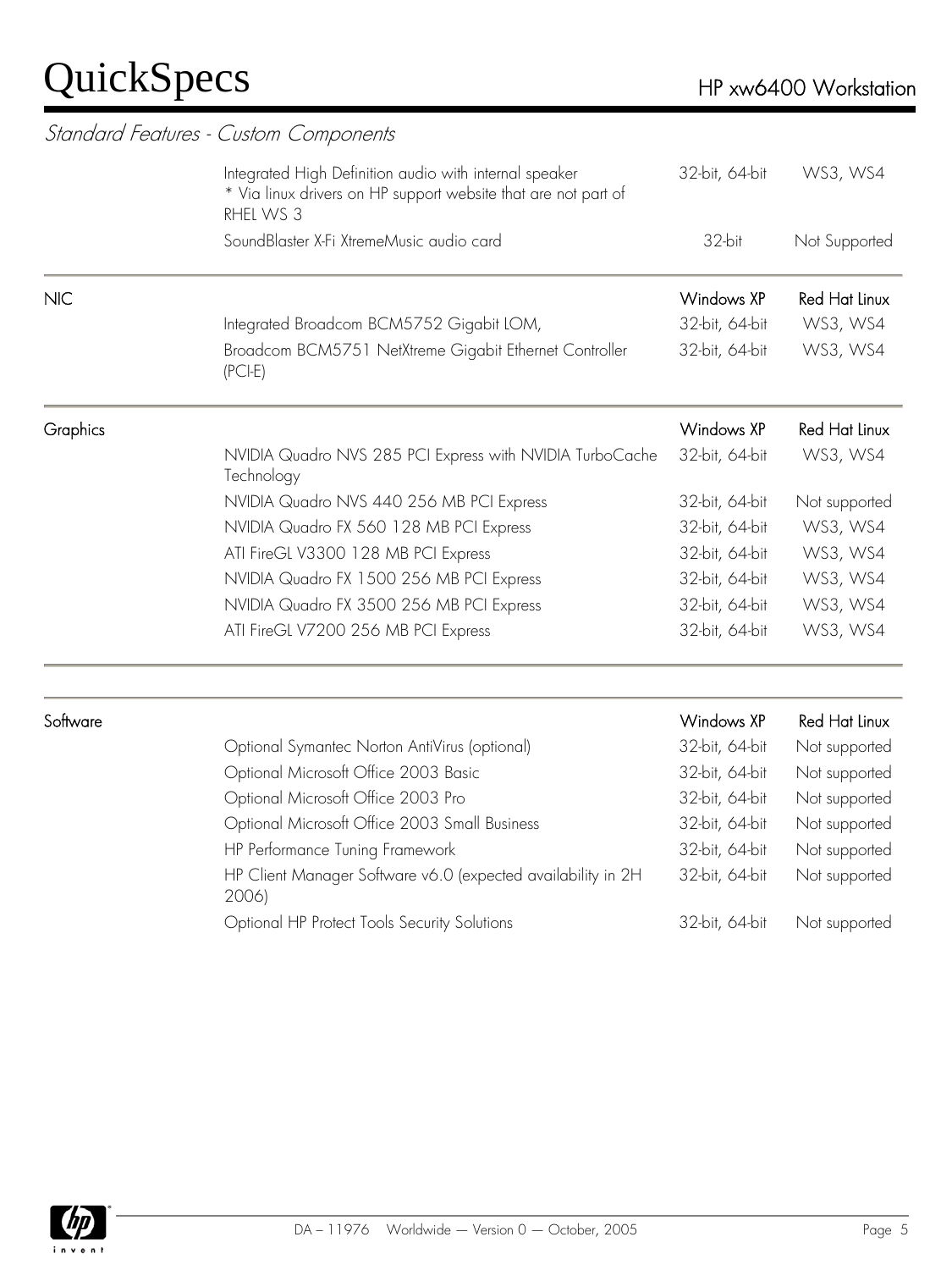## Standard Features - Custom Components

| | | | |
|---|---|---|---|
| | Integrated High Definition audio with internal speaker<br>* Via linux drivers on HP support website that are not part of RHEL WS 3 | 32-bit, 64-bit | WS3, WS4 |
| | SoundBlaster X-Fi XtremeMusic audio card | 32-bit | Not Supported |

| NIC | | Windows XP | Red Hat Linux |
|---|---|---|---|
| | Integrated Broadcom BCM5752 Gigabit LOM, | 32-bit, 64-bit | WS3, WS4 |
| | Broadcom BCM5751 NetXtreme Gigabit Ethernet Controller (PCI-E) | 32-bit, 64-bit | WS3, WS4 |

| Graphics | | Windows XP | Red Hat Linux |
|---|---|---|---|
| | NVIDIA Quadro NVS 285 PCI Express with NVIDIA TurboCache Technology | 32-bit, 64-bit | WS3, WS4 |
| | NVIDIA Quadro NVS 440 256 MB PCI Express | 32-bit, 64-bit | Not supported |
| | NVIDIA Quadro FX 560 128 MB PCI Express | 32-bit, 64-bit | WS3, WS4 |
| | ATI FireGL V3300 128 MB PCI Express | 32-bit, 64-bit | WS3, WS4 |
| | NVIDIA Quadro FX 1500 256 MB PCI Express | 32-bit, 64-bit | WS3, WS4 |
| | NVIDIA Quadro FX 3500 256 MB PCI Express | 32-bit, 64-bit | WS3, WS4 |
| | ATI FireGL V7200 256 MB PCI Express | 32-bit, 64-bit | WS3, WS4 |

| Software | | Windows XP | Red Hat Linux |
|---|---|---|---|
| | Optional Symantec Norton AntiVirus (optional) | 32-bit, 64-bit | Not supported |
| | Optional Microsoft Office 2003 Basic | 32-bit, 64-bit | Not supported |
| | Optional Microsoft Office 2003 Pro | 32-bit, 64-bit | Not supported |
| | Optional Microsoft Office 2003 Small Business | 32-bit, 64-bit | Not supported |
| | HP Performance Tuning Framework | 32-bit, 64-bit | Not supported |
| | HP Client Manager Software v6.0 (expected availability in 2H 2006) | 32-bit, 64-bit | Not supported |
| | Optional HP Protect Tools Security Solutions | 32-bit, 64-bit | Not supported |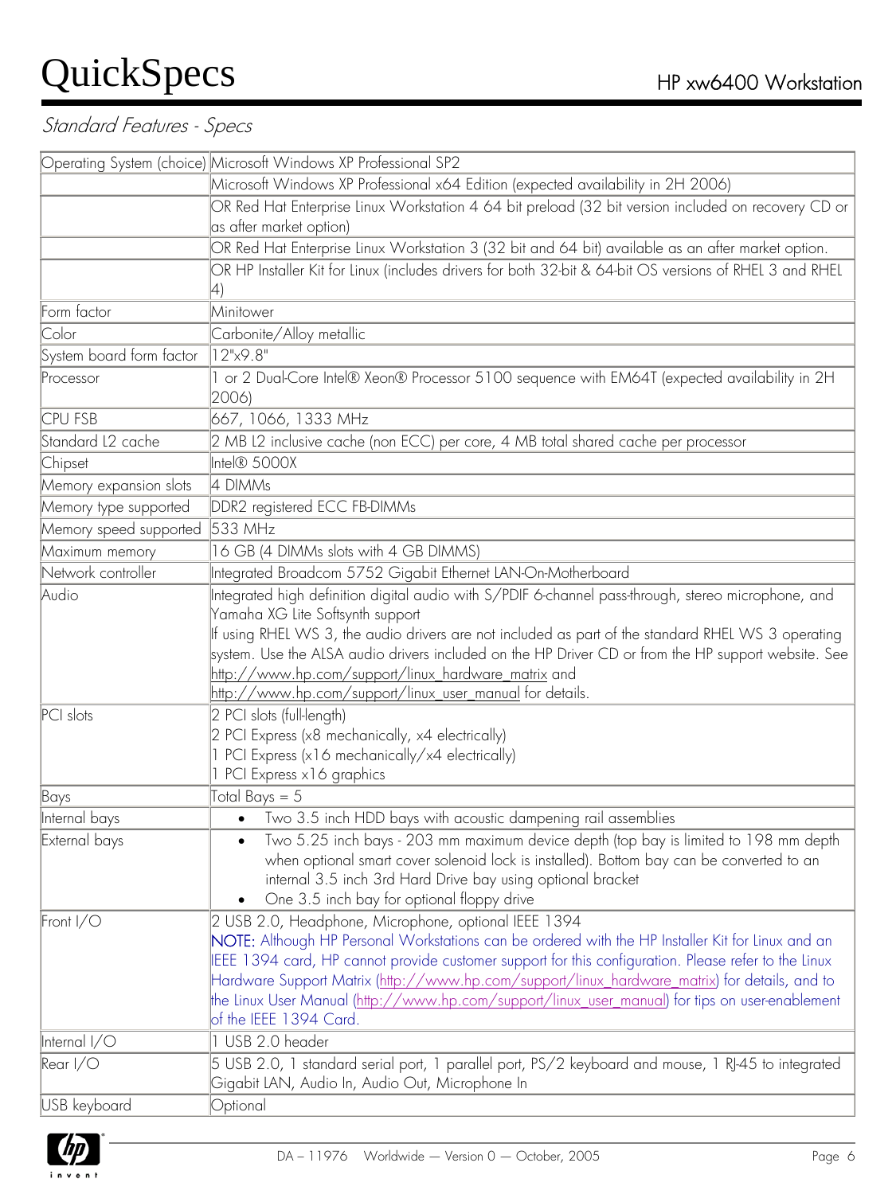## Standard Features - Specs

| | |
|---|---|
| Operating System (choice) | Microsoft Windows XP Professional SP2 |
| | Microsoft Windows XP Professional x64 Edition (expected availability in 2H 2006) |
| | OR Red Hat Enterprise Linux Workstation 4 64 bit preload (32 bit version included on recovery CD or as after market option) |
| | OR Red Hat Enterprise Linux Workstation 3 (32 bit and 64 bit) available as an after market option. |
| | OR HP Installer Kit for Linux (includes drivers for both 32-bit & 64-bit OS versions of RHEL 3 and RHEL 4) |
| Form factor | Minitower |
| Color | Carbonite/Alloy metallic |
| System board form factor | 12"x9.8" |
| Processor | 1 or 2 Dual-Core Intel® Xeon® Processor 5100 sequence with EM64T (expected availability in 2H 2006) |
| CPU FSB | 667, 1066, 1333 MHz |
| Standard L2 cache | 2 MB L2 inclusive cache (non ECC) per core, 4 MB total shared cache per processor |
| Chipset | Intel® 5000X |
| Memory expansion slots | 4 DIMMs |
| Memory type supported | DDR2 registered ECC FB-DIMMs |
| Memory speed supported | 533 MHz |
| Maximum memory | 16 GB (4 DIMMs slots with 4 GB DIMMS) |
| Network controller | Integrated Broadcom 5752 Gigabit Ethernet LAN-On-Motherboard |
| Audio | Integrated high definition digital audio with S/PDIF 6-channel pass-through, stereo microphone, and Yamaha XG Lite Softsynth support<br>If using RHEL WS 3, the audio drivers are not included as part of the standard RHEL WS 3 operating system. Use the ALSA audio drivers included on the HP Driver CD or from the HP support website. See http://www.hp.com/support/linux_hardware_matrix and http://www.hp.com/support/linux_user_manual for details. |
| PCI slots | 2 PCI slots (full-length)<br>2 PCI Express (x8 mechanically, x4 electrically)<br>1 PCI Express (x16 mechanically/x4 electrically)<br>1 PCI Express x16 graphics |
| Bays | Total Bays = 5 |
| Internal bays | • Two 3.5 inch HDD bays with acoustic dampening rail assemblies |
| External bays | • Two 5.25 inch bays - 203 mm maximum device depth (top bay is limited to 198 mm depth when optional smart cover solenoid lock is installed). Bottom bay can be converted to an internal 3.5 inch 3rd Hard Drive bay using optional bracket<br>• One 3.5 inch bay for optional floppy drive |
| Front I/O | 2 USB 2.0, Headphone, Microphone, optional IEEE 1394<br>NOTE: Although HP Personal Workstations can be ordered with the HP Installer Kit for Linux and an IEEE 1394 card, HP cannot provide customer support for this configuration. Please refer to the Linux Hardware Support Matrix (http://www.hp.com/support/linux_hardware_matrix) for details, and to the Linux User Manual (http://www.hp.com/support/linux_user_manual) for tips on user-enablement of the IEEE 1394 Card. |
| Internal I/O | 1 USB 2.0 header |
| Rear I/O | 5 USB 2.0, 1 standard serial port, 1 parallel port, PS/2 keyboard and mouse, 1 RJ-45 to integrated Gigabit LAN, Audio In, Audio Out, Microphone In |
| USB keyboard | Optional |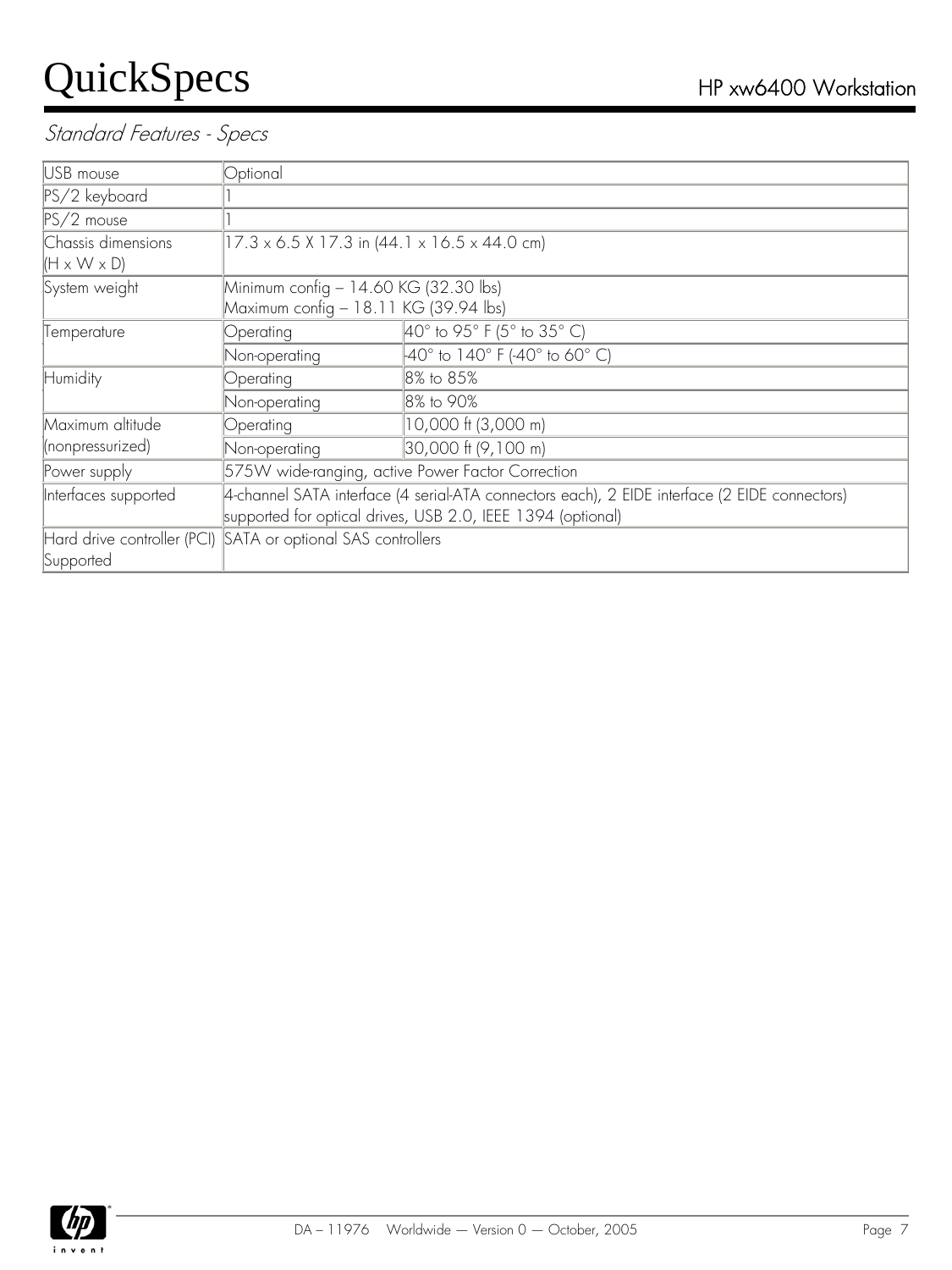*Standard Features - Specs*

| | | |
|---|---|---|
| USB mouse | Optional | |
| PS/2 keyboard | 1 | |
| PS/2 mouse | 1 | |
| Chassis dimensions (H x W x D) | 17.3 x 6.5 X 17.3 in (44.1 x 16.5 x 44.0 cm) | |
| System weight | Minimum config – 14.60 KG (32.30 lbs)<br>Maximum config – 18.11 KG (39.94 lbs) | |
| Temperature | Operating | 40° to 95° F (5° to 35° C) |
| | Non-operating | -40° to 140° F (-40° to 60° C) |
| Humidity | Operating | 8% to 85% |
| | Non-operating | 8% to 90% |
| Maximum altitude (nonpressurized) | Operating | 10,000 ft (3,000 m) |
| | Non-operating | 30,000 ft (9,100 m) |
| Power supply | 575W wide-ranging, active Power Factor Correction | |
| Interfaces supported | 4-channel SATA interface (4 serial-ATA connectors each), 2 EIDE interface (2 EIDE connectors) supported for optical drives, USB 2.0, IEEE 1394 (optional) | |
| Hard drive controller (PCI) Supported | SATA or optional SAS controllers | |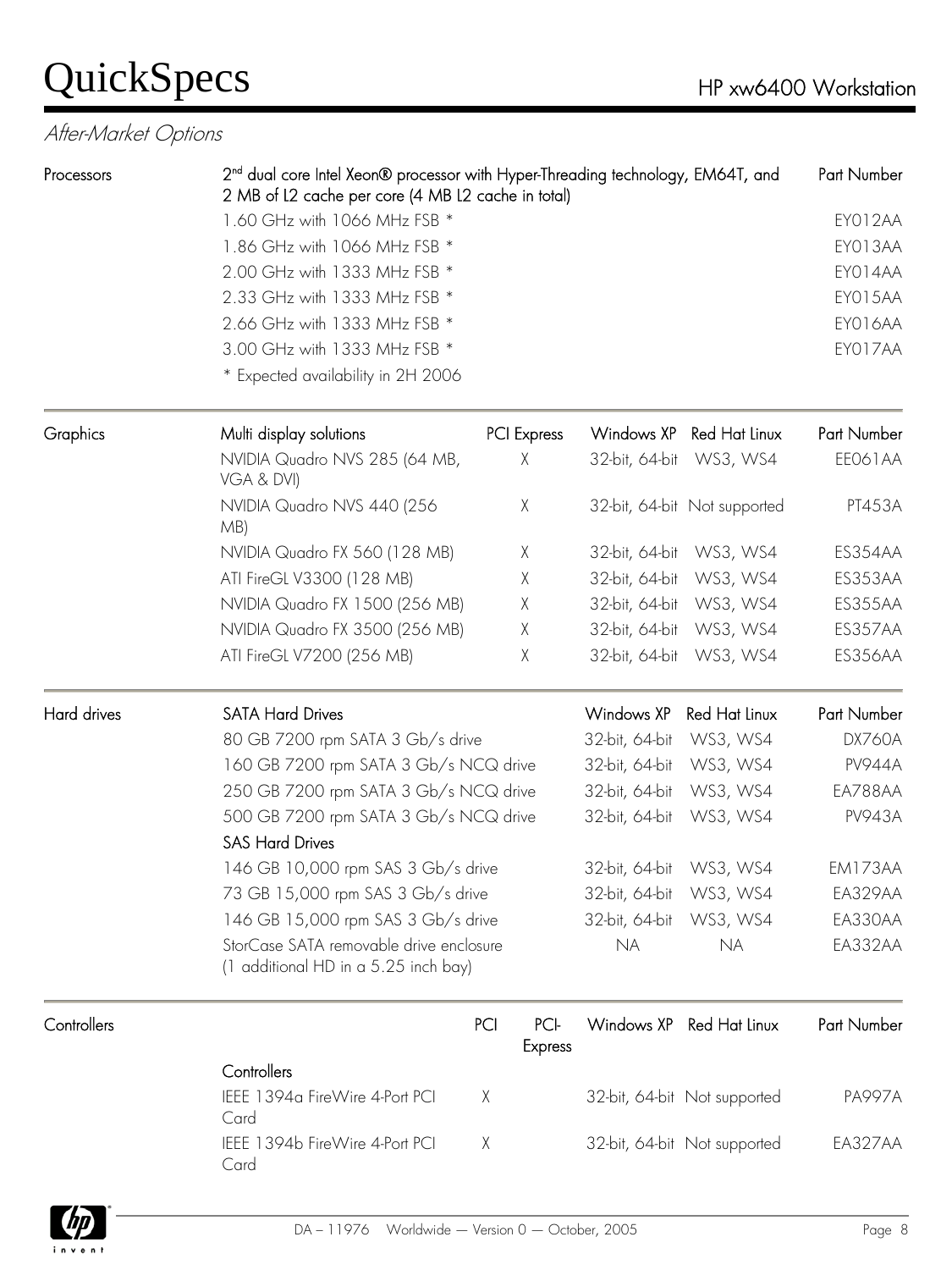*After-Market Options*

## Processors

| Processors | 2nd dual core Intel Xeon® processor with Hyper-Threading technology, EM64T, and 2 MB of L2 cache per core (4 MB L2 cache in total) | Part Number |
|---|---|---|
| | 1.60 GHz with 1066 MHz FSB * | EY012AA |
| | 1.86 GHz with 1066 MHz FSB * | EY013AA |
| | 2.00 GHz with 1333 MHz FSB * | EY014AA |
| | 2.33 GHz with 1333 MHz FSB * | EY015AA |
| | 2.66 GHz with 1333 MHz FSB * | EY016AA |
| | 3.00 GHz with 1333 MHz FSB * | EY017AA |
| | * Expected availability in 2H 2006 | |

## Graphics

| Graphics | Multi display solutions | PCI Express | Windows XP | Red Hat Linux | Part Number |
|---|---|---|---|---|---|
| | NVIDIA Quadro NVS 285 (64 MB, VGA & DVI) | X | 32-bit, 64-bit | WS3, WS4 | EE061AA |
| | NVIDIA Quadro NVS 440 (256 MB) | X | 32-bit, 64-bit | Not supported | PT453A |
| | NVIDIA Quadro FX 560 (128 MB) | X | 32-bit, 64-bit | WS3, WS4 | ES354AA |
| | ATI FireGL V3300 (128 MB) | X | 32-bit, 64-bit | WS3, WS4 | ES353AA |
| | NVIDIA Quadro FX 1500 (256 MB) | X | 32-bit, 64-bit | WS3, WS4 | ES355AA |
| | NVIDIA Quadro FX 3500 (256 MB) | X | 32-bit, 64-bit | WS3, WS4 | ES357AA |
| | ATI FireGL V7200 (256 MB) | X | 32-bit, 64-bit | WS3, WS4 | ES356AA |

## Hard drives

| Hard drives | SATA Hard Drives | Windows XP | Red Hat Linux | Part Number |
|---|---|---|---|---|
| | 80 GB 7200 rpm SATA 3 Gb/s drive | 32-bit, 64-bit | WS3, WS4 | DX760A |
| | 160 GB 7200 rpm SATA 3 Gb/s NCQ drive | 32-bit, 64-bit | WS3, WS4 | PV944A |
| | 250 GB 7200 rpm SATA 3 Gb/s NCQ drive | 32-bit, 64-bit | WS3, WS4 | EA788AA |
| | 500 GB 7200 rpm SATA 3 Gb/s NCQ drive | 32-bit, 64-bit | WS3, WS4 | PV943A |
| | **SAS Hard Drives** | | | |
| | 146 GB 10,000 rpm SAS 3 Gb/s drive | 32-bit, 64-bit | WS3, WS4 | EM173AA |
| | 73 GB 15,000 rpm SAS 3 Gb/s drive | 32-bit, 64-bit | WS3, WS4 | EA329AA |
| | 146 GB 15,000 rpm SAS 3 Gb/s drive | 32-bit, 64-bit | WS3, WS4 | EA330AA |
| | StorCase SATA removable drive enclosure (1 additional HD in a 5.25 inch bay) | NA | NA | EA332AA |

## Controllers

| Controllers | | PCI | PCI-Express | Windows XP | Red Hat Linux | Part Number |
|---|---|---|---|---|---|---|
| | Controllers | | | | | |
| | IEEE 1394a FireWire 4-Port PCI Card | X | | 32-bit, 64-bit | Not supported | PA997A |
| | IEEE 1394b FireWire 4-Port PCI Card | X | | 32-bit, 64-bit | Not supported | EA327AA |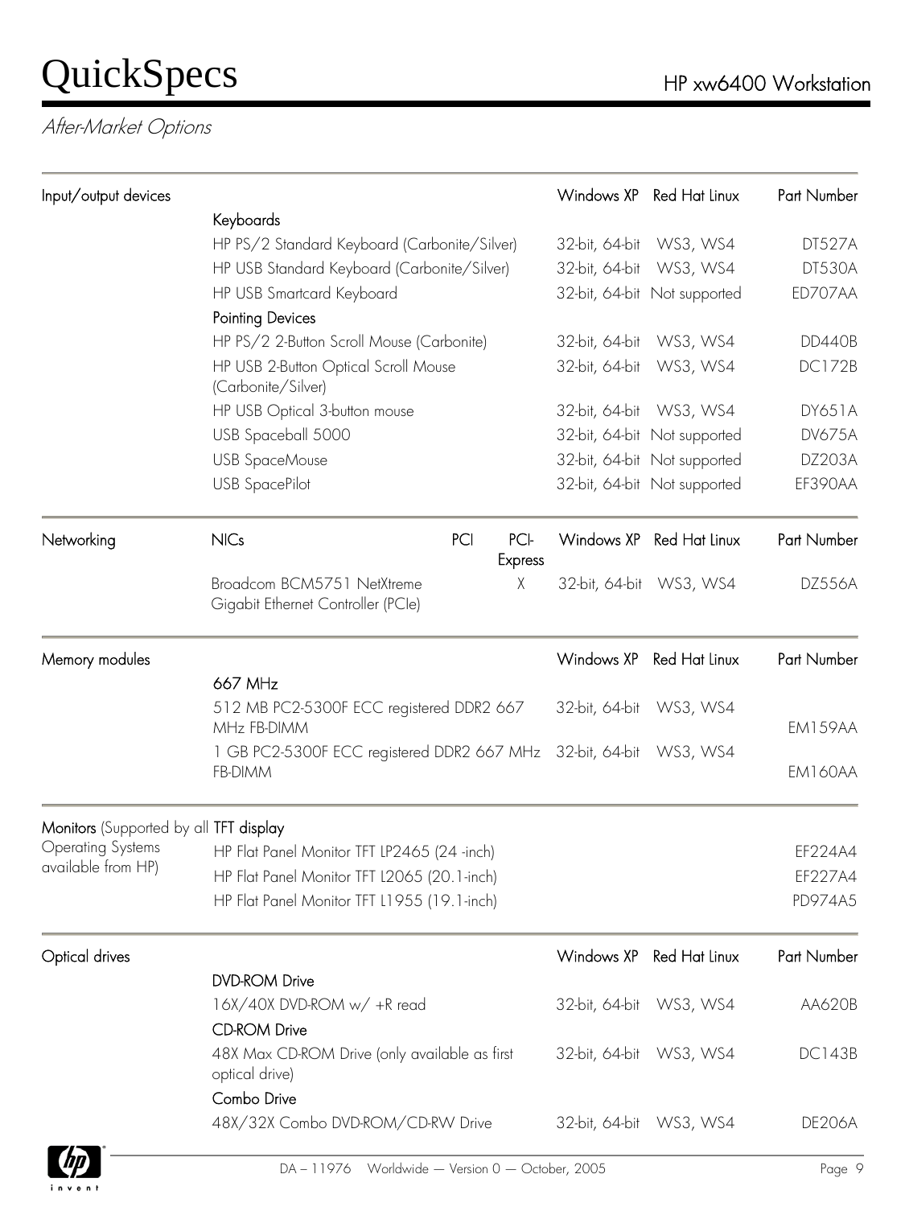## After-Market Options

| Input/output devices | | Windows XP | Red Hat Linux | Part Number |
|---|---|---|---|---|
| | **Keyboards** | | | |
| | HP PS/2 Standard Keyboard (Carbonite/Silver) | 32-bit, 64-bit | WS3, WS4 | DT527A |
| | HP USB Standard Keyboard (Carbonite/Silver) | 32-bit, 64-bit | WS3, WS4 | DT530A |
| | HP USB Smartcard Keyboard | 32-bit, 64-bit | Not supported | ED707AA |
| | **Pointing Devices** | | | |
| | HP PS/2 2-Button Scroll Mouse (Carbonite) | 32-bit, 64-bit | WS3, WS4 | DD440B |
| | HP USB 2-Button Optical Scroll Mouse (Carbonite/Silver) | 32-bit, 64-bit | WS3, WS4 | DC172B |
| | HP USB Optical 3-button mouse | 32-bit, 64-bit | WS3, WS4 | DY651A |
| | USB Spaceball 5000 | 32-bit, 64-bit | Not supported | DV675A |
| | USB SpaceMouse | 32-bit, 64-bit | Not supported | DZ203A |
| | USB SpacePilot | 32-bit, 64-bit | Not supported | EF390AA |

| Networking | NICs | PCI | PCI-Express | Windows XP | Red Hat Linux | Part Number |
|---|---|---|---|---|---|---|
| | Broadcom BCM5751 NetXtreme Gigabit Ethernet Controller (PCIe) | | X | 32-bit, 64-bit | WS3, WS4 | DZ556A |

| Memory modules | | Windows XP | Red Hat Linux | Part Number |
|---|---|---|---|---|
| | **667 MHz** | | | |
| | 512 MB PC2-5300F ECC registered DDR2 667 MHz FB-DIMM | 32-bit, 64-bit | WS3, WS4 | EM159AA |
| | 1 GB PC2-5300F ECC registered DDR2 667 MHz FB-DIMM | 32-bit, 64-bit | WS3, WS4 | EM160AA |

| **Monitors** (Supported by all Operating Systems available from HP) | **TFT display** | Part Number |
|---|---|---|
| | HP Flat Panel Monitor TFT LP2465 (24 -inch) | EF224A4 |
| | HP Flat Panel Monitor TFT L2065 (20.1-inch) | EF227A4 |
| | HP Flat Panel Monitor TFT L1955 (19.1-inch) | PD974A5 |

| Optical drives | | Windows XP | Red Hat Linux | Part Number |
|---|---|---|---|---|
| | **DVD-ROM Drive** | | | |
| | 16X/40X DVD-ROM w/ +R read | 32-bit, 64-bit | WS3, WS4 | AA620B |
| | **CD-ROM Drive** | | | |
| | 48X Max CD-ROM Drive (only available as first optical drive) | 32-bit, 64-bit | WS3, WS4 | DC143B |
| | **Combo Drive** | | | |
| | 48X/32X Combo DVD-ROM/CD-RW Drive | 32-bit, 64-bit | WS3, WS4 | DE206A |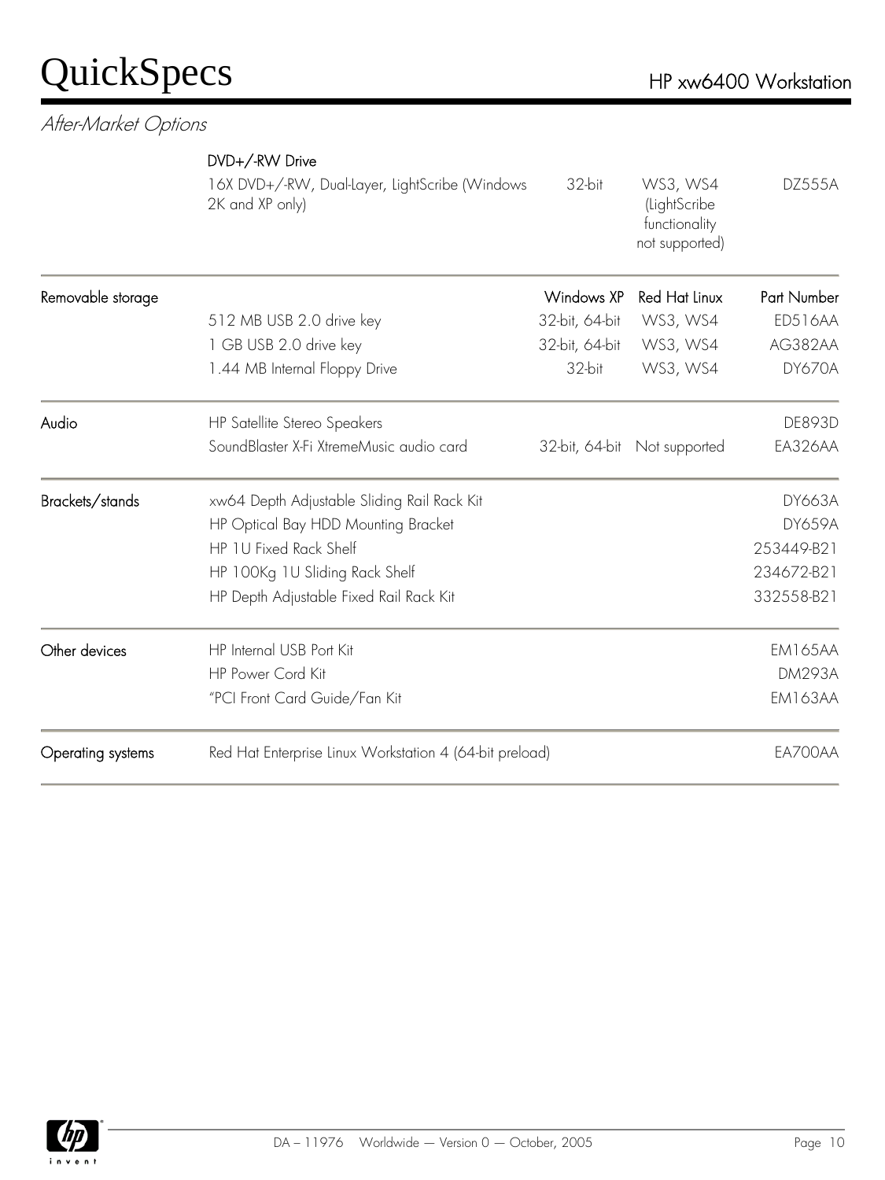## After-Market Options

| | | Windows XP | Red Hat Linux | Part Number |
|---|---|---|---|---|
| | **DVD+/-RW Drive** | | | |
| | 16X DVD+/-RW, Dual-Layer, LightScribe (Windows 2K and XP only) | 32-bit | WS3, WS4 (LightScribe functionality not supported) | DZ555A |
| **Removable storage** | 512 MB USB 2.0 drive key | 32-bit, 64-bit | WS3, WS4 | ED516AA |
| | 1 GB USB 2.0 drive key | 32-bit, 64-bit | WS3, WS4 | AG382AA |
| | 1.44 MB Internal Floppy Drive | 32-bit | WS3, WS4 | DY670A |
| **Audio** | HP Satellite Stereo Speakers | | | DE893D |
| | SoundBlaster X-Fi XtremeMusic audio card | 32-bit, 64-bit | Not supported | EA326AA |
| **Brackets/stands** | xw64 Depth Adjustable Sliding Rail Rack Kit | | | DY663A |
| | HP Optical Bay HDD Mounting Bracket | | | DY659A |
| | HP 1U Fixed Rack Shelf | | | 253449-B21 |
| | HP 100Kg 1U Sliding Rack Shelf | | | 234672-B21 |
| | HP Depth Adjustable Fixed Rail Rack Kit | | | 332558-B21 |
| **Other devices** | HP Internal USB Port Kit | | | EM165AA |
| | HP Power Cord Kit | | | DM293A |
| | "PCI Front Card Guide/Fan Kit | | | EM163AA |
| **Operating systems** | Red Hat Enterprise Linux Workstation 4 (64-bit preload) | | | EA700AA |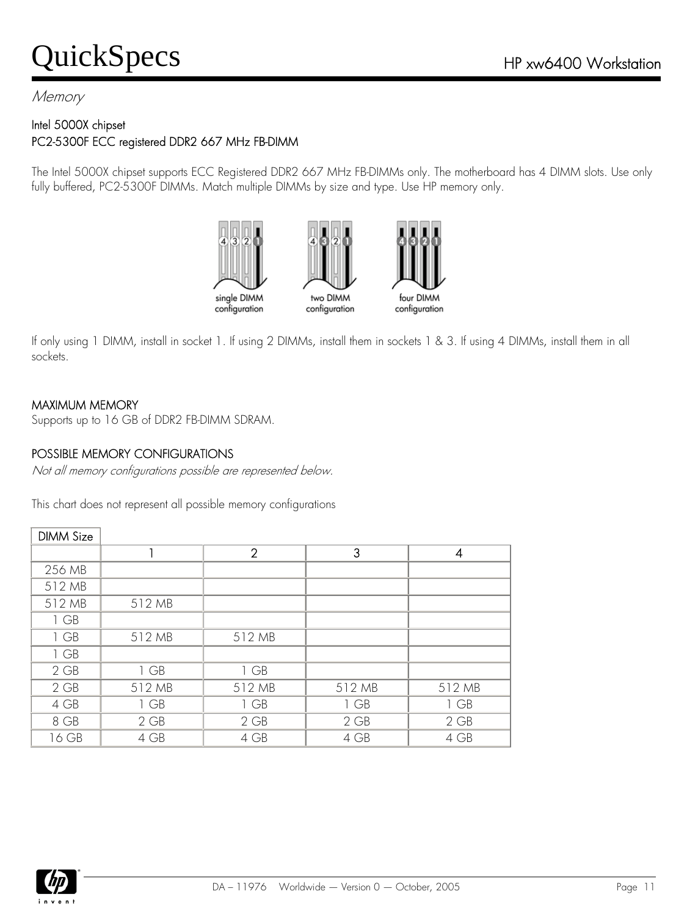## Memory

**Intel 5000X chipset**
**PC2-5300F ECC registered DDR2 667 MHz FB-DIMM**

The Intel 5000X chipset supports ECC Registered DDR2 667 MHz FB-DIMMs only. The motherboard has 4 DIMM slots. Use only fully buffered, PC2-5300F DIMMs. Match multiple DIMMs by size and type. Use HP memory only.

single DIMM configuration    two DIMM configuration    four DIMM configuration

If only using 1 DIMM, install in socket 1. If using 2 DIMMs, install them in sockets 1 & 3. If using 4 DIMMs, install them in all sockets.

**MAXIMUM MEMORY**
Supports up to 16 GB of DDR2 FB-DIMM SDRAM.

**POSSIBLE MEMORY CONFIGURATIONS**
*Not all memory configurations possible are represented below.*

This chart does not represent all possible memory configurations

| DIMM Size | | | | |
|---|---|---|---|---|
| | 1 | 2 | 3 | 4 |
| 256 MB | | | | |
| 512 MB | | | | |
| 512 MB | 512 MB | | | |
| 1 GB | | | | |
| 1 GB | 512 MB | 512 MB | | |
| 1 GB | | | | |
| 2 GB | 1 GB | 1 GB | | |
| 2 GB | 512 MB | 512 MB | 512 MB | 512 MB |
| 4 GB | 1 GB | 1 GB | 1 GB | 1 GB |
| 8 GB | 2 GB | 2 GB | 2 GB | 2 GB |
| 16 GB | 4 GB | 4 GB | 4 GB | 4 GB |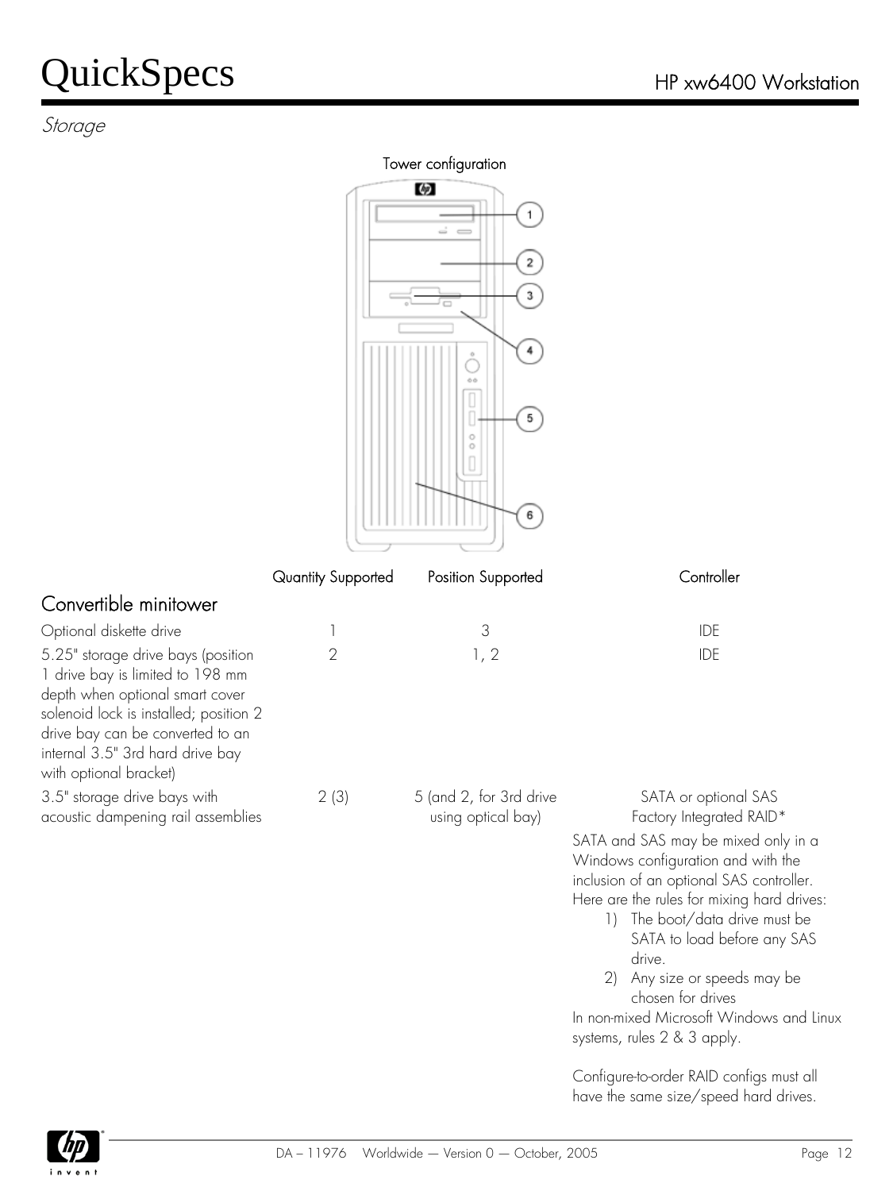## Storage

Tower configuration

1
2
3
4
5
6

| | Quantity Supported | Position Supported | Controller |
|---|---|---|---|
| **Convertible minitower** | | | |
| Optional diskette drive | 1 | 3 | IDE |
| 5.25" storage drive bays (position 1 drive bay is limited to 198 mm depth when optional smart cover solenoid lock is installed; position 2 drive bay can be converted to an internal 3.5" 3rd hard drive bay with optional bracket) | 2 | 1, 2 | IDE |
| 3.5" storage drive bays with acoustic dampening rail assemblies | 2 (3) | 5 (and 2, for 3rd drive using optical bay) | SATA or optional SAS Factory Integrated RAID* |

SATA and SAS may be mixed only in a Windows configuration and with the inclusion of an optional SAS controller. Here are the rules for mixing hard drives:

1) The boot/data drive must be SATA to load before any SAS drive.
2) Any size or speeds may be chosen for drives

In non-mixed Microsoft Windows and Linux systems, rules 2 & 3 apply.

Configure-to-order RAID configs must all have the same size/speed hard drives.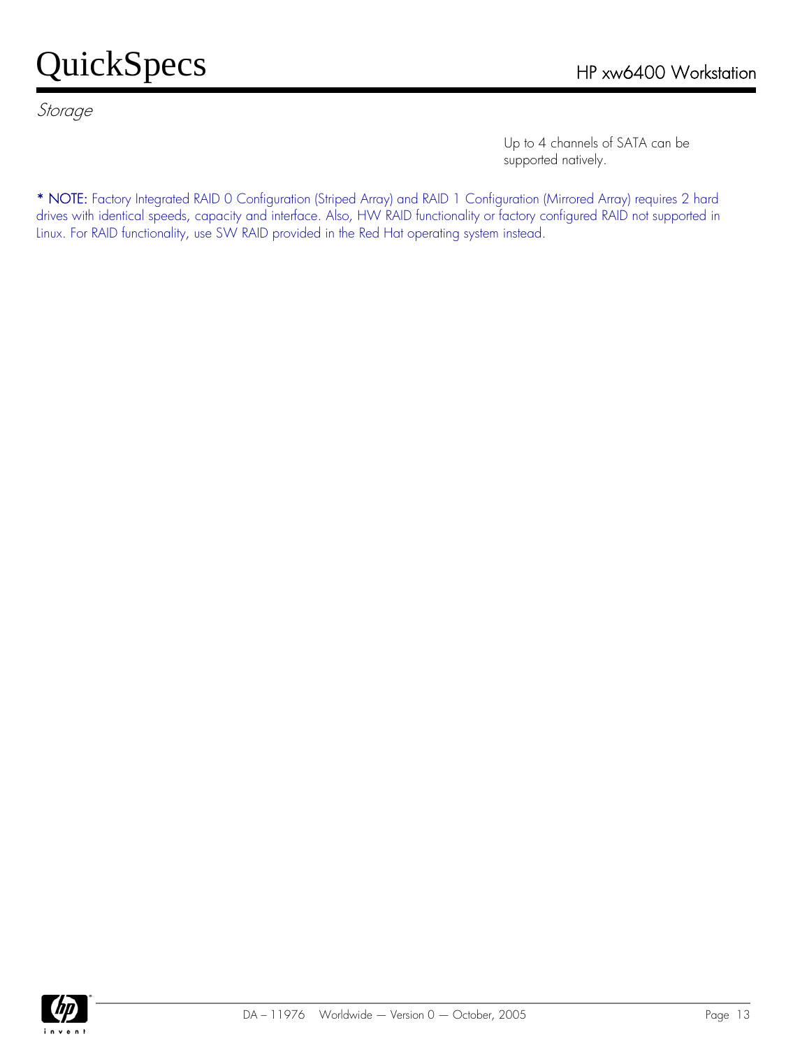*Storage*

Up to 4 channels of SATA can be supported natively.

**\* NOTE:** Factory Integrated RAID 0 Configuration (Striped Array) and RAID 1 Configuration (Mirrored Array) requires 2 hard drives with identical speeds, capacity and interface. Also, HW RAID functionality or factory configured RAID not supported in Linux. For RAID functionality, use SW RAID provided in the Red Hat operating system instead.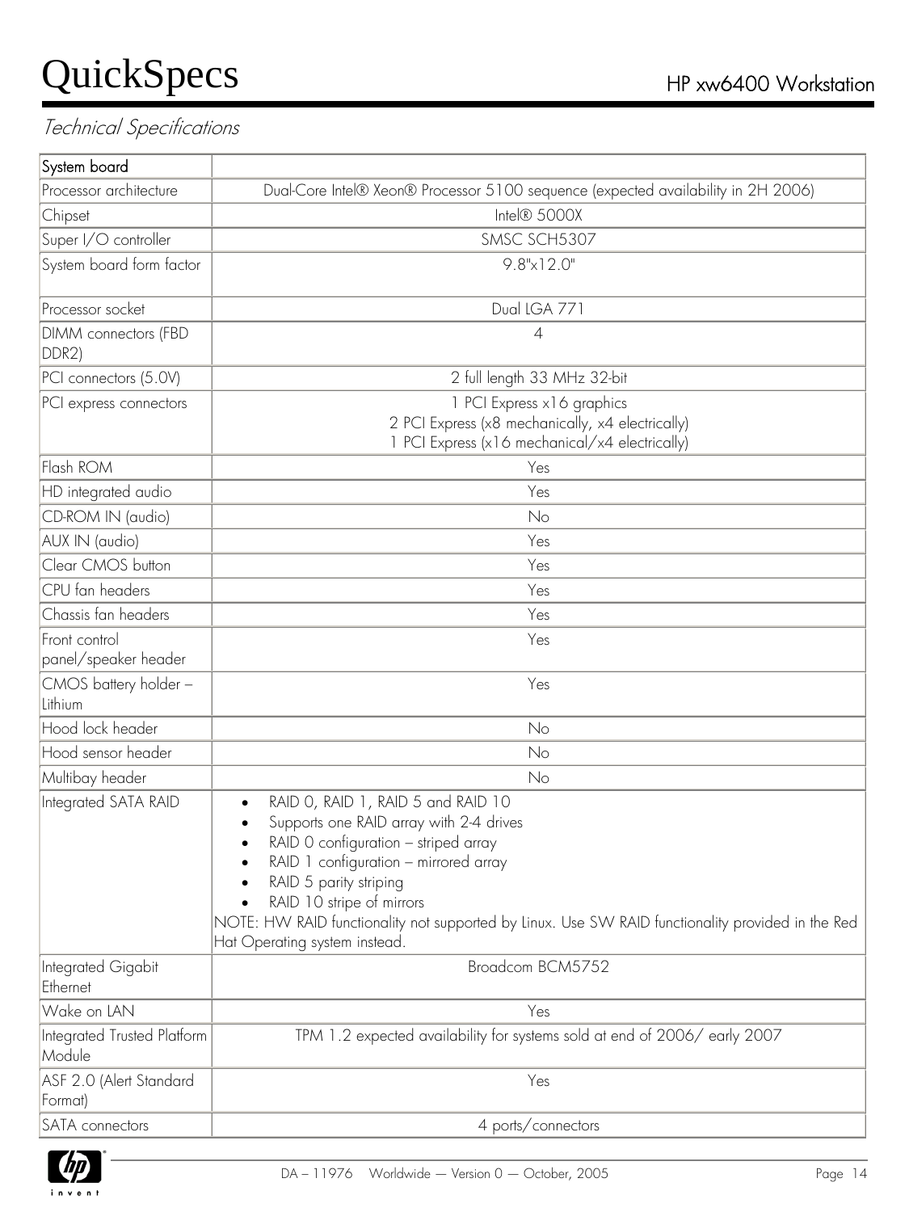*Technical Specifications*

| System board | |
|---|---|
| Processor architecture | Dual-Core Intel® Xeon® Processor 5100 sequence (expected availability in 2H 2006) |
| Chipset | Intel® 5000X |
| Super I/O controller | SMSC SCH5307 |
| System board form factor | 9.8"x12.0" |
| Processor socket | Dual LGA 771 |
| DIMM connectors (FBD DDR2) | 4 |
| PCI connectors (5.0V) | 2 full length 33 MHz 32-bit |
| PCI express connectors | 1 PCI Express x16 graphics<br>2 PCI Express (x8 mechanically, x4 electrically)<br>1 PCI Express (x16 mechanical/x4 electrically) |
| Flash ROM | Yes |
| HD integrated audio | Yes |
| CD-ROM IN (audio) | No |
| AUX IN (audio) | Yes |
| Clear CMOS button | Yes |
| CPU fan headers | Yes |
| Chassis fan headers | Yes |
| Front control panel/speaker header | Yes |
| CMOS battery holder – Lithium | Yes |
| Hood lock header | No |
| Hood sensor header | No |
| Multibay header | No |
| Integrated SATA RAID | • RAID 0, RAID 1, RAID 5 and RAID 10<br>• Supports one RAID array with 2-4 drives<br>• RAID 0 configuration – striped array<br>• RAID 1 configuration – mirrored array<br>• RAID 5 parity striping<br>• RAID 10 stripe of mirrors<br>NOTE: HW RAID functionality not supported by Linux. Use SW RAID functionality provided in the Red Hat Operating system instead. |
| Integrated Gigabit Ethernet | Broadcom BCM5752 |
| Wake on LAN | Yes |
| Integrated Trusted Platform Module | TPM 1.2 expected availability for systems sold at end of 2006/ early 2007 |
| ASF 2.0 (Alert Standard Format) | Yes |
| SATA connectors | 4 ports/connectors |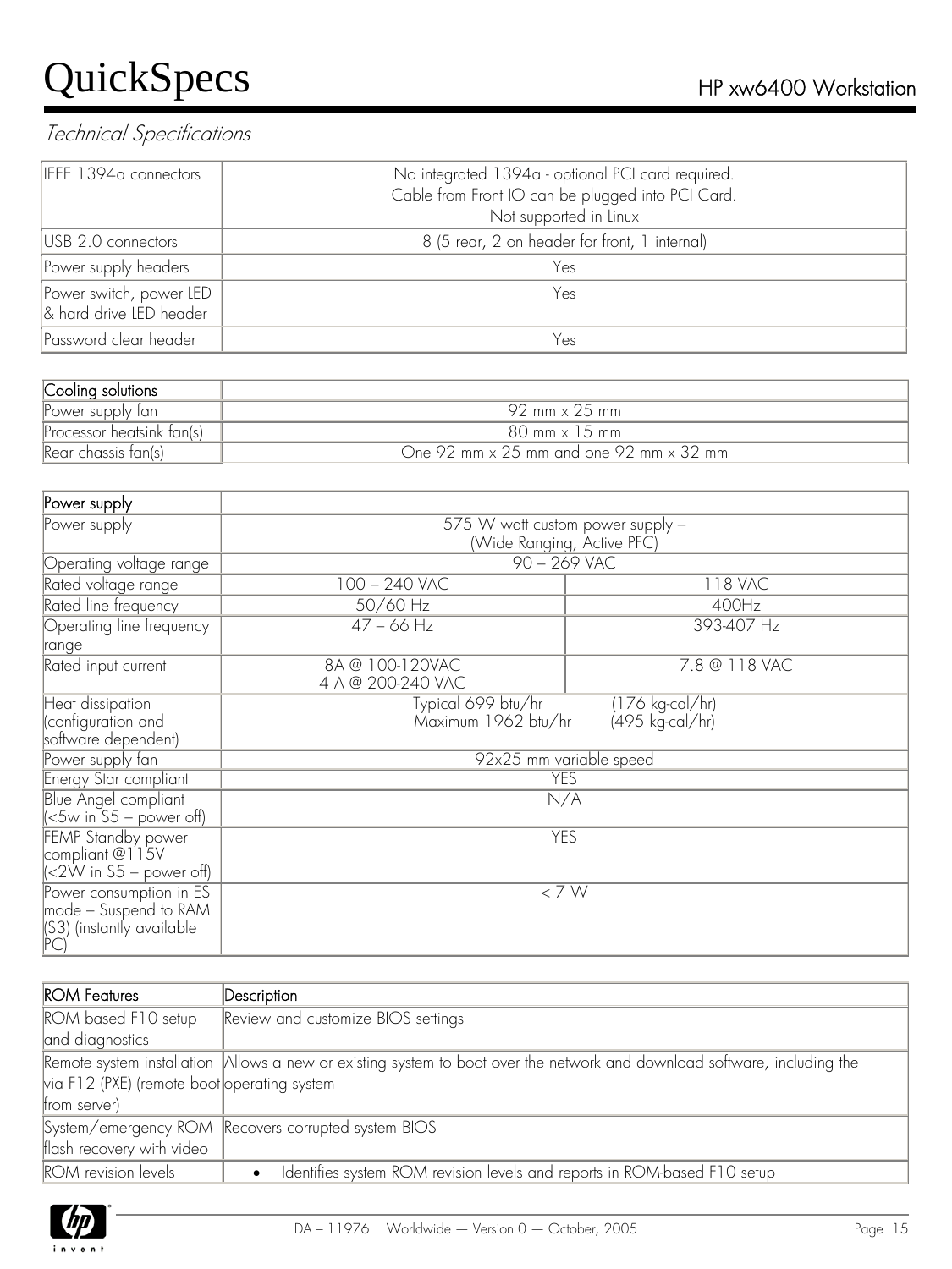## Technical Specifications

| | |
|---|---|
| IEEE 1394a connectors | No integrated 1394a - optional PCI card required.<br>Cable from Front IO can be plugged into PCI Card.<br>Not supported in Linux |
| USB 2.0 connectors | 8 (5 rear, 2 on header for front, 1 internal) |
| Power supply headers | Yes |
| Power switch, power LED & hard drive LED header | Yes |
| Password clear header | Yes |

| Cooling solutions | |
|---|---|
| Power supply fan | 92 mm x 25 mm |
| Processor heatsink fan(s) | 80 mm x 15 mm |
| Rear chassis fan(s) | One 92 mm x 25 mm and one 92 mm x 32 mm |

| Power supply | | |
|---|---|---|
| Power supply | 575 W watt custom power supply – (Wide Ranging, Active PFC) | |
| Operating voltage range | 90 – 269 VAC | |
| Rated voltage range | 100 – 240 VAC | 118 VAC |
| Rated line frequency | 50/60 Hz | 400Hz |
| Operating line frequency range | 47 – 66 Hz | 393-407 Hz |
| Rated input current | 8A @ 100-120VAC<br>4 A @ 200-240 VAC | 7.8 @ 118 VAC |
| Heat dissipation (configuration and software dependent) | Typical 699 btu/hr (176 kg-cal/hr)<br>Maximum 1962 btu/hr (495 kg-cal/hr) | |
| Power supply fan | 92x25 mm variable speed | |
| Energy Star compliant | YES | |
| Blue Angel compliant (<5w in S5 – power off) | N/A | |
| FEMP Standby power compliant @115V (<2W in S5 – power off) | YES | |
| Power consumption in ES mode – Suspend to RAM (S3) (instantly available PC) | < 7 W | |

| ROM Features | Description |
|---|---|
| ROM based F10 setup and diagnostics | Review and customize BIOS settings |
| Remote system installation via F12 (PXE) (remote boot from server) | Allows a new or existing system to boot over the network and download software, including the operating system |
| System/emergency ROM flash recovery with video | Recovers corrupted system BIOS |
| ROM revision levels | • Identifies system ROM revision levels and reports in ROM-based F10 setup |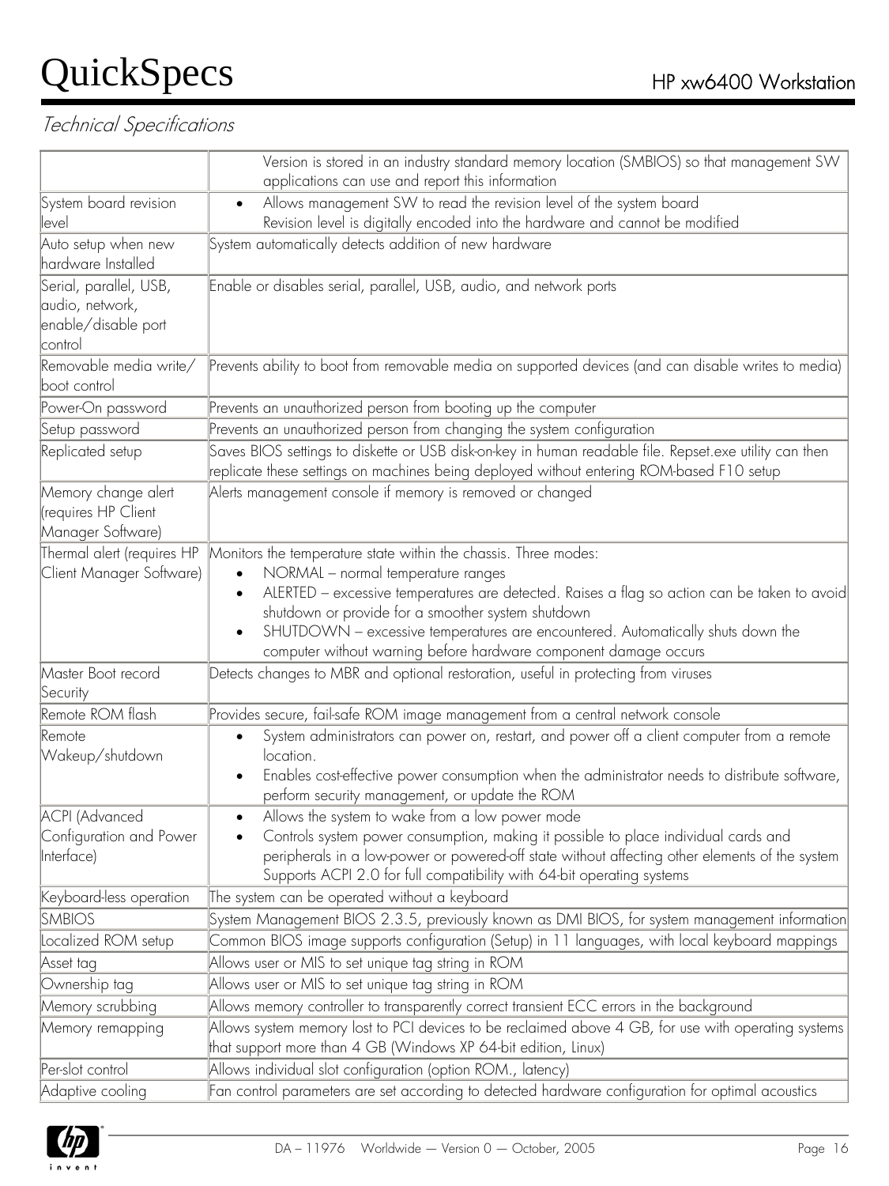## Technical Specifications

| | |
|---|---|
| | Version is stored in an industry standard memory location (SMBIOS) so that management SW applications can use and report this information |
| System board revision level | • Allows management SW to read the revision level of the system board<br>Revision level is digitally encoded into the hardware and cannot be modified |
| Auto setup when new hardware Installed | System automatically detects addition of new hardware |
| Serial, parallel, USB, audio, network, enable/disable port control | Enable or disables serial, parallel, USB, audio, and network ports |
| Removable media write/boot control | Prevents ability to boot from removable media on supported devices (and can disable writes to media) |
| Power-On password | Prevents an unauthorized person from booting up the computer |
| Setup password | Prevents an unauthorized person from changing the system configuration |
| Replicated setup | Saves BIOS settings to diskette or USB disk-on-key in human readable file. Repset.exe utility can then replicate these settings on machines being deployed without entering ROM-based F10 setup |
| Memory change alert (requires HP Client Manager Software) | Alerts management console if memory is removed or changed |
| Thermal alert (requires HP Client Manager Software) | Monitors the temperature state within the chassis. Three modes:<br>• NORMAL – normal temperature ranges<br>• ALERTED – excessive temperatures are detected. Raises a flag so action can be taken to avoid shutdown or provide for a smoother system shutdown<br>• SHUTDOWN – excessive temperatures are encountered. Automatically shuts down the computer without warning before hardware component damage occurs |
| Master Boot record Security | Detects changes to MBR and optional restoration, useful in protecting from viruses |
| Remote ROM flash | Provides secure, fail-safe ROM image management from a central network console |
| Remote Wakeup/shutdown | • System administrators can power on, restart, and power off a client computer from a remote location.<br>• Enables cost-effective power consumption when the administrator needs to distribute software, perform security management, or update the ROM |
| ACPI (Advanced Configuration and Power Interface) | • Allows the system to wake from a low power mode<br>• Controls system power consumption, making it possible to place individual cards and peripherals in a low-power or powered-off state without affecting other elements of the system<br>Supports ACPI 2.0 for full compatibility with 64-bit operating systems |
| Keyboard-less operation | The system can be operated without a keyboard |
| SMBIOS | System Management BIOS 2.3.5, previously known as DMI BIOS, for system management information |
| Localized ROM setup | Common BIOS image supports configuration (Setup) in 11 languages, with local keyboard mappings |
| Asset tag | Allows user or MIS to set unique tag string in ROM |
| Ownership tag | Allows user or MIS to set unique tag string in ROM |
| Memory scrubbing | Allows memory controller to transparently correct transient ECC errors in the background |
| Memory remapping | Allows system memory lost to PCI devices to be reclaimed above 4 GB, for use with operating systems that support more than 4 GB (Windows XP 64-bit edition, Linux) |
| Per-slot control | Allows individual slot configuration (option ROM., latency) |
| Adaptive cooling | Fan control parameters are set according to detected hardware configuration for optimal acoustics |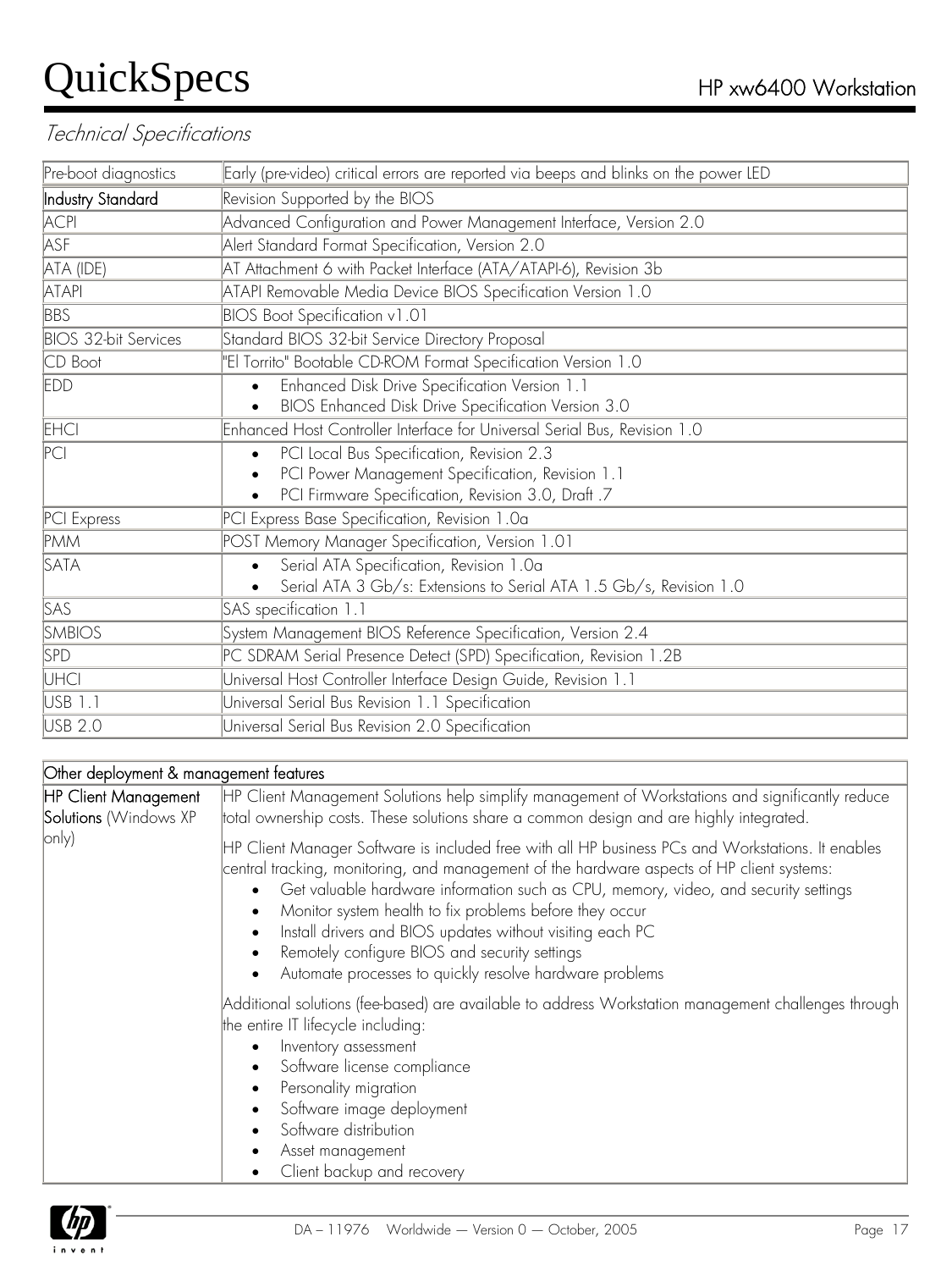## Technical Specifications

| Pre-boot diagnostics | Early (pre-video) critical errors are reported via beeps and blinks on the power LED |
|---|---|
| **Industry Standard** | Revision Supported by the BIOS |
| ACPI | Advanced Configuration and Power Management Interface, Version 2.0 |
| ASF | Alert Standard Format Specification, Version 2.0 |
| ATA (IDE) | AT Attachment 6 with Packet Interface (ATA/ATAPI-6), Revision 3b |
| ATAPI | ATAPI Removable Media Device BIOS Specification Version 1.0 |
| BBS | BIOS Boot Specification v1.01 |
| BIOS 32-bit Services | Standard BIOS 32-bit Service Directory Proposal |
| CD Boot | "El Torrito" Bootable CD-ROM Format Specification Version 1.0 |
| EDD | • Enhanced Disk Drive Specification Version 1.1<br>• BIOS Enhanced Disk Drive Specification Version 3.0 |
| EHCI | Enhanced Host Controller Interface for Universal Serial Bus, Revision 1.0 |
| PCI | • PCI Local Bus Specification, Revision 2.3<br>• PCI Power Management Specification, Revision 1.1<br>• PCI Firmware Specification, Revision 3.0, Draft .7 |
| PCI Express | PCI Express Base Specification, Revision 1.0a |
| PMM | POST Memory Manager Specification, Version 1.01 |
| SATA | • Serial ATA Specification, Revision 1.0a<br>• Serial ATA 3 Gb/s: Extensions to Serial ATA 1.5 Gb/s, Revision 1.0 |
| SAS | SAS specification 1.1 |
| SMBIOS | System Management BIOS Reference Specification, Version 2.4 |
| SPD | PC SDRAM Serial Presence Detect (SPD) Specification, Revision 1.2B |
| UHCI | Universal Host Controller Interface Design Guide, Revision 1.1 |
| USB 1.1 | Universal Serial Bus Revision 1.1 Specification |
| USB 2.0 | Universal Serial Bus Revision 2.0 Specification |

| Other deployment & management features | |
|---|---|
| **HP Client Management Solutions** (Windows XP only) | HP Client Management Solutions help simplify management of Workstations and significantly reduce total ownership costs. These solutions share a common design and are highly integrated.<br><br>HP Client Manager Software is included free with all HP business PCs and Workstations. It enables central tracking, monitoring, and management of the hardware aspects of HP client systems:<br>• Get valuable hardware information such as CPU, memory, video, and security settings<br>• Monitor system health to fix problems before they occur<br>• Install drivers and BIOS updates without visiting each PC<br>• Remotely configure BIOS and security settings<br>• Automate processes to quickly resolve hardware problems<br><br>Additional solutions (fee-based) are available to address Workstation management challenges through the entire IT lifecycle including:<br>• Inventory assessment<br>• Software license compliance<br>• Personality migration<br>• Software image deployment<br>• Software distribution<br>• Asset management<br>• Client backup and recovery |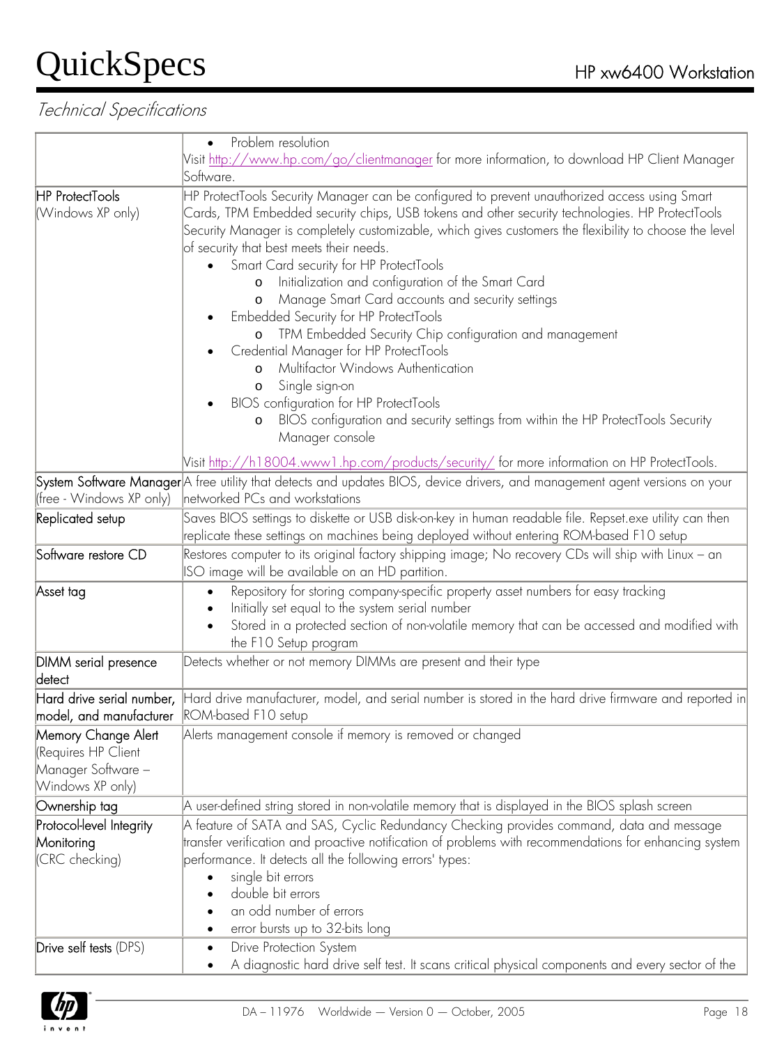*Technical Specifications*

| | |
|---|---|
| | • Problem resolution<br>Visit http://www.hp.com/go/clientmanager for more information, to download HP Client Manager Software. |
| HP ProtectTools (Windows XP only) | HP ProtectTools Security Manager can be configured to prevent unauthorized access using Smart Cards, TPM Embedded security chips, USB tokens and other security technologies. HP ProtectTools Security Manager is completely customizable, which gives customers the flexibility to choose the level of security that best meets their needs.<br>• Smart Card security for HP ProtectTools<br>  o Initialization and configuration of the Smart Card<br>  o Manage Smart Card accounts and security settings<br>• Embedded Security for HP ProtectTools<br>  o TPM Embedded Security Chip configuration and management<br>• Credential Manager for HP ProtectTools<br>  o Multifactor Windows Authentication<br>  o Single sign-on<br>• BIOS configuration for HP ProtectTools<br>  o BIOS configuration and security settings from within the HP ProtectTools Security Manager console<br>Visit http://h18004.www1.hp.com/products/security/ for more information on HP ProtectTools. |
| System Software Manager (free - Windows XP only) | A free utility that detects and updates BIOS, device drivers, and management agent versions on your networked PCs and workstations |
| Replicated setup | Saves BIOS settings to diskette or USB disk-on-key in human readable file. Repset.exe utility can then replicate these settings on machines being deployed without entering ROM-based F10 setup |
| Software restore CD | Restores computer to its original factory shipping image; No recovery CDs will ship with Linux – an ISO image will be available on an HD partition. |
| Asset tag | • Repository for storing company-specific property asset numbers for easy tracking<br>• Initially set equal to the system serial number<br>• Stored in a protected section of non-volatile memory that can be accessed and modified with the F10 Setup program |
| DIMM serial presence detect | Detects whether or not memory DIMMs are present and their type |
| Hard drive serial number, model, and manufacturer | Hard drive manufacturer, model, and serial number is stored in the hard drive firmware and reported in ROM-based F10 setup |
| Memory Change Alert (Requires HP Client Manager Software – Windows XP only) | Alerts management console if memory is removed or changed |
| Ownership tag | A user-defined string stored in non-volatile memory that is displayed in the BIOS splash screen |
| Protocol-level Integrity Monitoring (CRC checking) | A feature of SATA and SAS, Cyclic Redundancy Checking provides command, data and message transfer verification and proactive notification of problems with recommendations for enhancing system performance. It detects all the following errors' types:<br>• single bit errors<br>• double bit errors<br>• an odd number of errors<br>• error bursts up to 32-bits long |
| Drive self tests (DPS) | • Drive Protection System<br>• A diagnostic hard drive self test. It scans critical physical components and every sector of the |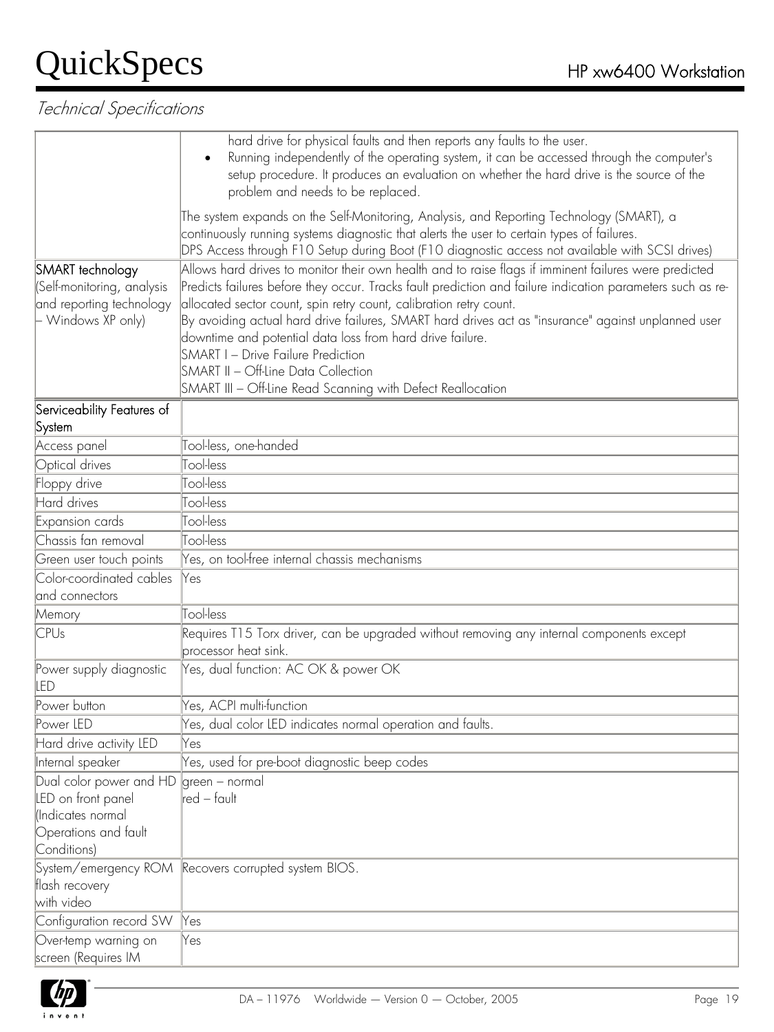*Technical Specifications*

| | |
|---|---|
| | hard drive for physical faults and then reports any faults to the user.<br>• Running independently of the operating system, it can be accessed through the computer's setup procedure. It produces an evaluation on whether the hard drive is the source of the problem and needs to be replaced.<br><br>The system expands on the Self-Monitoring, Analysis, and Reporting Technology (SMART), a continuously running systems diagnostic that alerts the user to certain types of failures.<br>DPS Access through F10 Setup during Boot (F10 diagnostic access not available with SCSI drives) |
| SMART technology (Self-monitoring, analysis and reporting technology – Windows XP only) | Allows hard drives to monitor their own health and to raise flags if imminent failures were predicted<br>Predicts failures before they occur. Tracks fault prediction and failure indication parameters such as re-allocated sector count, spin retry count, calibration retry count.<br>By avoiding actual hard drive failures, SMART hard drives act as "insurance" against unplanned user downtime and potential data loss from hard drive failure.<br>SMART I – Drive Failure Prediction<br>SMART II – Off-Line Data Collection<br>SMART III – Off-Line Read Scanning with Defect Reallocation |
| Serviceability Features of System | |
| Access panel | Tool-less, one-handed |
| Optical drives | Tool-less |
| Floppy drive | Tool-less |
| Hard drives | Tool-less |
| Expansion cards | Tool-less |
| Chassis fan removal | Tool-less |
| Green user touch points | Yes, on tool-free internal chassis mechanisms |
| Color-coordinated cables and connectors | Yes |
| Memory | Tool-less |
| CPUs | Requires T15 Torx driver, can be upgraded without removing any internal components except processor heat sink. |
| Power supply diagnostic LED | Yes, dual function: AC OK & power OK |
| Power button | Yes, ACPI multi-function |
| Power LED | Yes, dual color LED indicates normal operation and faults. |
| Hard drive activity LED | Yes |
| Internal speaker | Yes, used for pre-boot diagnostic beep codes |
| Dual color power and HD LED on front panel (Indicates normal Operations and fault Conditions) | green – normal<br>red – fault |
| System/emergency ROM flash recovery with video | Recovers corrupted system BIOS. |
| Configuration record SW | Yes |
| Over-temp warning on screen (Requires IM | Yes |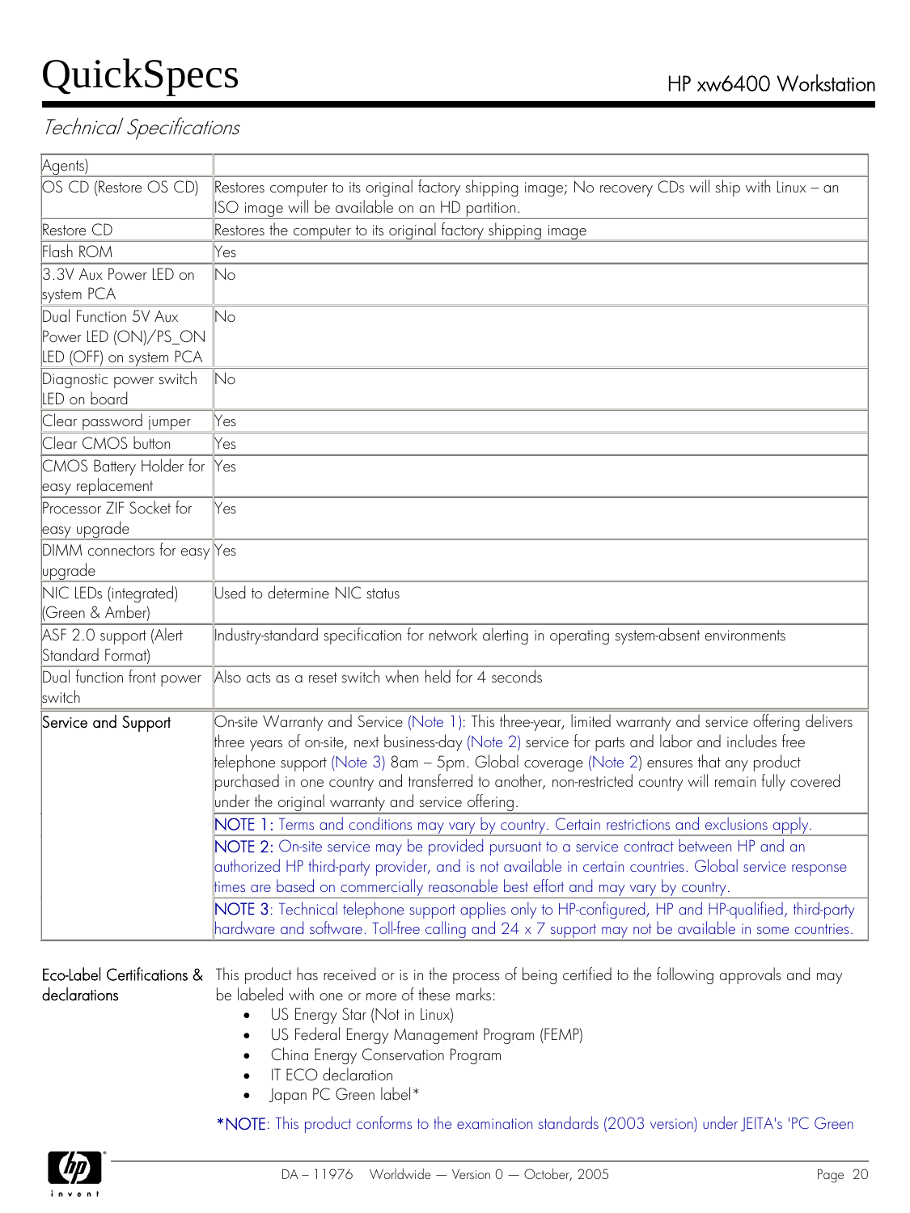## Technical Specifications

| Agents) | |
|---|---|
| OS CD (Restore OS CD) | Restores computer to its original factory shipping image; No recovery CDs will ship with Linux – an ISO image will be available on an HD partition. |
| Restore CD | Restores the computer to its original factory shipping image |
| Flash ROM | Yes |
| 3.3V Aux Power LED on system PCA | No |
| Dual Function 5V Aux Power LED (ON)/PS_ON LED (OFF) on system PCA | No |
| Diagnostic power switch LED on board | No |
| Clear password jumper | Yes |
| Clear CMOS button | Yes |
| CMOS Battery Holder for easy replacement | Yes |
| Processor ZIF Socket for easy upgrade | Yes |
| DIMM connectors for easy upgrade | Yes |
| NIC LEDs (integrated) (Green & Amber) | Used to determine NIC status |
| ASF 2.0 support (Alert Standard Format) | Industry-standard specification for network alerting in operating system-absent environments |
| Dual function front power switch | Also acts as a reset switch when held for 4 seconds |
| Service and Support | On-site Warranty and Service (Note 1): This three-year, limited warranty and service offering delivers three years of on-site, next business-day (Note 2) service for parts and labor and includes free telephone support (Note 3) 8am – 5pm. Global coverage (Note 2) ensures that any product purchased in one country and transferred to another, non-restricted country will remain fully covered under the original warranty and service offering. |
| | NOTE 1: Terms and conditions may vary by country. Certain restrictions and exclusions apply. |
| | NOTE 2: On-site service may be provided pursuant to a service contract between HP and an authorized HP third-party provider, and is not available in certain countries. Global service response times are based on commercially reasonable best effort and may vary by country. |
| | NOTE 3: Technical telephone support applies only to HP-configured, HP and HP-qualified, third-party hardware and software. Toll-free calling and 24 x 7 support may not be available in some countries. |

**Eco-Label Certifications & declarations**

This product has received or is in the process of being certified to the following approvals and may be labeled with one or more of these marks:

- US Energy Star (Not in Linux)
- US Federal Energy Management Program (FEMP)
- China Energy Conservation Program
- IT ECO declaration
- Japan PC Green label*

*NOTE: This product conforms to the examination standards (2003 version) under JEITA's 'PC Green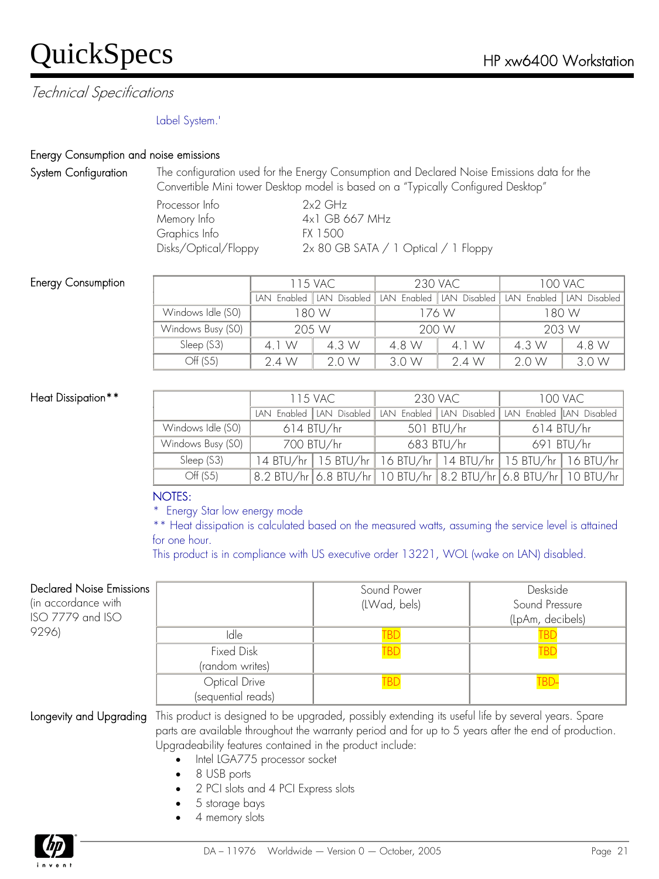## Technical Specifications

Label System.'

### Energy Consumption and noise emissions

**System Configuration**

The configuration used for the Energy Consumption and Declared Noise Emissions data for the Convertible Mini tower Desktop model is based on a "Typically Configured Desktop"

| | |
|---|---|
| Processor Info | 2x2 GHz |
| Memory Info | 4x1 GB 667 MHz |
| Graphics Info | FX 1500 |
| Disks/Optical/Floppy | 2x 80 GB SATA / 1 Optical / 1 Floppy |

**Energy Consumption**

| | 115 VAC | | 230 VAC | | 100 VAC | |
|---|---|---|---|---|---|---|
| | LAN Enabled | LAN Disabled | LAN Enabled | LAN Disabled | LAN Enabled | LAN Disabled |
| Windows Idle (S0) | 180 W | | 176 W | | 180 W | |
| Windows Busy (S0) | 205 W | | 200 W | | 203 W | |
| Sleep (S3) | 4.1 W | 4.3 W | 4.8 W | 4.1 W | 4.3 W | 4.8 W |
| Off (S5) | 2.4 W | 2.0 W | 3.0 W | 2.4 W | 2.0 W | 3.0 W |

**Heat Dissipation****

| | 115 VAC | | 230 VAC | | 100 VAC | |
|---|---|---|---|---|---|---|
| | LAN Enabled | LAN Disabled | LAN Enabled | LAN Disabled | LAN Enabled | LAN Disabled |
| Windows Idle (S0) | 614 BTU/hr | | 501 BTU/hr | | 614 BTU/hr | |
| Windows Busy (S0) | 700 BTU/hr | | 683 BTU/hr | | 691 BTU/hr | |
| Sleep (S3) | 14 BTU/hr | 15 BTU/hr | 16 BTU/hr | 14 BTU/hr | 15 BTU/hr | 16 BTU/hr |
| Off (S5) | 8.2 BTU/hr | 6.8 BTU/hr | 10 BTU/hr | 8.2 BTU/hr | 6.8 BTU/hr | 10 BTU/hr |

NOTES:

\* Energy Star low energy mode

** Heat dissipation is calculated based on the measured watts, assuming the service level is attained for one hour.

This product is in compliance with US executive order 13221, WOL (wake on LAN) disabled.

**Declared Noise Emissions** (in accordance with ISO 7779 and ISO 9296)

| | Sound Power (LWad, bels) | Deskside Sound Pressure (LpAm, decibels) |
|---|---|---|
| Idle | TBD | TBD |
| Fixed Disk (random writes) | TBD | TBD |
| Optical Drive (sequential reads) | TBD | TBD- |

**Longevity and Upgrading**

This product is designed to be upgraded, possibly extending its useful life by several years. Spare parts are available throughout the warranty period and for up to 5 years after the end of production. Upgradeability features contained in the product include:

- Intel LGA775 processor socket
- 8 USB ports
- 2 PCI slots and 4 PCI Express slots
- 5 storage bays
- 4 memory slots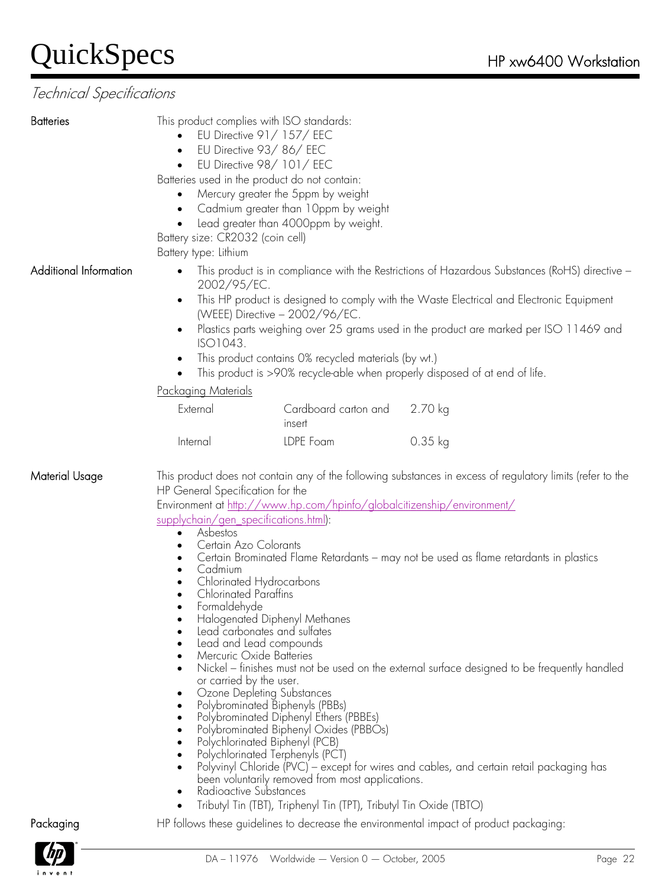## Technical Specifications

**Batteries**

This product complies with ISO standards:

- EU Directive 91/ 157/ EEC
- EU Directive 93/ 86/ EEC
- EU Directive 98/ 101/ EEC

Batteries used in the product do not contain:

- Mercury greater the 5ppm by weight
- Cadmium greater than 10ppm by weight
- Lead greater than 4000ppm by weight.

Battery size: CR2032 (coin cell)

Battery type: Lithium

**Additional Information**

- This product is in compliance with the Restrictions of Hazardous Substances (RoHS) directive – 2002/95/EC.
- This HP product is designed to comply with the Waste Electrical and Electronic Equipment (WEEE) Directive – 2002/96/EC.
- Plastics parts weighing over 25 grams used in the product are marked per ISO 11469 and ISO1043.
- This product contains 0% recycled materials (by wt.)
- This product is >90% recycle-able when properly disposed of at end of life.

Packaging Materials

| | | |
|---|---|---|
| External | Cardboard carton and insert | 2.70 kg |
| Internal | LDPE Foam | 0.35 kg |

**Material Usage**

This product does not contain any of the following substances in excess of regulatory limits (refer to the HP General Specification for the Environment at http://www.hp.com/hpinfo/globalcitizenship/environment/supplychain/gen_specifications.html):

- Asbestos
- Certain Azo Colorants
- Certain Brominated Flame Retardants – may not be used as flame retardants in plastics
- Cadmium
- Chlorinated Hydrocarbons
- Chlorinated Paraffins
- Formaldehyde
- Halogenated Diphenyl Methanes
- Lead carbonates and sulfates
- Lead and Lead compounds
- Mercuric Oxide Batteries
- Nickel – finishes must not be used on the external surface designed to be frequently handled or carried by the user.
- Ozone Depleting Substances
- Polybrominated Biphenyls (PBBs)
- Polybrominated Diphenyl Ethers (PBBEs)
- Polybrominated Biphenyl Oxides (PBBOs)
- Polychlorinated Biphenyl (PCB)
- Polychlorinated Terphenyls (PCT)
- Polyvinyl Chloride (PVC) – except for wires and cables, and certain retail packaging has been voluntarily removed from most applications.
- Radioactive Substances
- Tributyl Tin (TBT), Triphenyl Tin (TPT), Tributyl Tin Oxide (TBTO)

**Packaging**

HP follows these guidelines to decrease the environmental impact of product packaging: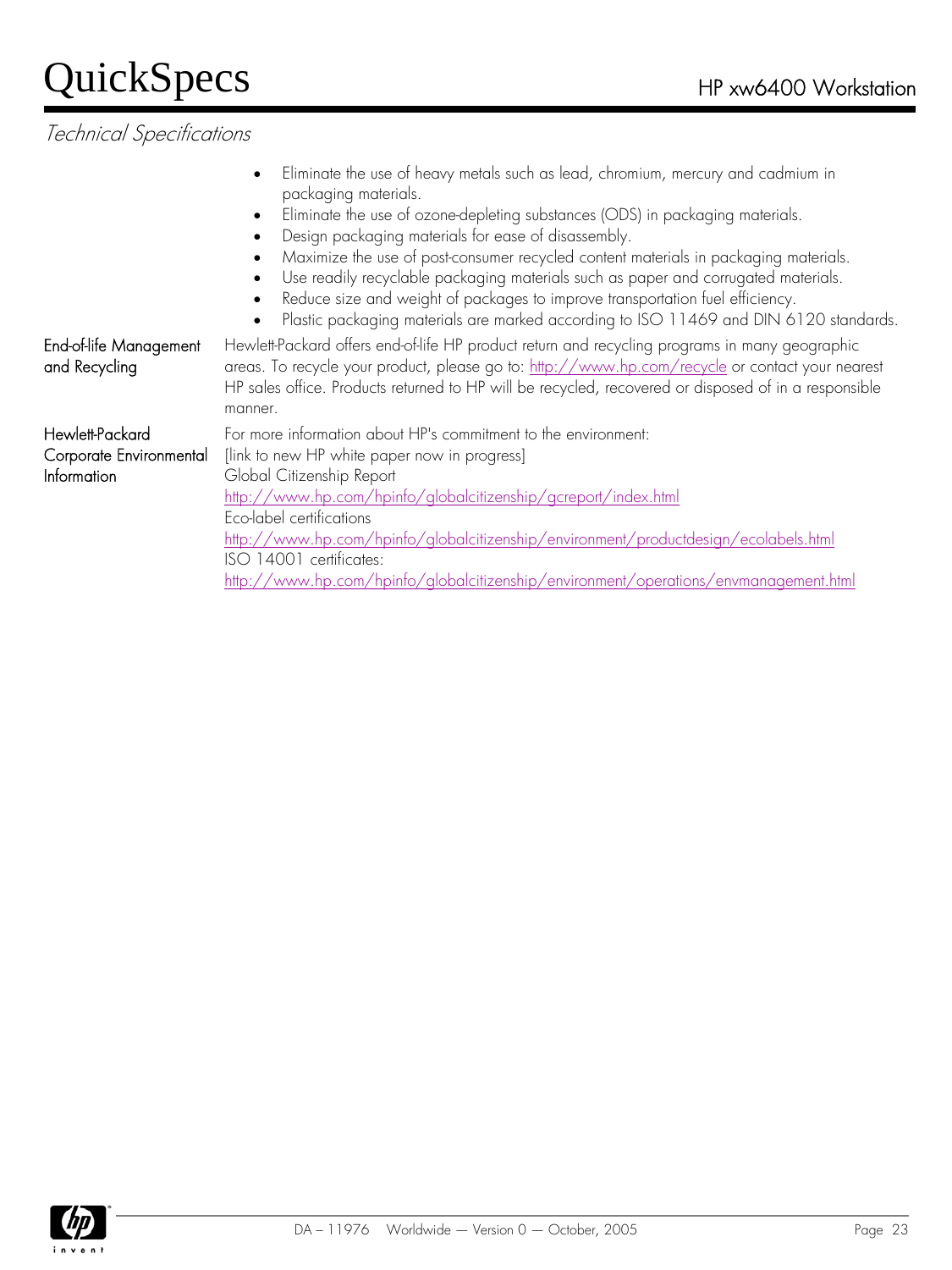*Technical Specifications*

- Eliminate the use of heavy metals such as lead, chromium, mercury and cadmium in packaging materials.
- Eliminate the use of ozone-depleting substances (ODS) in packaging materials.
- Design packaging materials for ease of disassembly.
- Maximize the use of post-consumer recycled content materials in packaging materials.
- Use readily recyclable packaging materials such as paper and corrugated materials.
- Reduce size and weight of packages to improve transportation fuel efficiency.
- Plastic packaging materials are marked according to ISO 11469 and DIN 6120 standards.

**End-of-life Management and Recycling**

Hewlett-Packard offers end-of-life HP product return and recycling programs in many geographic areas. To recycle your product, please go to: http://www.hp.com/recycle or contact your nearest HP sales office. Products returned to HP will be recycled, recovered or disposed of in a responsible manner.

**Hewlett-Packard Corporate Environmental Information**

For more information about HP's commitment to the environment:
[link to new HP white paper now in progress]
Global Citizenship Report
http://www.hp.com/hpinfo/globalcitizenship/gcreport/index.html
Eco-label certifications
http://www.hp.com/hpinfo/globalcitizenship/environment/productdesign/ecolabels.html
ISO 14001 certificates:
http://www.hp.com/hpinfo/globalcitizenship/environment/operations/envmanagement.html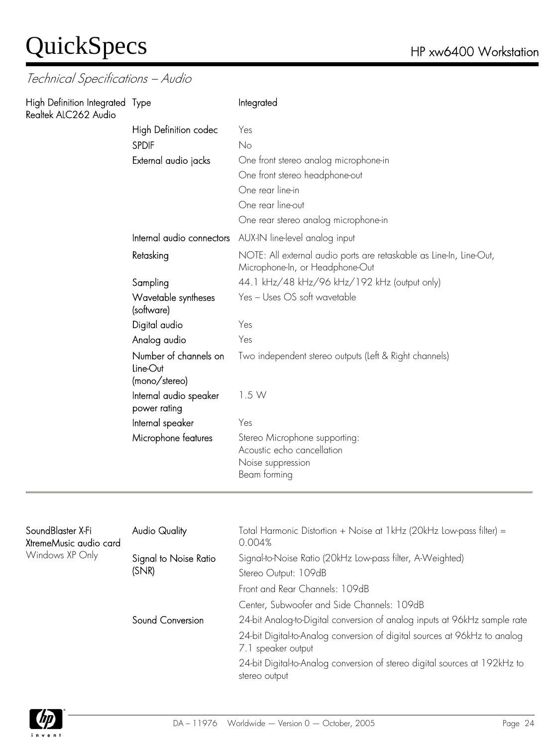## Technical Specifications – Audio

| | | |
|---|---|---|
| High Definition Integrated Realtek ALC262 Audio | Type | Integrated |
| | High Definition codec | Yes |
| | SPDIF | No |
| | External audio jacks | One front stereo analog microphone-in |
| | | One front stereo headphone-out |
| | | One rear line-in |
| | | One rear line-out |
| | | One rear stereo analog microphone-in |
| | Internal audio connectors | AUX-IN line-level analog input |
| | Retasking | NOTE: All external audio ports are retaskable as Line-In, Line-Out, Microphone-In, or Headphone-Out |
| | Sampling | 44.1 kHz/48 kHz/96 kHz/192 kHz (output only) |
| | Wavetable syntheses (software) | Yes – Uses OS soft wavetable |
| | Digital audio | Yes |
| | Analog audio | Yes |
| | Number of channels on Line-Out (mono/stereo) | Two independent stereo outputs (Left & Right channels) |
| | Internal audio speaker power rating | 1.5 W |
| | Internal speaker | Yes |
| | Microphone features | Stereo Microphone supporting:<br>Acoustic echo cancellation<br>Noise suppression<br>Beam forming |

| | | |
|---|---|---|
| SoundBlaster X-Fi XtremeMusic audio card<br>Windows XP Only | Audio Quality | Total Harmonic Distortion + Noise at 1kHz (20kHz Low-pass filter) = 0.004% |
| | Signal to Noise Ratio (SNR) | Signal-to-Noise Ratio (20kHz Low-pass filter, A-Weighted) |
| | | Stereo Output: 109dB |
| | | Front and Rear Channels: 109dB |
| | | Center, Subwoofer and Side Channels: 109dB |
| | Sound Conversion | 24-bit Analog-to-Digital conversion of analog inputs at 96kHz sample rate |
| | | 24-bit Digital-to-Analog conversion of digital sources at 96kHz to analog 7.1 speaker output |
| | | 24-bit Digital-to-Analog conversion of stereo digital sources at 192kHz to stereo output |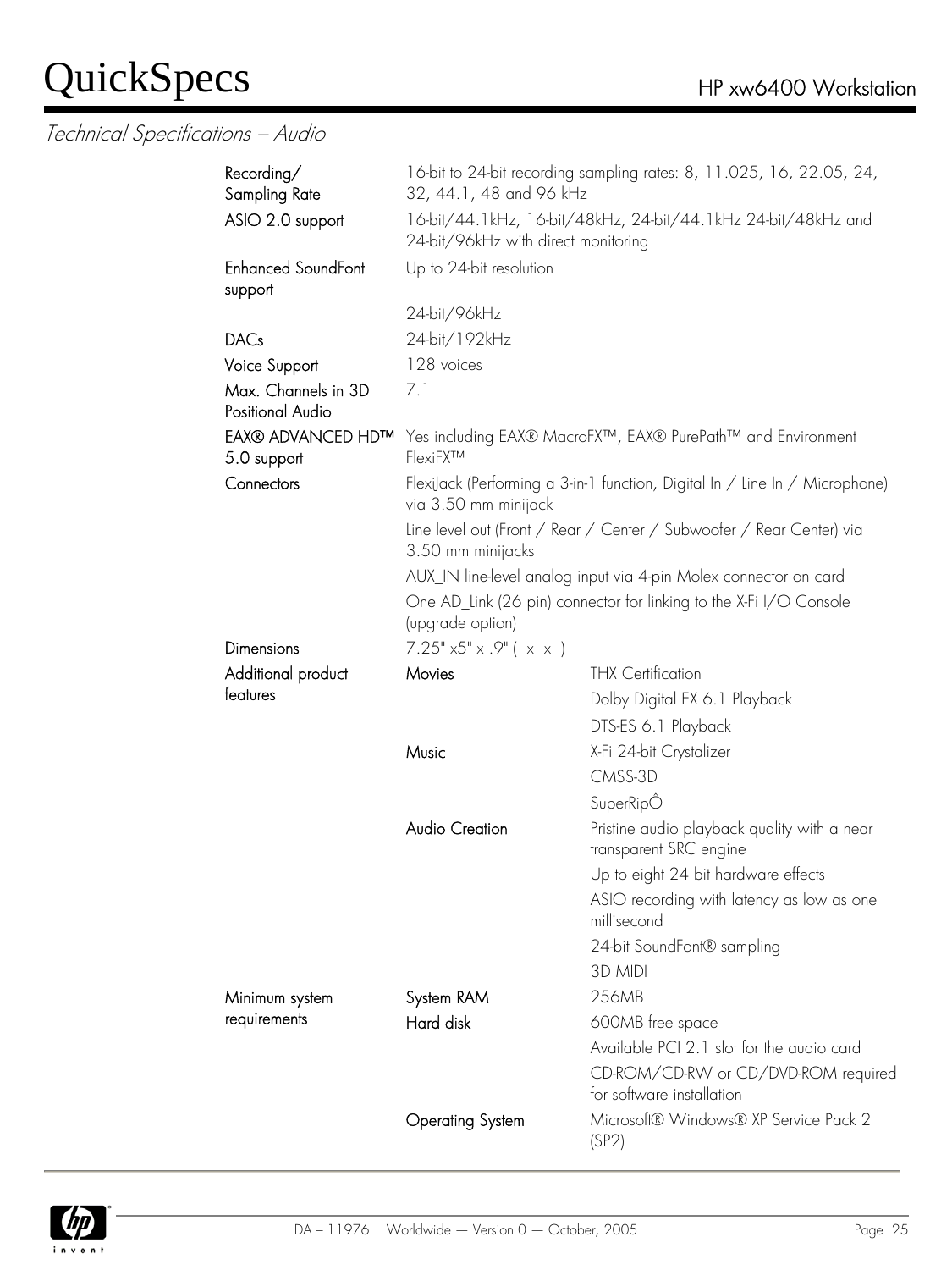## Technical Specifications – Audio

| | | |
|---|---|---|
| Recording/ Sampling Rate | 16-bit to 24-bit recording sampling rates: 8, 11.025, 16, 22.05, 24, 32, 44.1, 48 and 96 kHz | |
| ASIO 2.0 support | 16-bit/44.1kHz, 16-bit/48kHz, 24-bit/44.1kHz 24-bit/48kHz and 24-bit/96kHz with direct monitoring | |
| Enhanced SoundFont support | Up to 24-bit resolution | |
| | 24-bit/96kHz | |
| DACs | 24-bit/192kHz | |
| Voice Support | 128 voices | |
| Max. Channels in 3D Positional Audio | 7.1 | |
| EAX® ADVANCED HD™ 5.0 support | Yes including EAX® MacroFX™, EAX® PurePath™ and Environment FlexiFX™ | |
| Connectors | FlexiJack (Performing a 3-in-1 function, Digital In / Line In / Microphone) via 3.50 mm minijack | |
| | Line level out (Front / Rear / Center / Subwoofer / Rear Center) via 3.50 mm minijacks | |
| | AUX_IN line-level analog input via 4-pin Molex connector on card | |
| | One AD_Link (26 pin) connector for linking to the X-Fi I/O Console (upgrade option) | |
| Dimensions | 7.25" x5" x .9" ( x x ) | |
| Additional product features | Movies | THX Certification |
| | | Dolby Digital EX 6.1 Playback |
| | | DTS-ES 6.1 Playback |
| | Music | X-Fi 24-bit Crystalizer |
| | | CMSS-3D |
| | | SuperRipÔ |
| | Audio Creation | Pristine audio playback quality with a near transparent SRC engine |
| | | Up to eight 24 bit hardware effects |
| | | ASIO recording with latency as low as one millisecond |
| | | 24-bit SoundFont® sampling |
| | | 3D MIDI |
| Minimum system requirements | System RAM | 256MB |
| | Hard disk | 600MB free space |
| | | Available PCI 2.1 slot for the audio card |
| | | CD-ROM/CD-RW or CD/DVD-ROM required for software installation |
| | Operating System | Microsoft® Windows® XP Service Pack 2 (SP2) |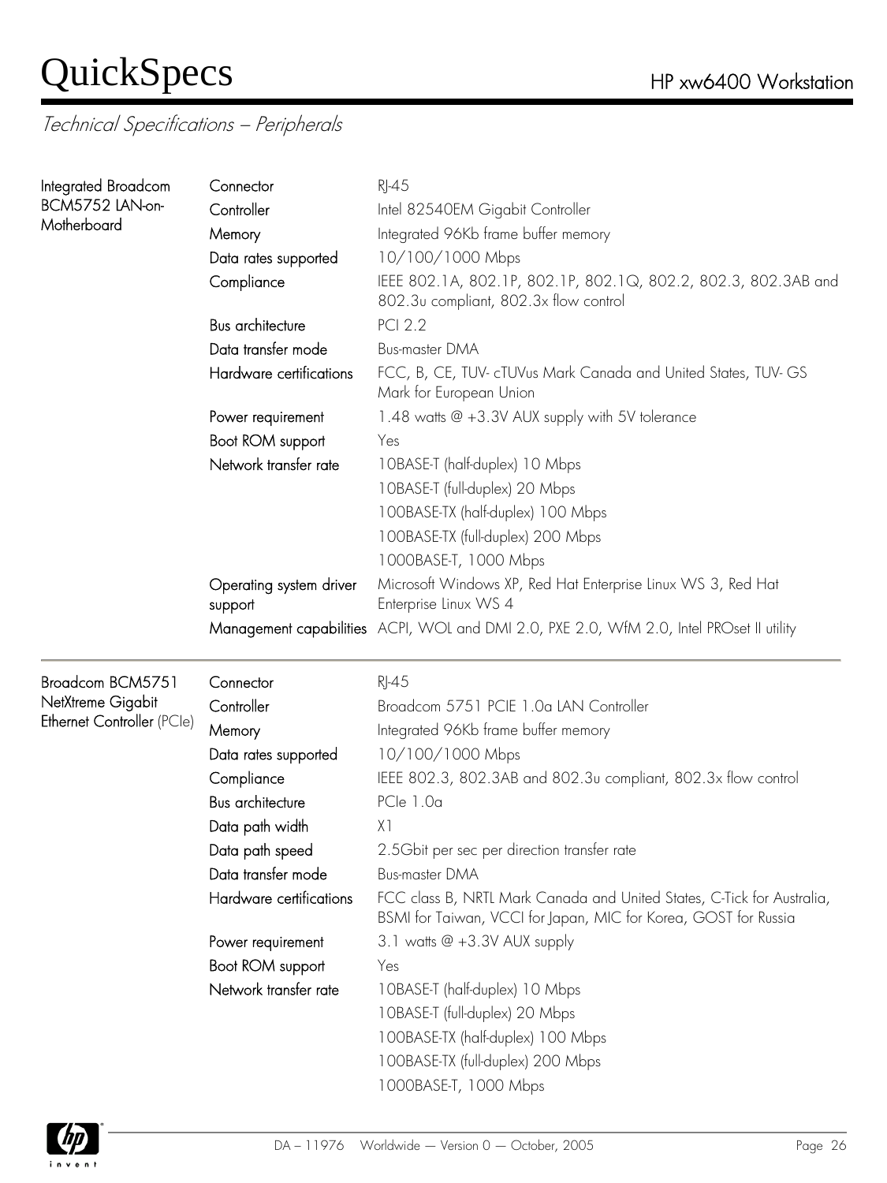## Technical Specifications – Peripherals

| | | |
|---|---|---|
| Integrated Broadcom BCM5752 LAN-on-Motherboard | Connector | RJ-45 |
| | Controller | Intel 82540EM Gigabit Controller |
| | Memory | Integrated 96Kb frame buffer memory |
| | Data rates supported | 10/100/1000 Mbps |
| | Compliance | IEEE 802.1A, 802.1P, 802.1P, 802.1Q, 802.2, 802.3, 802.3AB and 802.3u compliant, 802.3x flow control |
| | Bus architecture | PCI 2.2 |
| | Data transfer mode | Bus-master DMA |
| | Hardware certifications | FCC, B, CE, TUV- cTUVus Mark Canada and United States, TUV- GS Mark for European Union |
| | Power requirement | 1.48 watts @ +3.3V AUX supply with 5V tolerance |
| | Boot ROM support | Yes |
| | Network transfer rate | 10BASE-T (half-duplex) 10 Mbps |
| | | 10BASE-T (full-duplex) 20 Mbps |
| | | 100BASE-TX (half-duplex) 100 Mbps |
| | | 100BASE-TX (full-duplex) 200 Mbps |
| | | 1000BASE-T, 1000 Mbps |
| | Operating system driver support | Microsoft Windows XP, Red Hat Enterprise Linux WS 3, Red Hat Enterprise Linux WS 4 |
| | Management capabilities | ACPI, WOL and DMI 2.0, PXE 2.0, WfM 2.0, Intel PROset II utility |

| | | |
|---|---|---|
| Broadcom BCM5751 NetXtreme Gigabit Ethernet Controller (PCIe) | Connector | RJ-45 |
| | Controller | Broadcom 5751 PCIE 1.0a LAN Controller |
| | Memory | Integrated 96Kb frame buffer memory |
| | Data rates supported | 10/100/1000 Mbps |
| | Compliance | IEEE 802.3, 802.3AB and 802.3u compliant, 802.3x flow control |
| | Bus architecture | PCIe 1.0a |
| | Data path width | X1 |
| | Data path speed | 2.5Gbit per sec per direction transfer rate |
| | Data transfer mode | Bus-master DMA |
| | Hardware certifications | FCC class B, NRTL Mark Canada and United States, C-Tick for Australia, BSMI for Taiwan, VCCI for Japan, MIC for Korea, GOST for Russia |
| | Power requirement | 3.1 watts @ +3.3V AUX supply |
| | Boot ROM support | Yes |
| | Network transfer rate | 10BASE-T (half-duplex) 10 Mbps |
| | | 10BASE-T (full-duplex) 20 Mbps |
| | | 100BASE-TX (half-duplex) 100 Mbps |
| | | 100BASE-TX (full-duplex) 200 Mbps |
| | | 1000BASE-T, 1000 Mbps |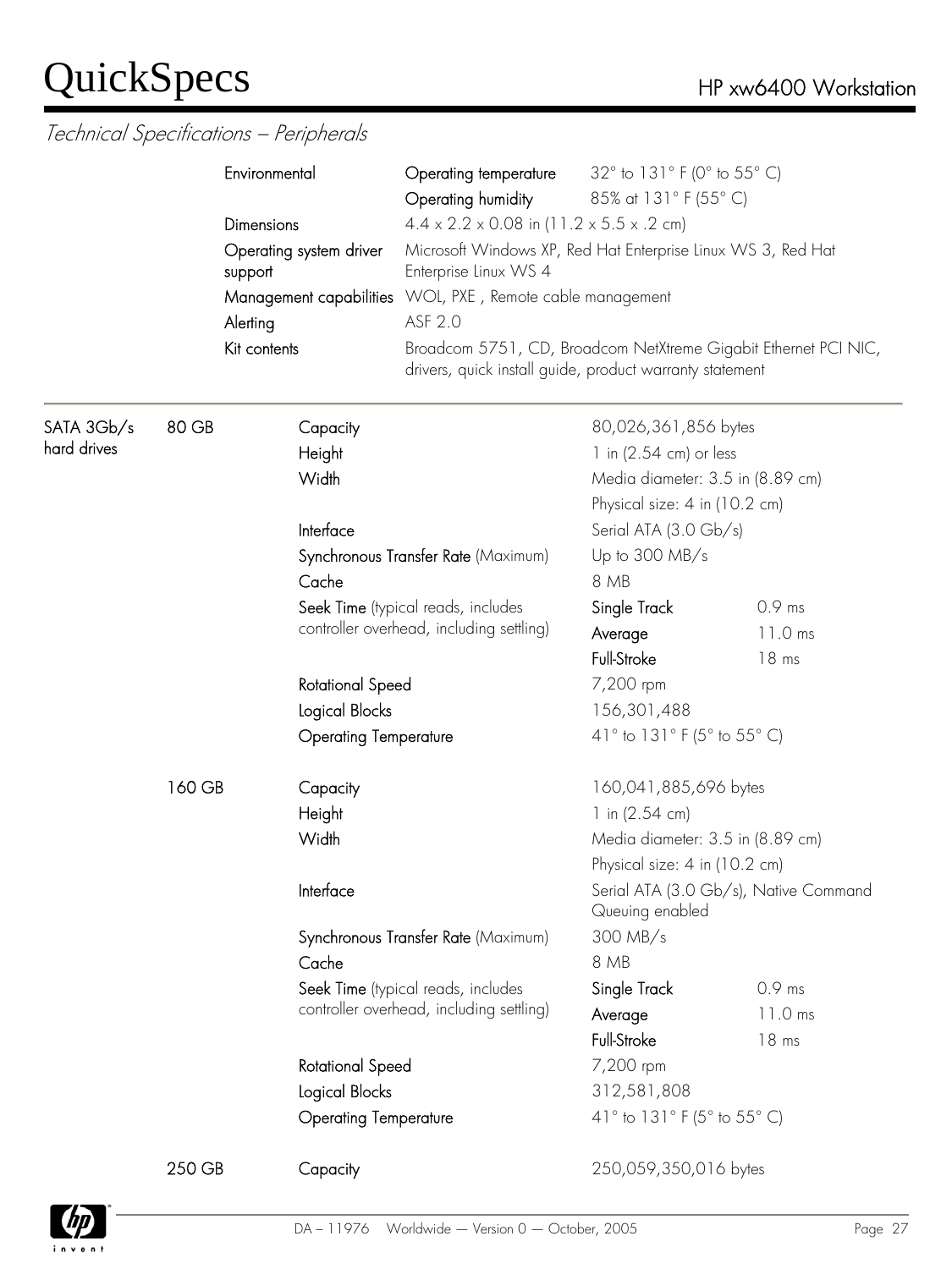*Technical Specifications – Peripherals*

| | | |
|---|---|---|
| Environmental | Operating temperature | 32° to 131° F (0° to 55° C) |
| | Operating humidity | 85% at 131° F (55° C) |
| Dimensions | 4.4 x 2.2 x 0.08 in (11.2 x 5.5 x .2 cm) | |
| Operating system driver support | Microsoft Windows XP, Red Hat Enterprise Linux WS 3, Red Hat Enterprise Linux WS 4 | |
| Management capabilities | WOL, PXE , Remote cable management | |
| Alerting | ASF 2.0 | |
| Kit contents | Broadcom 5751, CD, Broadcom NetXtreme Gigabit Ethernet PCI NIC, drivers, quick install guide, product warranty statement | |

---

| SATA 3Gb/s hard drives | | | | |
|---|---|---|---|---|
| | 80 GB | Capacity | 80,026,361,856 bytes | |
| | | Height | 1 in (2.54 cm) or less | |
| | | Width | Media diameter: 3.5 in (8.89 cm) | |
| | | | Physical size: 4 in (10.2 cm) | |
| | | Interface | Serial ATA (3.0 Gb/s) | |
| | | Synchronous Transfer Rate (Maximum) | Up to 300 MB/s | |
| | | Cache | 8 MB | |
| | | Seek Time (typical reads, includes controller overhead, including settling) | Single Track | 0.9 ms |
| | | | Average | 11.0 ms |
| | | | Full-Stroke | 18 ms |
| | | Rotational Speed | 7,200 rpm | |
| | | Logical Blocks | 156,301,488 | |
| | | Operating Temperature | 41° to 131° F (5° to 55° C) | |
| | 160 GB | Capacity | 160,041,885,696 bytes | |
| | | Height | 1 in (2.54 cm) | |
| | | Width | Media diameter: 3.5 in (8.89 cm) | |
| | | | Physical size: 4 in (10.2 cm) | |
| | | Interface | Serial ATA (3.0 Gb/s), Native Command Queuing enabled | |
| | | Synchronous Transfer Rate (Maximum) | 300 MB/s | |
| | | Cache | 8 MB | |
| | | Seek Time (typical reads, includes controller overhead, including settling) | Single Track | 0.9 ms |
| | | | Average | 11.0 ms |
| | | | Full-Stroke | 18 ms |
| | | Rotational Speed | 7,200 rpm | |
| | | Logical Blocks | 312,581,808 | |
| | | Operating Temperature | 41° to 131° F (5° to 55° C) | |
| | 250 GB | Capacity | 250,059,350,016 bytes | |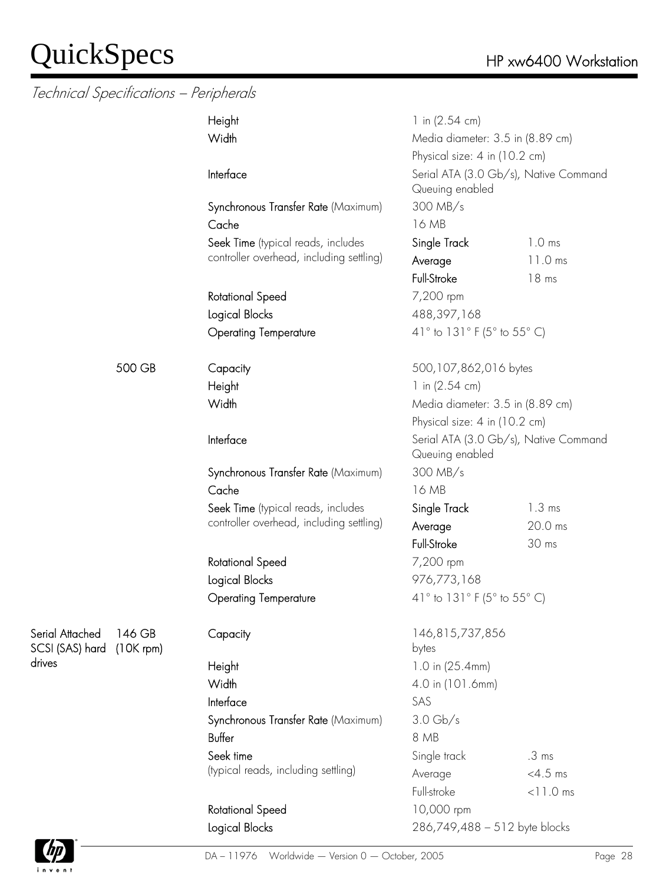## Technical Specifications – Peripherals

| | | | | |
|---|---|---|---|---|
| | | Height | 1 in (2.54 cm) | |
| | | Width | Media diameter: 3.5 in (8.89 cm) | |
| | | | Physical size: 4 in (10.2 cm) | |
| | | Interface | Serial ATA (3.0 Gb/s), Native Command Queuing enabled | |
| | | **Synchronous Transfer Rate** (Maximum) | 300 MB/s | |
| | | Cache | 16 MB | |
| | | **Seek Time** (typical reads, includes controller overhead, including settling) | Single Track | 1.0 ms |
| | | | Average | 11.0 ms |
| | | | Full-Stroke | 18 ms |
| | | Rotational Speed | 7,200 rpm | |
| | | Logical Blocks | 488,397,168 | |
| | | Operating Temperature | 41° to 131° F (5° to 55° C) | |
| | 500 GB | Capacity | 500,107,862,016 bytes | |
| | | Height | 1 in (2.54 cm) | |
| | | Width | Media diameter: 3.5 in (8.89 cm) | |
| | | | Physical size: 4 in (10.2 cm) | |
| | | Interface | Serial ATA (3.0 Gb/s), Native Command Queuing enabled | |
| | | **Synchronous Transfer Rate** (Maximum) | 300 MB/s | |
| | | Cache | 16 MB | |
| | | **Seek Time** (typical reads, includes controller overhead, including settling) | Single Track | 1.3 ms |
| | | | Average | 20.0 ms |
| | | | Full-Stroke | 30 ms |
| | | Rotational Speed | 7,200 rpm | |
| | | Logical Blocks | 976,773,168 | |
| | | Operating Temperature | 41° to 131° F (5° to 55° C) | |
| Serial Attached SCSI (SAS) hard drives | 146 GB (10K rpm) | Capacity | 146,815,737,856 bytes | |
| | | Height | 1.0 in (25.4mm) | |
| | | Width | 4.0 in (101.6mm) | |
| | | Interface | SAS | |
| | | **Synchronous Transfer Rate** (Maximum) | 3.0 Gb/s | |
| | | Buffer | 8 MB | |
| | | **Seek time** (typical reads, including settling) | Single track | .3 ms |
| | | | Average | <4.5 ms |
| | | | Full-stroke | <11.0 ms |
| | | Rotational Speed | 10,000 rpm | |
| | | Logical Blocks | 286,749,488 – 512 byte blocks | |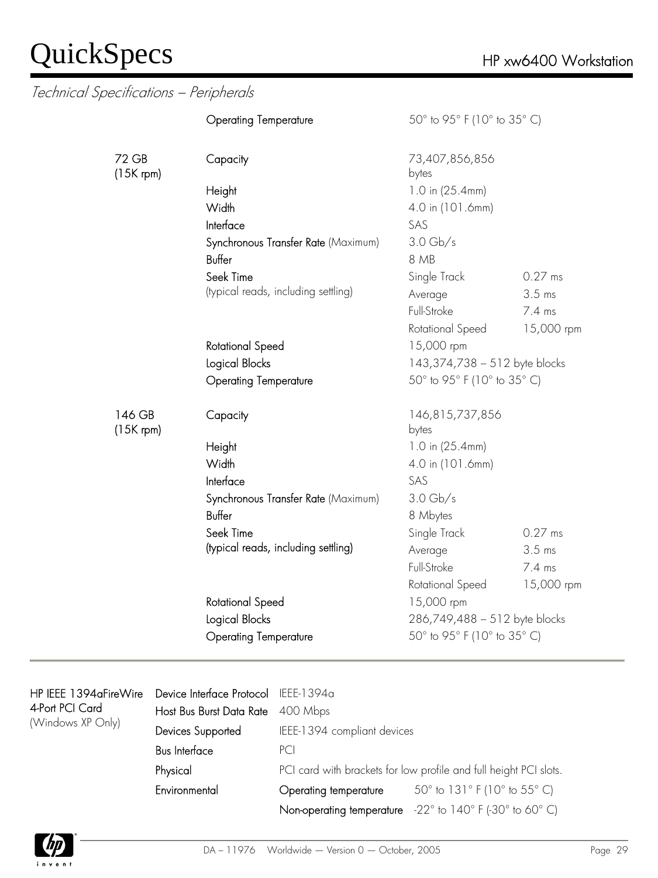*Technical Specifications – Peripherals*

| | | | |
|---|---|---|---|
| | Operating Temperature | 50° to 95° F (10° to 35° C) | |
| 72 GB (15K rpm) | Capacity | 73,407,856,856 bytes | |
| | Height | 1.0 in (25.4mm) | |
| | Width | 4.0 in (101.6mm) | |
| | Interface | SAS | |
| | Synchronous Transfer Rate (Maximum) | 3.0 Gb/s | |
| | Buffer | 8 MB | |
| | Seek Time (typical reads, including settling) | Single Track | 0.27 ms |
| | | Average | 3.5 ms |
| | | Full-Stroke | 7.4 ms |
| | | Rotational Speed | 15,000 rpm |
| | Rotational Speed | 15,000 rpm | |
| | Logical Blocks | 143,374,738 – 512 byte blocks | |
| | Operating Temperature | 50° to 95° F (10° to 35° C) | |
| 146 GB (15K rpm) | Capacity | 146,815,737,856 bytes | |
| | Height | 1.0 in (25.4mm) | |
| | Width | 4.0 in (101.6mm) | |
| | Interface | SAS | |
| | Synchronous Transfer Rate (Maximum) | 3.0 Gb/s | |
| | Buffer | 8 Mbytes | |
| | Seek Time (typical reads, including settling) | Single Track | 0.27 ms |
| | | Average | 3.5 ms |
| | | Full-Stroke | 7.4 ms |
| | | Rotational Speed | 15,000 rpm |
| | Rotational Speed | 15,000 rpm | |
| | Logical Blocks | 286,749,488 – 512 byte blocks | |
| | Operating Temperature | 50° to 95° F (10° to 35° C) | |

| | | | |
|---|---|---|---|
| HP IEEE 1394aFireWire 4-Port PCI Card (Windows XP Only) | Device Interface Protocol | IEEE-1394a | |
| | Host Bus Burst Data Rate | 400 Mbps | |
| | Devices Supported | IEEE-1394 compliant devices | |
| | Bus Interface | PCI | |
| | Physical | PCI card with brackets for low profile and full height PCI slots. | |
| | Environmental | Operating temperature | 50° to 131° F (10° to 55° C) |
| | | Non-operating temperature | -22° to 140° F (-30° to 60° C) |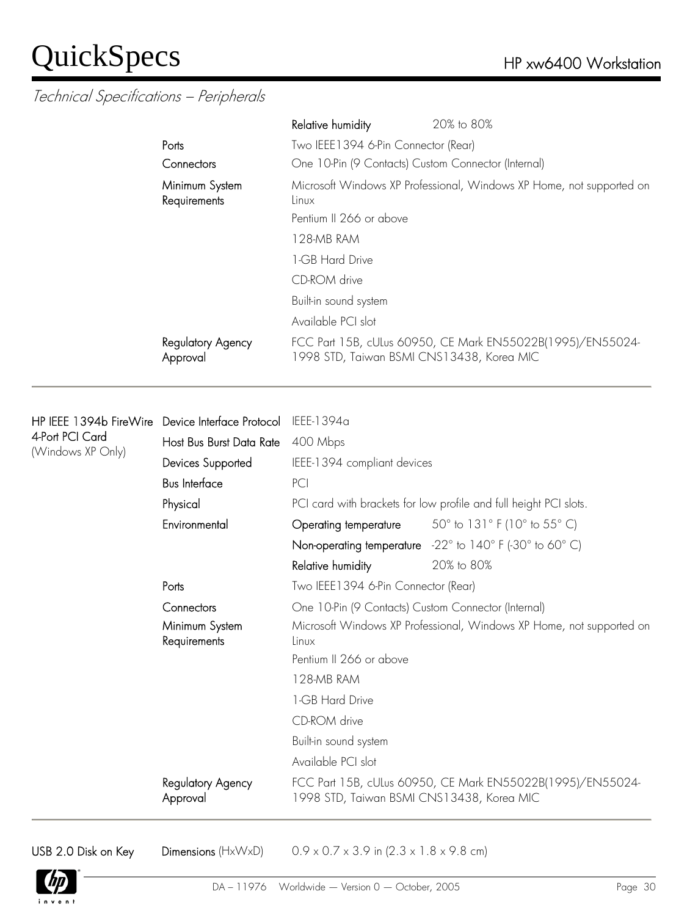*Technical Specifications – Peripherals*

| | | | |
|---|---|---|---|
| | | Relative humidity | 20% to 80% |
| | Ports | Two IEEE1394 6-Pin Connector (Rear) | |
| | Connectors | One 10-Pin (9 Contacts) Custom Connector (Internal) | |
| | Minimum System Requirements | Microsoft Windows XP Professional, Windows XP Home, not supported on Linux | |
| | | Pentium II 266 or above | |
| | | 128-MB RAM | |
| | | 1-GB Hard Drive | |
| | | CD-ROM drive | |
| | | Built-in sound system | |
| | | Available PCI slot | |
| | Regulatory Agency Approval | FCC Part 15B, cULus 60950, CE Mark EN55022B(1995)/EN55024-1998 STD, Taiwan BSMI CNS13438, Korea MIC | |

| | | | |
|---|---|---|---|
| HP IEEE 1394b FireWire 4-Port PCI Card (Windows XP Only) | Device Interface Protocol | IEEE-1394a | |
| | Host Bus Burst Data Rate | 400 Mbps | |
| | Devices Supported | IEEE-1394 compliant devices | |
| | Bus Interface | PCI | |
| | Physical | PCI card with brackets for low profile and full height PCI slots. | |
| | Environmental | Operating temperature | 50° to 131° F (10° to 55° C) |
| | | Non-operating temperature | -22° to 140° F (-30° to 60° C) |
| | | Relative humidity | 20% to 80% |
| | Ports | Two IEEE1394 6-Pin Connector (Rear) | |
| | Connectors | One 10-Pin (9 Contacts) Custom Connector (Internal) | |
| | Minimum System Requirements | Microsoft Windows XP Professional, Windows XP Home, not supported on Linux | |
| | | Pentium II 266 or above | |
| | | 128-MB RAM | |
| | | 1-GB Hard Drive | |
| | | CD-ROM drive | |
| | | Built-in sound system | |
| | | Available PCI slot | |
| | Regulatory Agency Approval | FCC Part 15B, cULus 60950, CE Mark EN55022B(1995)/EN55024-1998 STD, Taiwan BSMI CNS13438, Korea MIC | |

| | | |
|---|---|---|
| USB 2.0 Disk on Key | Dimensions (HxWxD) | 0.9 x 0.7 x 3.9 in (2.3 x 1.8 x 9.8 cm) |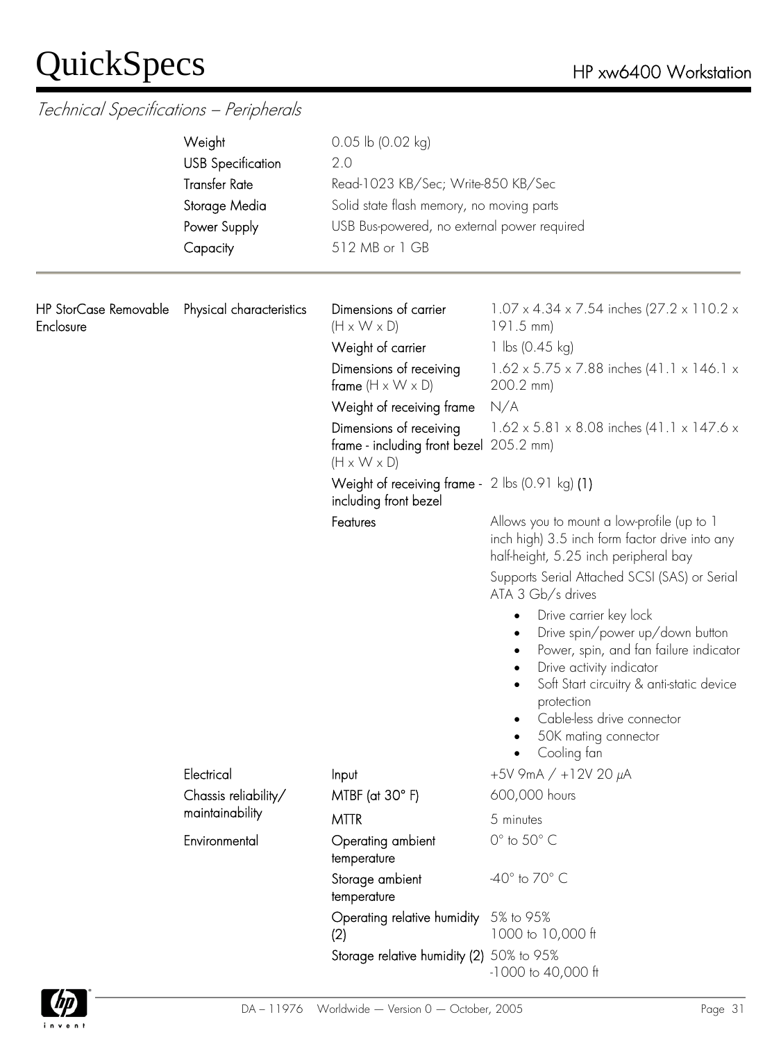## Technical Specifications – Peripherals

| | |
|---|---|
| Weight | 0.05 lb (0.02 kg) |
| USB Specification | 2.0 |
| Transfer Rate | Read-1023 KB/Sec; Write-850 KB/Sec |
| Storage Media | Solid state flash memory, no moving parts |
| Power Supply | USB Bus-powered, no external power required |
| Capacity | 512 MB or 1 GB |

| | | | |
|---|---|---|---|
| HP StorCase Removable Enclosure | Physical characteristics | Dimensions of carrier (H x W x D) | 1.07 x 4.34 x 7.54 inches (27.2 x 110.2 x 191.5 mm) |
| | | Weight of carrier | 1 lbs (0.45 kg) |
| | | Dimensions of receiving frame (H x W x D) | 1.62 x 5.75 x 7.88 inches (41.1 x 146.1 x 200.2 mm) |
| | | Weight of receiving frame | N/A |
| | | Dimensions of receiving frame - including front bezel (H x W x D) | 1.62 x 5.81 x 8.08 inches (41.1 x 147.6 x 205.2 mm) |
| | | Weight of receiving frame - including front bezel | 2 lbs (0.91 kg) (1) |
| | | Features | Allows you to mount a low-profile (up to 1 inch high) 3.5 inch form factor drive into any half-height, 5.25 inch peripheral bay<br>Supports Serial Attached SCSI (SAS) or Serial ATA 3 Gb/s drives<br>• Drive carrier key lock<br>• Drive spin/power up/down button<br>• Power, spin, and fan failure indicator<br>• Drive activity indicator<br>• Soft Start circuitry & anti-static device protection<br>• Cable-less drive connector<br>• 50K mating connector<br>• Cooling fan |
| | Electrical | Input | +5V 9mA / +12V 20 μA |
| | Chassis reliability/ maintainability | MTBF (at 30° F) | 600,000 hours |
| | | MTTR | 5 minutes |
| | Environmental | Operating ambient temperature | 0° to 50° C |
| | | Storage ambient temperature | -40° to 70° C |
| | | Operating relative humidity (2) | 5% to 95%<br>1000 to 10,000 ft |
| | | Storage relative humidity (2) | 50% to 95%<br>-1000 to 40,000 ft |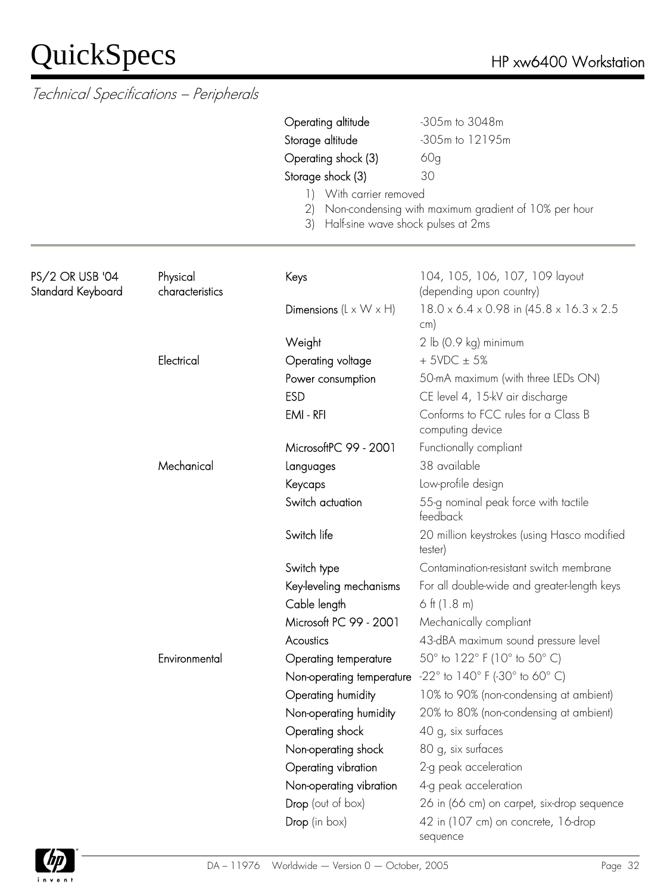*Technical Specifications – Peripherals*

| | |
|---|---|
| Operating altitude | -305m to 3048m |
| Storage altitude | -305m to 12195m |
| Operating shock (3) | 60g |
| Storage shock (3) | 30 |

1) With carrier removed
2) Non-condensing with maximum gradient of 10% per hour
3) Half-sine wave shock pulses at 2ms

| | | | |
|---|---|---|---|
| PS/2 OR USB '04 Standard Keyboard | Physical characteristics | Keys | 104, 105, 106, 107, 109 layout (depending upon country) |
| | | Dimensions (L x W x H) | 18.0 x 6.4 x 0.98 in (45.8 x 16.3 x 2.5 cm) |
| | | Weight | 2 lb (0.9 kg) minimum |
| | Electrical | Operating voltage | + 5VDC ± 5% |
| | | Power consumption | 50-mA maximum (with three LEDs ON) |
| | | ESD | CE level 4, 15-kV air discharge |
| | | EMI - RFI | Conforms to FCC rules for a Class B computing device |
| | | MicrosoftPC 99 - 2001 | Functionally compliant |
| | Mechanical | Languages | 38 available |
| | | Keycaps | Low-profile design |
| | | Switch actuation | 55-g nominal peak force with tactile feedback |
| | | Switch life | 20 million keystrokes (using Hasco modified tester) |
| | | Switch type | Contamination-resistant switch membrane |
| | | Key-leveling mechanisms | For all double-wide and greater-length keys |
| | | Cable length | 6 ft (1.8 m) |
| | | Microsoft PC 99 - 2001 | Mechanically compliant |
| | | Acoustics | 43-dBA maximum sound pressure level |
| | Environmental | Operating temperature | 50° to 122° F (10° to 50° C) |
| | | Non-operating temperature | -22° to 140° F (-30° to 60° C) |
| | | Operating humidity | 10% to 90% (non-condensing at ambient) |
| | | Non-operating humidity | 20% to 80% (non-condensing at ambient) |
| | | Operating shock | 40 g, six surfaces |
| | | Non-operating shock | 80 g, six surfaces |
| | | Operating vibration | 2-g peak acceleration |
| | | Non-operating vibration | 4-g peak acceleration |
| | | Drop (out of box) | 26 in (66 cm) on carpet, six-drop sequence |
| | | Drop (in box) | 42 in (107 cm) on concrete, 16-drop sequence |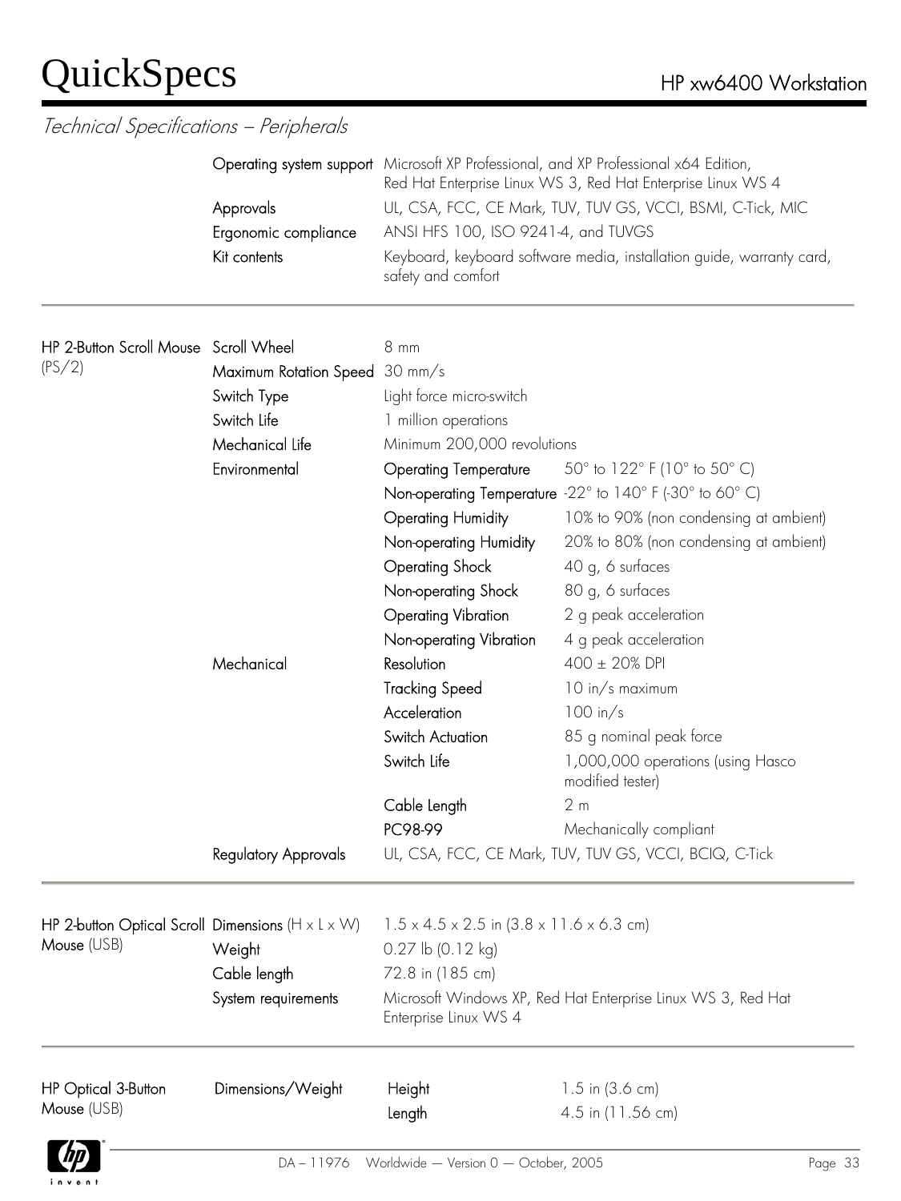## Technical Specifications – Peripherals

| | | | |
|---|---|---|---|
| | Operating system support | Microsoft XP Professional, and XP Professional x64 Edition, Red Hat Enterprise Linux WS 3, Red Hat Enterprise Linux WS 4 | |
| | Approvals | UL, CSA, FCC, CE Mark, TUV, TUV GS, VCCI, BSMI, C-Tick, MIC | |
| | Ergonomic compliance | ANSI HFS 100, ISO 9241-4, and TUVGS | |
| | Kit contents | Keyboard, keyboard software media, installation guide, warranty card, safety and comfort | |

| | | | |
|---|---|---|---|
| HP 2-Button Scroll Mouse (PS/2) | Scroll Wheel | 8 mm | |
| | Maximum Rotation Speed | 30 mm/s | |
| | Switch Type | Light force micro-switch | |
| | Switch Life | 1 million operations | |
| | Mechanical Life | Minimum 200,000 revolutions | |
| | Environmental | Operating Temperature | 50° to 122° F (10° to 50° C) |
| | | Non-operating Temperature | -22° to 140° F (-30° to 60° C) |
| | | Operating Humidity | 10% to 90% (non condensing at ambient) |
| | | Non-operating Humidity | 20% to 80% (non condensing at ambient) |
| | | Operating Shock | 40 g, 6 surfaces |
| | | Non-operating Shock | 80 g, 6 surfaces |
| | | Operating Vibration | 2 g peak acceleration |
| | | Non-operating Vibration | 4 g peak acceleration |
| | Mechanical | Resolution | 400 ± 20% DPI |
| | | Tracking Speed | 10 in/s maximum |
| | | Acceleration | 100 in/s |
| | | Switch Actuation | 85 g nominal peak force |
| | | Switch Life | 1,000,000 operations (using Hasco modified tester) |
| | | Cable Length | 2 m |
| | | PC98-99 | Mechanically compliant |
| | Regulatory Approvals | UL, CSA, FCC, CE Mark, TUV, TUV GS, VCCI, BCIQ, C-Tick | |

| | | |
|---|---|---|
| HP 2-button Optical Scroll Mouse (USB) | Dimensions (H x L x W) | 1.5 x 4.5 x 2.5 in (3.8 x 11.6 x 6.3 cm) |
| | Weight | 0.27 lb (0.12 kg) |
| | Cable length | 72.8 in (185 cm) |
| | System requirements | Microsoft Windows XP, Red Hat Enterprise Linux WS 3, Red Hat Enterprise Linux WS 4 |

| | | | |
|---|---|---|---|
| HP Optical 3-Button Mouse (USB) | Dimensions/Weight | Height | 1.5 in (3.6 cm) |
| | | Length | 4.5 in (11.56 cm) |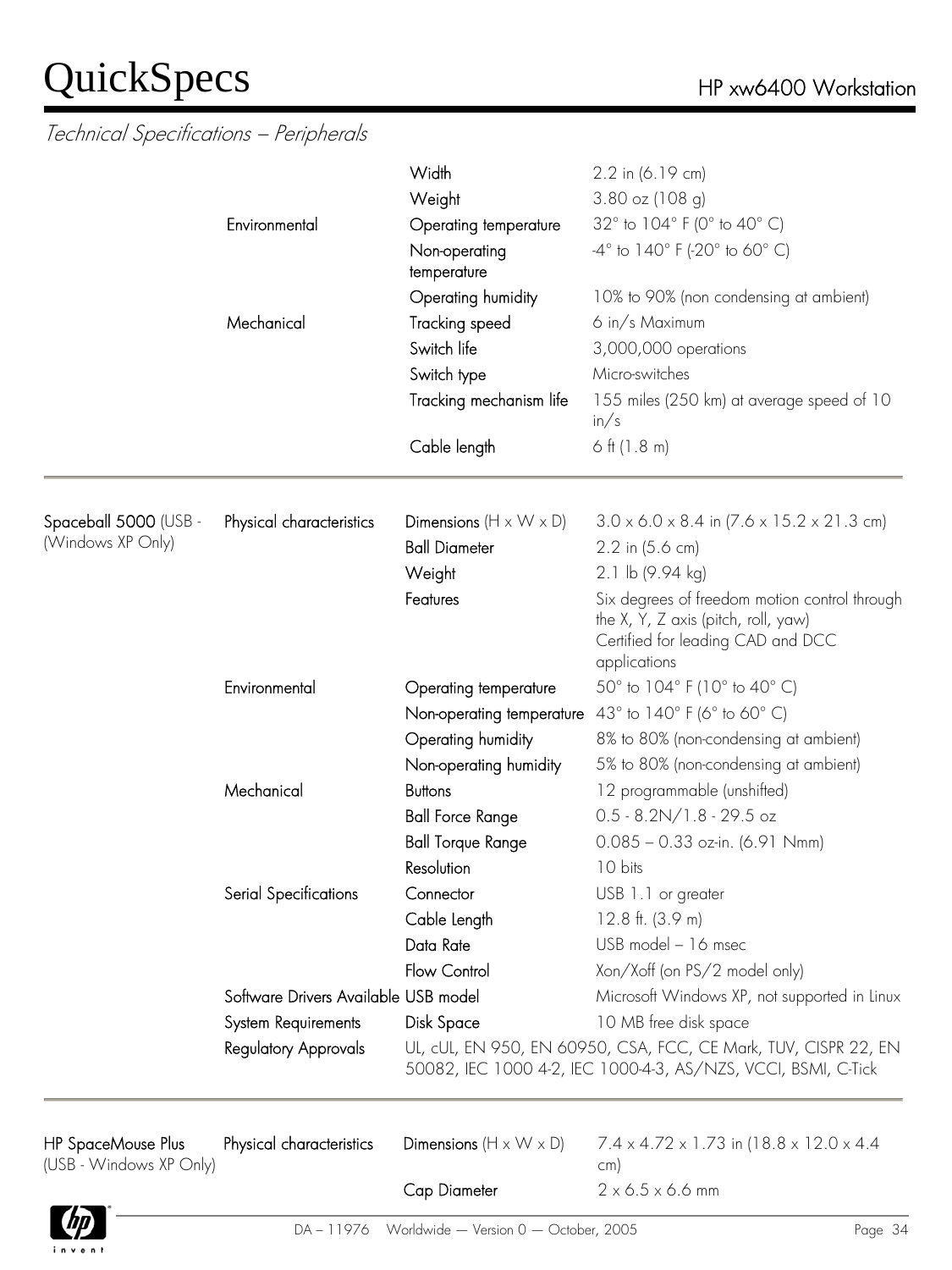*Technical Specifications – Peripherals*

| | | | |
|---|---|---|---|
| | | Width | 2.2 in (6.19 cm) |
| | | Weight | 3.80 oz (108 g) |
| | Environmental | Operating temperature | 32° to 104° F (0° to 40° C) |
| | | Non-operating temperature | -4° to 140° F (-20° to 60° C) |
| | | Operating humidity | 10% to 90% (non condensing at ambient) |
| | Mechanical | Tracking speed | 6 in/s Maximum |
| | | Switch life | 3,000,000 operations |
| | | Switch type | Micro-switches |
| | | Tracking mechanism life | 155 miles (250 km) at average speed of 10 in/s |
| | | Cable length | 6 ft (1.8 m) |

| | | | |
|---|---|---|---|
| Spaceball 5000 (USB - (Windows XP Only) | Physical characteristics | Dimensions (H x W x D) | 3.0 x 6.0 x 8.4 in (7.6 x 15.2 x 21.3 cm) |
| | | Ball Diameter | 2.2 in (5.6 cm) |
| | | Weight | 2.1 lb (9.94 kg) |
| | | Features | Six degrees of freedom motion control through the X, Y, Z axis (pitch, roll, yaw)<br>Certified for leading CAD and DCC applications |
| | Environmental | Operating temperature | 50° to 104° F (10° to 40° C) |
| | | Non-operating temperature | 43° to 140° F (6° to 60° C) |
| | | Operating humidity | 8% to 80% (non-condensing at ambient) |
| | | Non-operating humidity | 5% to 80% (non-condensing at ambient) |
| | Mechanical | Buttons | 12 programmable (unshifted) |
| | | Ball Force Range | 0.5 - 8.2N/1.8 - 29.5 oz |
| | | Ball Torque Range | 0.085 – 0.33 oz-in. (6.91 Nmm) |
| | | Resolution | 10 bits |
| | Serial Specifications | Connector | USB 1.1 or greater |
| | | Cable Length | 12.8 ft. (3.9 m) |
| | | Data Rate | USB model – 16 msec |
| | | Flow Control | Xon/Xoff (on PS/2 model only) |
| | Software Drivers Available | USB model | Microsoft Windows XP, not supported in Linux |
| | System Requirements | Disk Space | 10 MB free disk space |
| | Regulatory Approvals | UL, cUL, EN 950, EN 60950, CSA, FCC, CE Mark, TUV, CISPR 22, EN 50082, IEC 1000 4-2, IEC 1000-4-3, AS/NZS, VCCI, BSMI, C-Tick | |

| | | | |
|---|---|---|---|
| HP SpaceMouse Plus (USB - Windows XP Only) | Physical characteristics | Dimensions (H x W x D) | 7.4 x 4.72 x 1.73 in (18.8 x 12.0 x 4.4 cm) |
| | | Cap Diameter | 2 x 6.5 x 6.6 mm |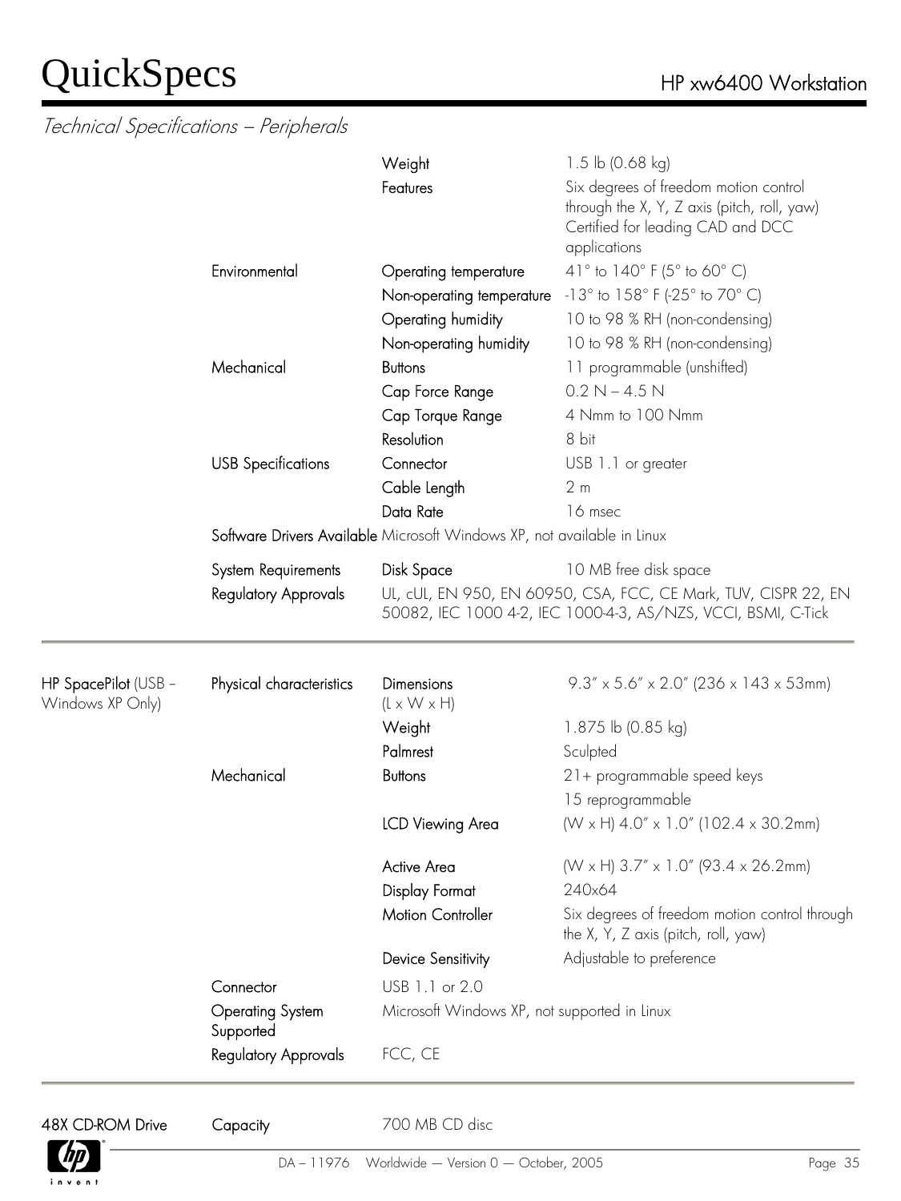## Technical Specifications – Peripherals

| | | | |
|---|---|---|---|
| | | Weight | 1.5 lb (0.68 kg) |
| | | Features | Six degrees of freedom motion control through the X, Y, Z axis (pitch, roll, yaw) Certified for leading CAD and DCC applications |
| | Environmental | Operating temperature | 41° to 140° F (5° to 60° C) |
| | | Non-operating temperature | -13° to 158° F (-25° to 70° C) |
| | | Operating humidity | 10 to 98 % RH (non-condensing) |
| | | Non-operating humidity | 10 to 98 % RH (non-condensing) |
| | Mechanical | Buttons | 11 programmable (unshifted) |
| | | Cap Force Range | 0.2 N – 4.5 N |
| | | Cap Torque Range | 4 Nmm to 100 Nmm |
| | | Resolution | 8 bit |
| | USB Specifications | Connector | USB 1.1 or greater |
| | | Cable Length | 2 m |
| | | Data Rate | 16 msec |
| | Software Drivers Available | Microsoft Windows XP, not available in Linux | |
| | System Requirements | Disk Space | 10 MB free disk space |
| | Regulatory Approvals | UL, cUL, EN 950, EN 60950, CSA, FCC, CE Mark, TUV, CISPR 22, EN 50082, IEC 1000 4-2, IEC 1000-4-3, AS/NZS, VCCI, BSMI, C-Tick | |

| | | | |
|---|---|---|---|
| **HP SpacePilot** (USB – Windows XP Only) | Physical characteristics | Dimensions (L x W x H) | 9.3" x 5.6" x 2.0" (236 x 143 x 53mm) |
| | | Weight | 1.875 lb (0.85 kg) |
| | | Palmrest | Sculpted |
| | Mechanical | Buttons | 21+ programmable speed keys<br>15 reprogrammable |
| | | LCD Viewing Area | (W x H) 4.0" x 1.0" (102.4 x 30.2mm) |
| | | Active Area | (W x H) 3.7" x 1.0" (93.4 x 26.2mm) |
| | | Display Format | 240x64 |
| | | Motion Controller | Six degrees of freedom motion control through the X, Y, Z axis (pitch, roll, yaw) |
| | | Device Sensitivity | Adjustable to preference |
| | Connector | USB 1.1 or 2.0 | |
| | Operating System Supported | Microsoft Windows XP, not supported in Linux | |
| | Regulatory Approvals | FCC, CE | |

| | | |
|---|---|---|
| **48X CD-ROM Drive** | Capacity | 700 MB CD disc |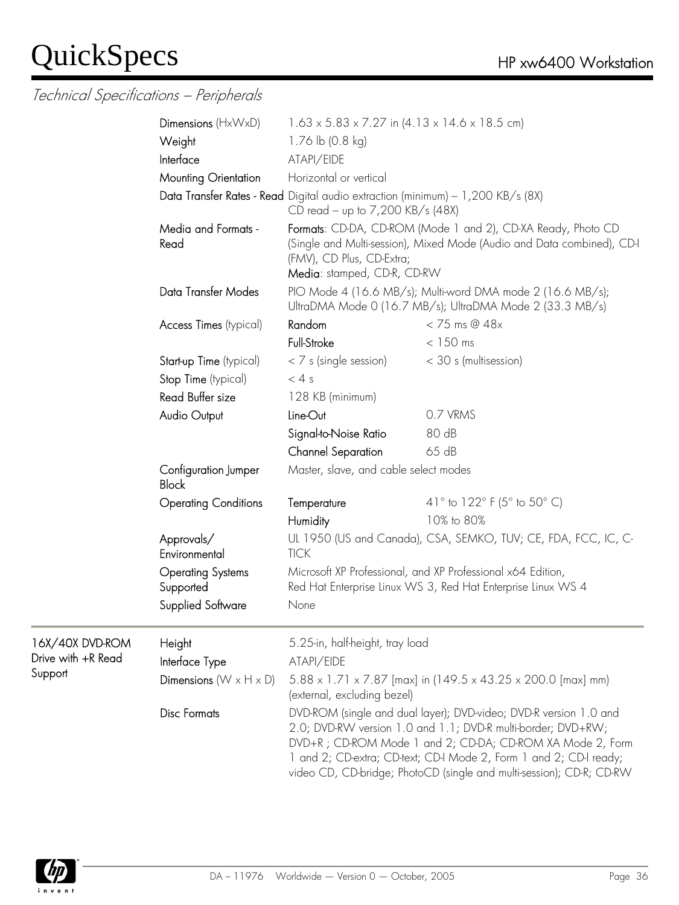*Technical Specifications – Peripherals*

| | | | |
|---|---|---|---|
| | **Dimensions** (HxWxD) | 1.63 x 5.83 x 7.27 in (4.13 x 14.6 x 18.5 cm) | |
| | **Weight** | 1.76 lb (0.8 kg) | |
| | **Interface** | ATAPI/EIDE | |
| | **Mounting Orientation** | Horizontal or vertical | |
| | **Data Transfer Rates - Read** | Digital audio extraction (minimum) – 1,200 KB/s (8X)<br>CD read – up to 7,200 KB/s (48X) | |
| | **Media and Formats - Read** | **Formats**: CD-DA, CD-ROM (Mode 1 and 2), CD-XA Ready, Photo CD (Single and Multi-session), Mixed Mode (Audio and Data combined), CD-I (FMV), CD Plus, CD-Extra;<br>**Media**: stamped, CD-R, CD-RW | |
| | **Data Transfer Modes** | PIO Mode 4 (16.6 MB/s); Multi-word DMA mode 2 (16.6 MB/s); UltraDMA Mode 0 (16.7 MB/s); UltraDMA Mode 2 (33.3 MB/s) | |
| | **Access Times** (typical) | **Random** | < 75 ms @ 48x |
| | | **Full-Stroke** | < 150 ms |
| | **Start-up Time** (typical) | < 7 s (single session) | < 30 s (multisession) |
| | **Stop Time** (typical) | < 4 s | |
| | **Read Buffer size** | 128 KB (minimum) | |
| | **Audio Output** | **Line-Out** | 0.7 VRMS |
| | | **Signal-to-Noise Ratio** | 80 dB |
| | | **Channel Separation** | 65 dB |
| | **Configuration Jumper Block** | Master, slave, and cable select modes | |
| | **Operating Conditions** | **Temperature** | 41° to 122° F (5° to 50° C) |
| | | **Humidity** | 10% to 80% |
| | **Approvals/ Environmental** | UL 1950 (US and Canada), CSA, SEMKO, TUV; CE, FDA, FCC, IC, C-TICK | |
| | **Operating Systems Supported** | Microsoft XP Professional, and XP Professional x64 Edition,<br>Red Hat Enterprise Linux WS 3, Red Hat Enterprise Linux WS 4 | |
| | **Supplied Software** | None | |
| **16X/40X DVD-ROM Drive with +R Read Support** | **Height** | 5.25-in, half-height, tray load | |
| | **Interface Type** | ATAPI/EIDE | |
| | **Dimensions** (W x H x D) | 5.88 x 1.71 x 7.87 [max] in (149.5 x 43.25 x 200.0 [max] mm) (external, excluding bezel) | |
| | **Disc Formats** | DVD-ROM (single and dual layer); DVD-video; DVD-R version 1.0 and 2.0; DVD-RW version 1.0 and 1.1; DVD-R multi-border; DVD+RW; DVD+R ; CD-ROM Mode 1 and 2; CD-DA; CD-ROM XA Mode 2, Form 1 and 2; CD-extra; CD-text; CD-I Mode 2, Form 1 and 2; CD-I ready; video CD, CD-bridge; PhotoCD (single and multi-session); CD-R; CD-RW | |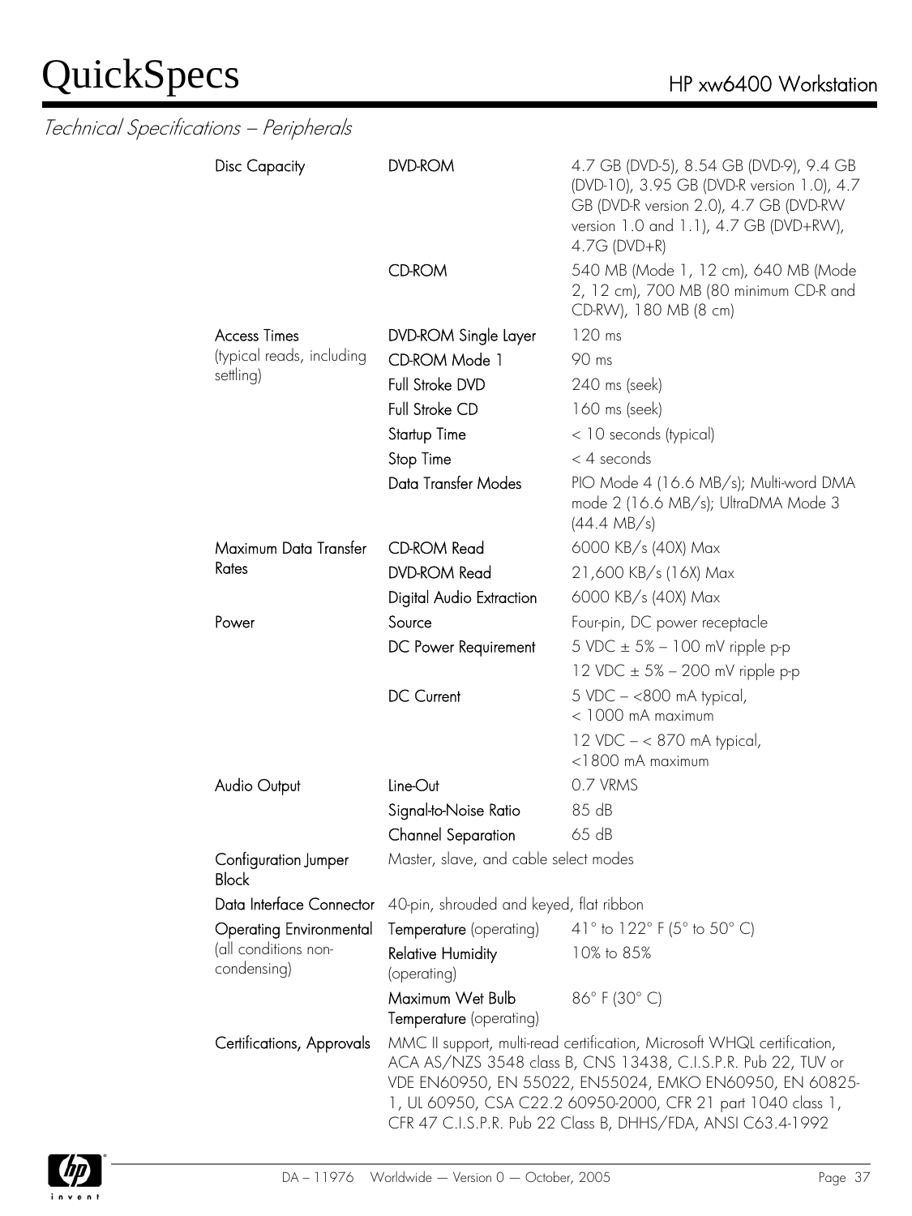## Technical Specifications – Peripherals

| | | |
|---|---|---|
| Disc Capacity | DVD-ROM | 4.7 GB (DVD-5), 8.54 GB (DVD-9), 9.4 GB (DVD-10), 3.95 GB (DVD-R version 1.0), 4.7 GB (DVD-R version 2.0), 4.7 GB (DVD-RW version 1.0 and 1.1), 4.7 GB (DVD+RW), 4.7G (DVD+R) |
| | CD-ROM | 540 MB (Mode 1, 12 cm), 640 MB (Mode 2, 12 cm), 700 MB (80 minimum CD-R and CD-RW), 180 MB (8 cm) |
| Access Times (typical reads, including settling) | DVD-ROM Single Layer | 120 ms |
| | CD-ROM Mode 1 | 90 ms |
| | Full Stroke DVD | 240 ms (seek) |
| | Full Stroke CD | 160 ms (seek) |
| | Startup Time | < 10 seconds (typical) |
| | Stop Time | < 4 seconds |
| | Data Transfer Modes | PIO Mode 4 (16.6 MB/s); Multi-word DMA mode 2 (16.6 MB/s); UltraDMA Mode 3 (44.4 MB/s) |
| Maximum Data Transfer Rates | CD-ROM Read | 6000 KB/s (40X) Max |
| | DVD-ROM Read | 21,600 KB/s (16X) Max |
| | Digital Audio Extraction | 6000 KB/s (40X) Max |
| Power | Source | Four-pin, DC power receptacle |
| | DC Power Requirement | 5 VDC ± 5% – 100 mV ripple p-p |
| | | 12 VDC ± 5% – 200 mV ripple p-p |
| | DC Current | 5 VDC – <800 mA typical, < 1000 mA maximum |
| | | 12 VDC – < 870 mA typical, <1800 mA maximum |
| Audio Output | Line-Out | 0.7 VRMS |
| | Signal-to-Noise Ratio | 85 dB |
| | Channel Separation | 65 dB |
| Configuration Jumper Block | Master, slave, and cable select modes | |
| Data Interface Connector | 40-pin, shrouded and keyed, flat ribbon | |
| Operating Environmental (all conditions non-condensing) | Temperature (operating) | 41° to 122° F (5° to 50° C) |
| | Relative Humidity (operating) | 10% to 85% |
| | Maximum Wet Bulb Temperature (operating) | 86° F (30° C) |
| Certifications, Approvals | MMC II support, multi-read certification, Microsoft WHQL certification, ACA AS/NZS 3548 class B, CNS 13438, C.I.S.P.R. Pub 22, TUV or VDE EN60950, EN 55022, EN55024, EMKO EN60950, EN 60825-1, UL 60950, CSA C22.2 60950-2000, CFR 21 part 1040 class 1, CFR 47 C.I.S.P.R. Pub 22 Class B, DHHS/FDA, ANSI C63.4-1992 | |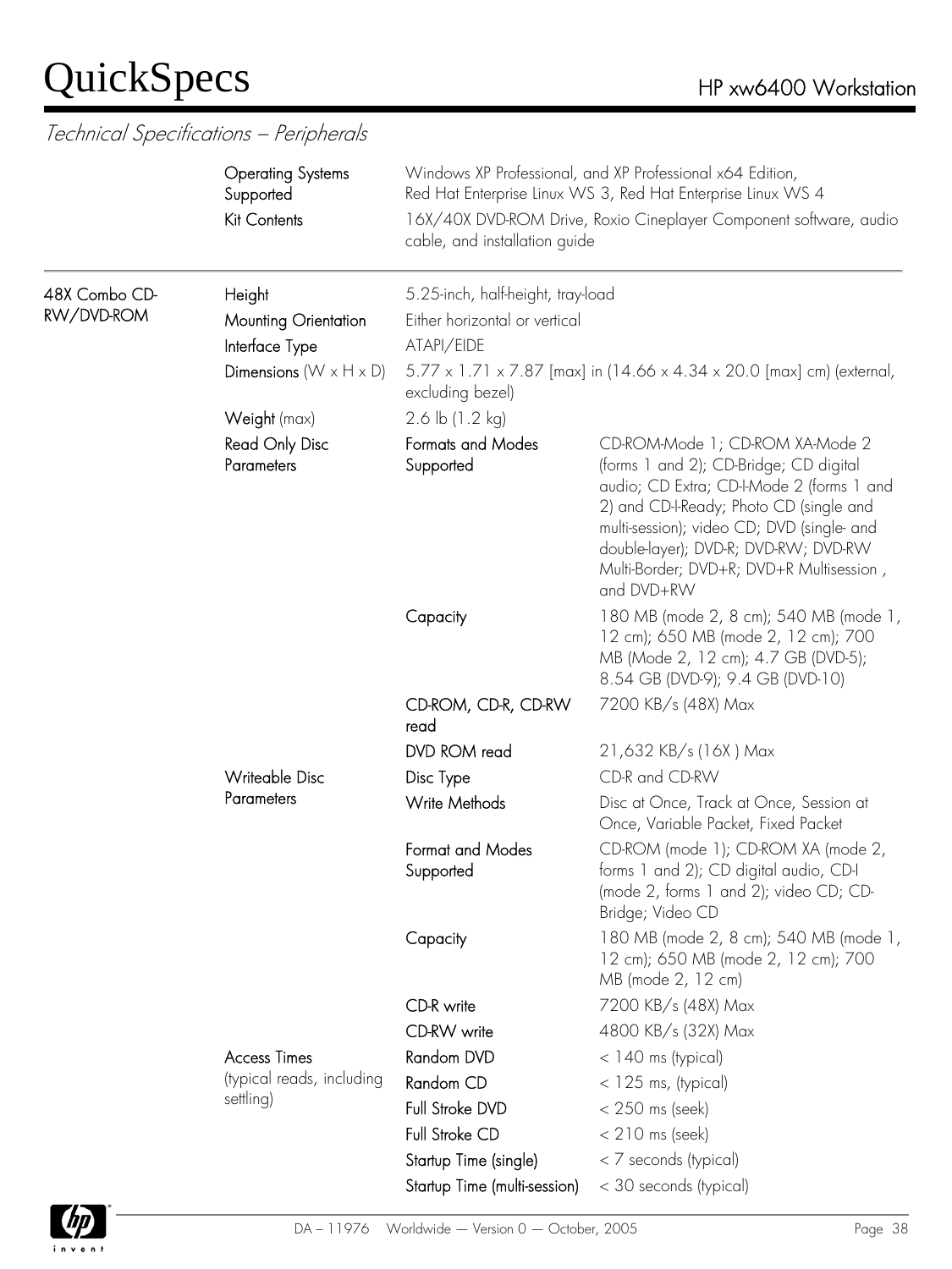*Technical Specifications – Peripherals*

| | | | |
|---|---|---|---|
| | Operating Systems Supported | Windows XP Professional, and XP Professional x64 Edition, Red Hat Enterprise Linux WS 3, Red Hat Enterprise Linux WS 4 | |
| | Kit Contents | 16X/40X DVD-ROM Drive, Roxio Cineplayer Component software, audio cable, and installation guide | |
| 48X Combo CD-RW/DVD-ROM | Height | 5.25-inch, half-height, tray-load | |
| | Mounting Orientation | Either horizontal or vertical | |
| | Interface Type | ATAPI/EIDE | |
| | Dimensions (W x H x D) | 5.77 x 1.71 x 7.87 [max] in (14.66 x 4.34 x 20.0 [max] cm) (external, excluding bezel) | |
| | Weight (max) | 2.6 lb (1.2 kg) | |
| | Read Only Disc Parameters | Formats and Modes Supported | CD-ROM-Mode 1; CD-ROM XA-Mode 2 (forms 1 and 2); CD-Bridge; CD digital audio; CD Extra; CD-I-Mode 2 (forms 1 and 2) and CD-I-Ready; Photo CD (single and multi-session); video CD; DVD (single- and double-layer); DVD-R; DVD-RW; DVD-RW Multi-Border; DVD+R; DVD+R Multisession , and DVD+RW |
| | | Capacity | 180 MB (mode 2, 8 cm); 540 MB (mode 1, 12 cm); 650 MB (mode 2, 12 cm); 700 MB (Mode 2, 12 cm); 4.7 GB (DVD-5); 8.54 GB (DVD-9); 9.4 GB (DVD-10) |
| | | CD-ROM, CD-R, CD-RW read | 7200 KB/s (48X) Max |
| | | DVD ROM read | 21,632 KB/s (16X ) Max |
| | Writeable Disc Parameters | Disc Type | CD-R and CD-RW |
| | | Write Methods | Disc at Once, Track at Once, Session at Once, Variable Packet, Fixed Packet |
| | | Format and Modes Supported | CD-ROM (mode 1); CD-ROM XA (mode 2, forms 1 and 2); CD digital audio, CD-I (mode 2, forms 1 and 2); video CD; CD-Bridge; Video CD |
| | | Capacity | 180 MB (mode 2, 8 cm); 540 MB (mode 1, 12 cm); 650 MB (mode 2, 12 cm); 700 MB (mode 2, 12 cm) |
| | | CD-R write | 7200 KB/s (48X) Max |
| | | CD-RW write | 4800 KB/s (32X) Max |
| | Access Times (typical reads, including settling) | Random DVD | < 140 ms (typical) |
| | | Random CD | < 125 ms, (typical) |
| | | Full Stroke DVD | < 250 ms (seek) |
| | | Full Stroke CD | < 210 ms (seek) |
| | | Startup Time (single) | < 7 seconds (typical) |
| | | Startup Time (multi-session) | < 30 seconds (typical) |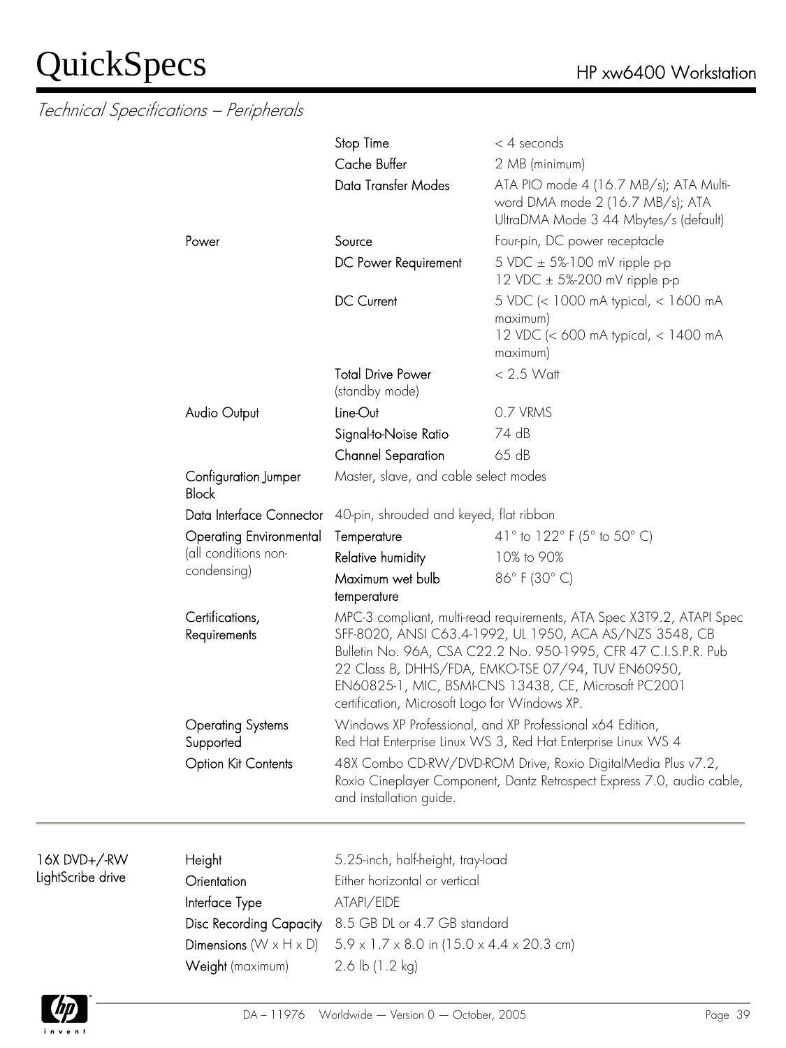*Technical Specifications – Peripherals*

| | | | |
|---|---|---|---|
| | | Stop Time | < 4 seconds |
| | | Cache Buffer | 2 MB (minimum) |
| | | Data Transfer Modes | ATA PIO mode 4 (16.7 MB/s); ATA Multi-word DMA mode 2 (16.7 MB/s); ATA UltraDMA Mode 3 44 Mbytes/s (default) |
| | Power | Source | Four-pin, DC power receptacle |
| | | DC Power Requirement | 5 VDC ± 5%-100 mV ripple p-p<br>12 VDC ± 5%-200 mV ripple p-p |
| | | DC Current | 5 VDC (< 1000 mA typical, < 1600 mA maximum)<br>12 VDC (< 600 mA typical, < 1400 mA maximum) |
| | | Total Drive Power (standby mode) | < 2.5 Watt |
| | Audio Output | Line-Out | 0.7 VRMS |
| | | Signal-to-Noise Ratio | 74 dB |
| | | Channel Separation | 65 dB |
| | Configuration Jumper Block | Master, slave, and cable select modes | |
| | Data Interface Connector | 40-pin, shrouded and keyed, flat ribbon | |
| | Operating Environmental (all conditions non-condensing) | Temperature | 41° to 122° F (5° to 50° C) |
| | | Relative humidity | 10% to 90% |
| | | Maximum wet bulb temperature | 86° F (30° C) |
| | Certifications, Requirements | MPC-3 compliant, multi-read requirements, ATA Spec X3T9.2, ATAPI Spec SFF-8020, ANSI C63.4-1992, UL 1950, ACA AS/NZS 3548, CB Bulletin No. 96A, CSA C22.2 No. 950-1995, CFR 47 C.I.S.P.R. Pub 22 Class B, DHHS/FDA, EMKO-TSE 07/94, TUV EN60950, EN60825-1, MIC, BSMI-CNS 13438, CE, Microsoft PC2001 certification, Microsoft Logo for Windows XP. | |
| | Operating Systems Supported | Windows XP Professional, and XP Professional x64 Edition,<br>Red Hat Enterprise Linux WS 3, Red Hat Enterprise Linux WS 4 | |
| | Option Kit Contents | 48X Combo CD-RW/DVD-ROM Drive, Roxio DigitalMedia Plus v7.2, Roxio Cineplayer Component, Dantz Retrospect Express 7.0, audio cable, and installation guide. | |

| | | |
|---|---|---|
| 16X DVD+/-RW LightScribe drive | Height | 5.25-inch, half-height, tray-load |
| | Orientation | Either horizontal or vertical |
| | Interface Type | ATAPI/EIDE |
| | Disc Recording Capacity | 8.5 GB DL or 4.7 GB standard |
| | Dimensions (W x H x D) | 5.9 x 1.7 x 8.0 in (15.0 x 4.4 x 20.3 cm) |
| | Weight (maximum) | 2.6 lb (1.2 kg) |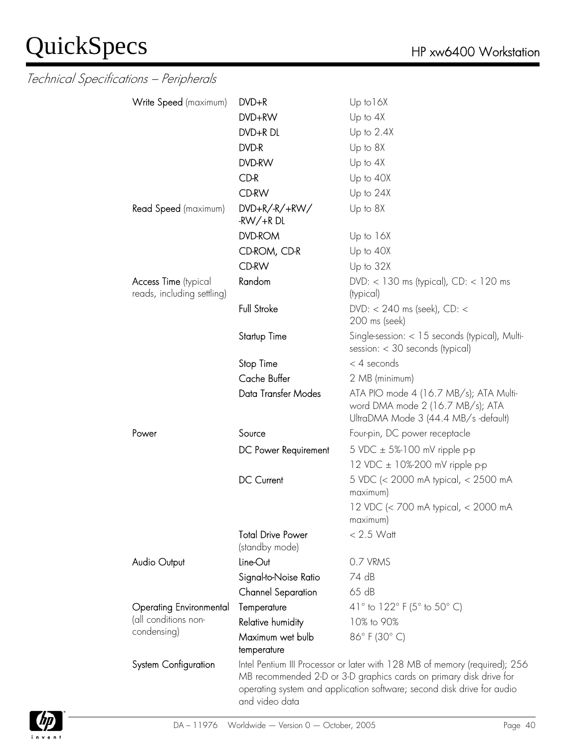## Technical Specifications – Peripherals

| | | |
|---|---|---|
| **Write Speed** (maximum) | DVD+R | Up to16X |
| | DVD+RW | Up to 4X |
| | DVD+R DL | Up to 2.4X |
| | DVD-R | Up to 8X |
| | DVD-RW | Up to 4X |
| | CD-R | Up to 40X |
| | CD-RW | Up to 24X |
| **Read Speed** (maximum) | DVD+R/-R/+RW/-RW/+R DL | Up to 8X |
| | DVD-ROM | Up to 16X |
| | CD-ROM, CD-R | Up to 40X |
| | CD-RW | Up to 32X |
| **Access Time** (typical reads, including settling) | Random | DVD: < 130 ms (typical), CD: < 120 ms (typical) |
| | Full Stroke | DVD: < 240 ms (seek), CD: < 200 ms (seek) |
| | Startup Time | Single-session: < 15 seconds (typical), Multi-session: < 30 seconds (typical) |
| | Stop Time | < 4 seconds |
| | Cache Buffer | 2 MB (minimum) |
| | Data Transfer Modes | ATA PIO mode 4 (16.7 MB/s); ATA Multi-word DMA mode 2 (16.7 MB/s); ATA UltraDMA Mode 3 (44.4 MB/s -default) |
| **Power** | Source | Four-pin, DC power receptacle |
| | DC Power Requirement | 5 VDC ± 5%-100 mV ripple p-p |
| | | 12 VDC ± 10%-200 mV ripple p-p |
| | DC Current | 5 VDC (< 2000 mA typical, < 2500 mA maximum) |
| | | 12 VDC (< 700 mA typical, < 2000 mA maximum) |
| | Total Drive Power (standby mode) | < 2.5 Watt |
| **Audio Output** | Line-Out | 0.7 VRMS |
| | Signal-to-Noise Ratio | 74 dB |
| | Channel Separation | 65 dB |
| **Operating Environmental** (all conditions non-condensing) | Temperature | 41° to 122° F (5° to 50° C) |
| | Relative humidity | 10% to 90% |
| | Maximum wet bulb temperature | 86° F (30° C) |
| **System Configuration** | Intel Pentium III Processor or later with 128 MB of memory (required); 256 MB recommended 2-D or 3-D graphics cards on primary disk drive for operating system and application software; second disk drive for audio and video data | |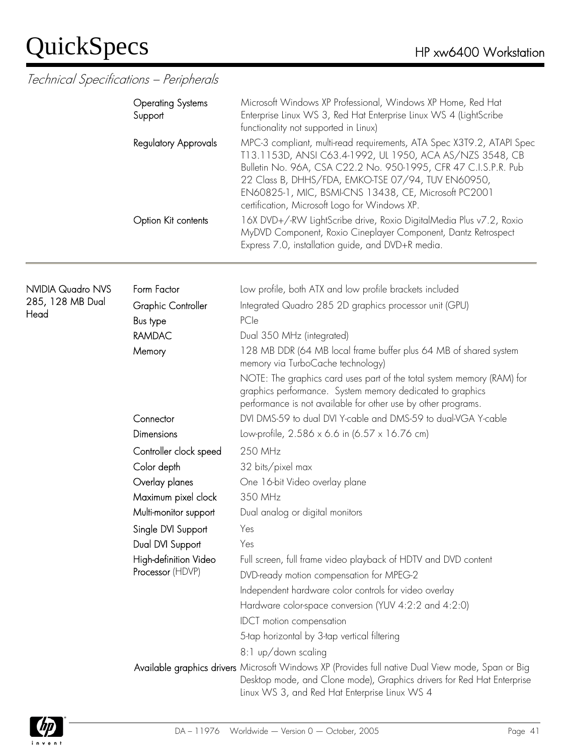*Technical Specifications – Peripherals*

| | | |
|---|---|---|
| | Operating Systems Support | Microsoft Windows XP Professional, Windows XP Home, Red Hat Enterprise Linux WS 3, Red Hat Enterprise Linux WS 4 (LightScribe functionality not supported in Linux) |
| | Regulatory Approvals | MPC-3 compliant, multi-read requirements, ATA Spec X3T9.2, ATAPI Spec T13.1153D, ANSI C63.4-1992, UL 1950, ACA AS/NZS 3548, CB Bulletin No. 96A, CSA C22.2 No. 950-1995, CFR 47 C.I.S.P.R. Pub 22 Class B, DHHS/FDA, EMKO-TSE 07/94, TUV EN60950, EN60825-1, MIC, BSMI-CNS 13438, CE, Microsoft PC2001 certification, Microsoft Logo for Windows XP. |
| | Option Kit contents | 16X DVD+/-RW LightScribe drive, Roxio DigitalMedia Plus v7.2, Roxio MyDVD Component, Roxio Cineplayer Component, Dantz Retrospect Express 7.0, installation guide, and DVD+R media. |

| | | |
|---|---|---|
| NVIDIA Quadro NVS 285, 128 MB Dual Head | Form Factor | Low profile, both ATX and low profile brackets included |
| | Graphic Controller | Integrated Quadro 285 2D graphics processor unit (GPU) |
| | Bus type | PCIe |
| | RAMDAC | Dual 350 MHz (integrated) |
| | Memory | 128 MB DDR (64 MB local frame buffer plus 64 MB of shared system memory via TurboCache technology)<br>NOTE: The graphics card uses part of the total system memory (RAM) for graphics performance. System memory dedicated to graphics performance is not available for other use by other programs. |
| | Connector | DVI DMS-59 to dual DVI Y-cable and DMS-59 to dual-VGA Y-cable |
| | Dimensions | Low-profile, 2.586 x 6.6 in (6.57 x 16.76 cm) |
| | Controller clock speed | 250 MHz |
| | Color depth | 32 bits/pixel max |
| | Overlay planes | One 16-bit Video overlay plane |
| | Maximum pixel clock | 350 MHz |
| | Multi-monitor support | Dual analog or digital monitors |
| | Single DVI Support | Yes |
| | Dual DVI Support | Yes |
| | High-definition Video Processor (HDVP) | Full screen, full frame video playback of HDTV and DVD content<br>DVD-ready motion compensation for MPEG-2<br>Independent hardware color controls for video overlay<br>Hardware color-space conversion (YUV 4:2:2 and 4:2:0)<br>IDCT motion compensation<br>5-tap horizontal by 3-tap vertical filtering<br>8:1 up/down scaling |
| | Available graphics drivers | Microsoft Windows XP (Provides full native Dual View mode, Span or Big Desktop mode, and Clone mode), Graphics drivers for Red Hat Enterprise Linux WS 3, and Red Hat Enterprise Linux WS 4 |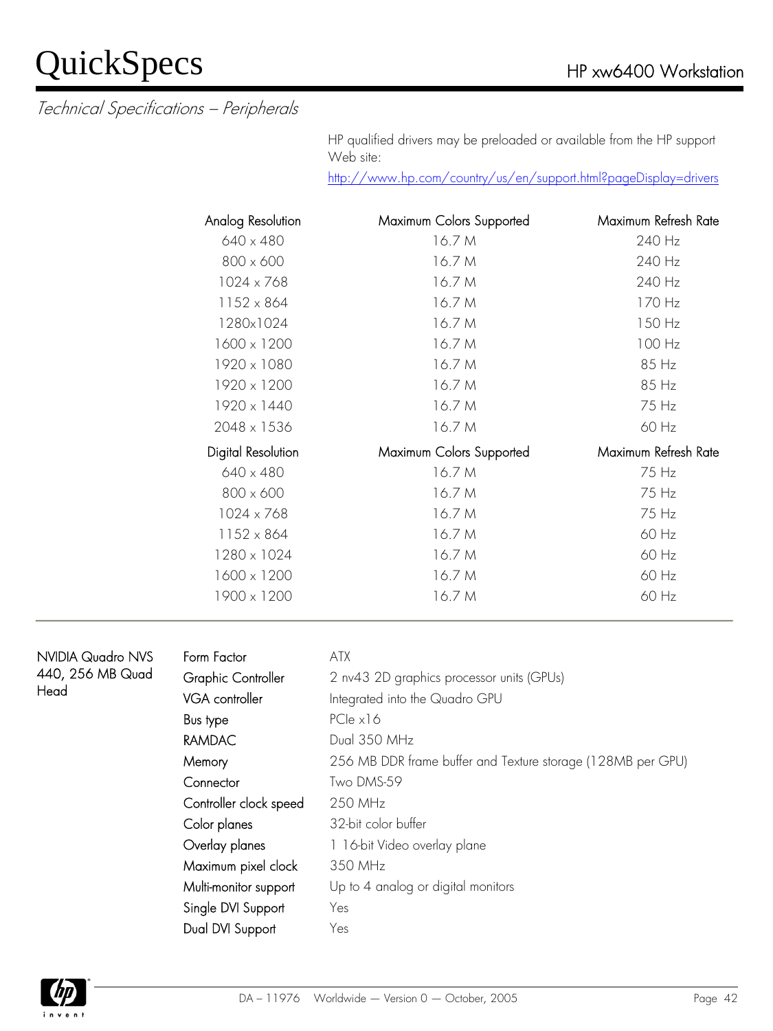*Technical Specifications – Peripherals*

HP qualified drivers may be preloaded or available from the HP support Web site:
http://www.hp.com/country/us/en/support.html?pageDisplay=drivers

| Analog Resolution | Maximum Colors Supported | Maximum Refresh Rate |
|---|---|---|
| 640 x 480 | 16.7 M | 240 Hz |
| 800 x 600 | 16.7 M | 240 Hz |
| 1024 x 768 | 16.7 M | 240 Hz |
| 1152 x 864 | 16.7 M | 170 Hz |
| 1280x1024 | 16.7 M | 150 Hz |
| 1600 x 1200 | 16.7 M | 100 Hz |
| 1920 x 1080 | 16.7 M | 85 Hz |
| 1920 x 1200 | 16.7 M | 85 Hz |
| 1920 x 1440 | 16.7 M | 75 Hz |
| 2048 x 1536 | 16.7 M | 60 Hz |
| **Digital Resolution** | **Maximum Colors Supported** | **Maximum Refresh Rate** |
| 640 x 480 | 16.7 M | 75 Hz |
| 800 x 600 | 16.7 M | 75 Hz |
| 1024 x 768 | 16.7 M | 75 Hz |
| 1152 x 864 | 16.7 M | 60 Hz |
| 1280 x 1024 | 16.7 M | 60 Hz |
| 1600 x 1200 | 16.7 M | 60 Hz |
| 1900 x 1200 | 16.7 M | 60 Hz |

**NVIDIA Quadro NVS 440, 256 MB Quad Head**

| | |
|---|---|
| Form Factor | ATX |
| Graphic Controller | 2 nv43 2D graphics processor units (GPUs) |
| VGA controller | Integrated into the Quadro GPU |
| Bus type | PCIe x16 |
| RAMDAC | Dual 350 MHz |
| Memory | 256 MB DDR frame buffer and Texture storage (128MB per GPU) |
| Connector | Two DMS-59 |
| Controller clock speed | 250 MHz |
| Color planes | 32-bit color buffer |
| Overlay planes | 1 16-bit Video overlay plane |
| Maximum pixel clock | 350 MHz |
| Multi-monitor support | Up to 4 analog or digital monitors |
| Single DVI Support | Yes |
| Dual DVI Support | Yes |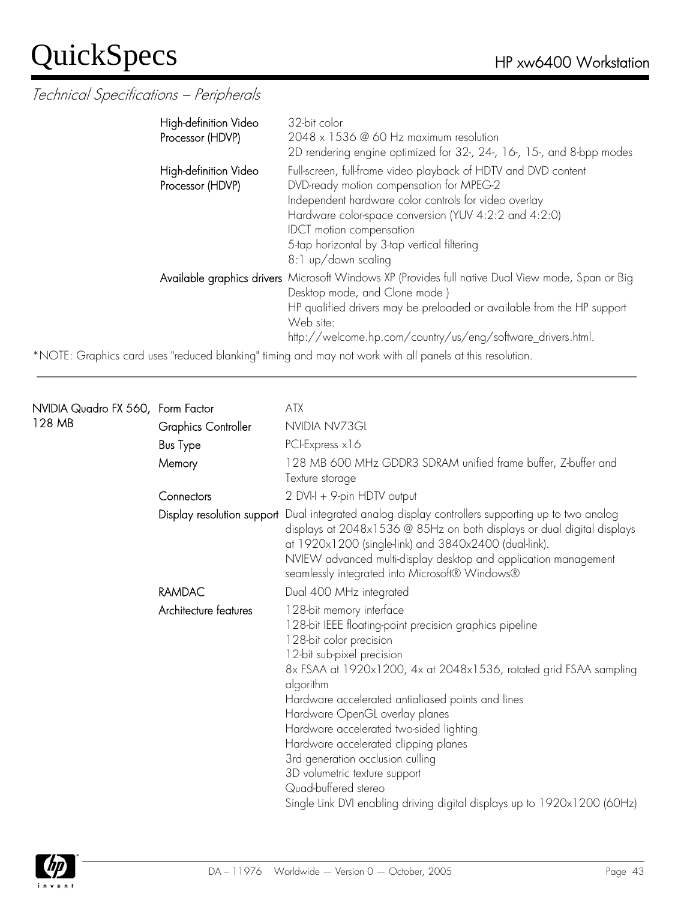*Technical Specifications – Peripherals*

| | | |
|---|---|---|
| | High-definition Video Processor (HDVP) | 32-bit color<br>2048 x 1536 @ 60 Hz maximum resolution<br>2D rendering engine optimized for 32-, 24-, 16-, 15-, and 8-bpp modes |
| | High-definition Video Processor (HDVP) | Full-screen, full-frame video playback of HDTV and DVD content<br>DVD-ready motion compensation for MPEG-2<br>Independent hardware color controls for video overlay<br>Hardware color-space conversion (YUV 4:2:2 and 4:2:0)<br>IDCT motion compensation<br>5-tap horizontal by 3-tap vertical filtering<br>8:1 up/down scaling |
| | Available graphics drivers | Microsoft Windows XP (Provides full native Dual View mode, Span or Big Desktop mode, and Clone mode )<br>HP qualified drivers may be preloaded or available from the HP support Web site:<br>http://welcome.hp.com/country/us/eng/software_drivers.html. |

*NOTE: Graphics card uses "reduced blanking" timing and may not work with all panels at this resolution.

---

| | | |
|---|---|---|
| NVIDIA Quadro FX 560, 128 MB | Form Factor | ATX |
| | Graphics Controller | NVIDIA NV73GL |
| | Bus Type | PCI-Express x16 |
| | Memory | 128 MB 600 MHz GDDR3 SDRAM unified frame buffer, Z-buffer and Texture storage |
| | Connectors | 2 DVI-I + 9-pin HDTV output |
| | Display resolution support | Dual integrated analog display controllers supporting up to two analog displays at 2048x1536 @ 85Hz on both displays or dual digital displays at 1920x1200 (single-link) and 3840x2400 (dual-link).<br>NVIEW advanced multi-display desktop and application management seamlessly integrated into Microsoft® Windows® |
| | RAMDAC | Dual 400 MHz integrated |
| | Architecture features | 128-bit memory interface<br>128-bit IEEE floating-point precision graphics pipeline<br>128-bit color precision<br>12-bit sub-pixel precision<br>8x FSAA at 1920x1200, 4x at 2048x1536, rotated grid FSAA sampling algorithm<br>Hardware accelerated antialiased points and lines<br>Hardware OpenGL overlay planes<br>Hardware accelerated two-sided lighting<br>Hardware accelerated clipping planes<br>3rd generation occlusion culling<br>3D volumetric texture support<br>Quad-buffered stereo<br>Single Link DVI enabling driving digital displays up to 1920x1200 (60Hz) |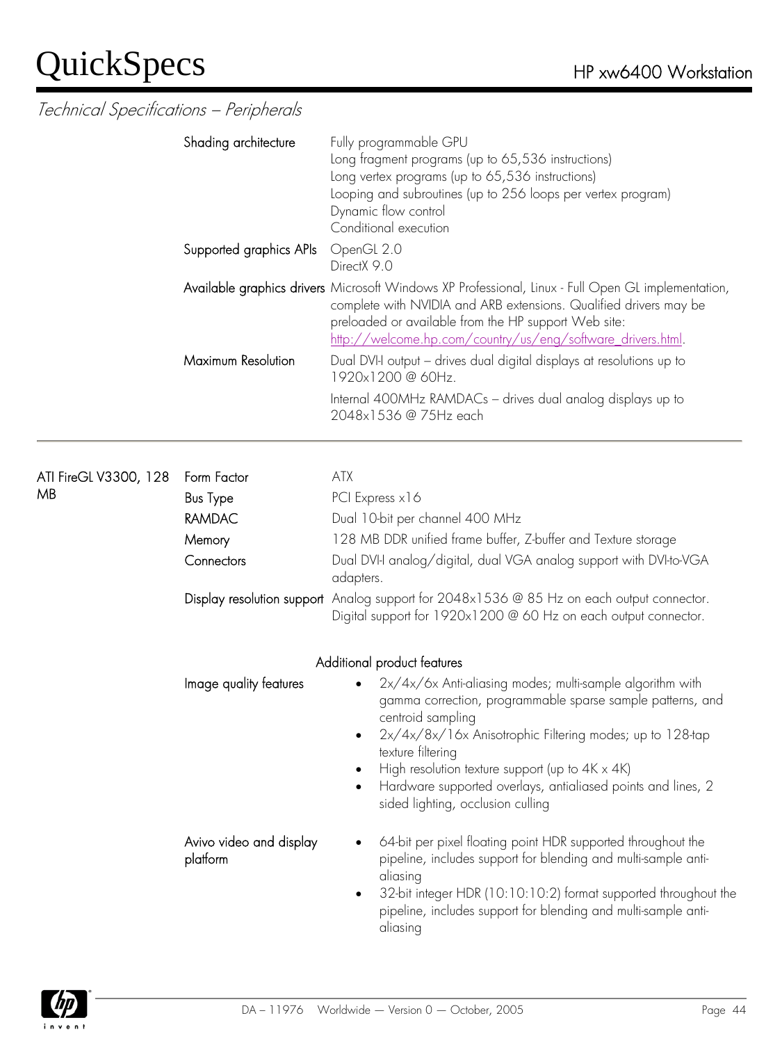## Technical Specifications – Peripherals

| | | |
|---|---|---|
| | Shading architecture | Fully programmable GPU<br>Long fragment programs (up to 65,536 instructions)<br>Long vertex programs (up to 65,536 instructions)<br>Looping and subroutines (up to 256 loops per vertex program)<br>Dynamic flow control<br>Conditional execution |
| | Supported graphics APIs | OpenGL 2.0<br>DirectX 9.0 |
| | Available graphics drivers | Microsoft Windows XP Professional, Linux - Full Open GL implementation, complete with NVIDIA and ARB extensions. Qualified drivers may be preloaded or available from the HP support Web site: http://welcome.hp.com/country/us/eng/software_drivers.html. |
| | Maximum Resolution | Dual DVI-I output – drives dual digital displays at resolutions up to 1920x1200 @ 60Hz.<br>Internal 400MHz RAMDACs – drives dual analog displays up to 2048x1536 @ 75Hz each |

| | | |
|---|---|---|
| ATI FireGL V3300, 128 MB | Form Factor | ATX |
| | Bus Type | PCI Express x16 |
| | RAMDAC | Dual 10-bit per channel 400 MHz |
| | Memory | 128 MB DDR unified frame buffer, Z-buffer and Texture storage |
| | Connectors | Dual DVI-I analog/digital, dual VGA analog support with DVI-to-VGA adapters. |
| | Display resolution support | Analog support for 2048x1536 @ 85 Hz on each output connector.<br>Digital support for 1920x1200 @ 60 Hz on each output connector. |

**Additional product features**

Image quality features
- 2x/4x/6x Anti-aliasing modes; multi-sample algorithm with gamma correction, programmable sparse sample patterns, and centroid sampling
- 2x/4x/8x/16x Anisotrophic Filtering modes; up to 128-tap texture filtering
- High resolution texture support (up to 4K x 4K)
- Hardware supported overlays, antialiased points and lines, 2 sided lighting, occlusion culling

Avivo video and display platform
- 64-bit per pixel floating point HDR supported throughout the pipeline, includes support for blending and multi-sample anti-aliasing
- 32-bit integer HDR (10:10:10:2) format supported throughout the pipeline, includes support for blending and multi-sample anti-aliasing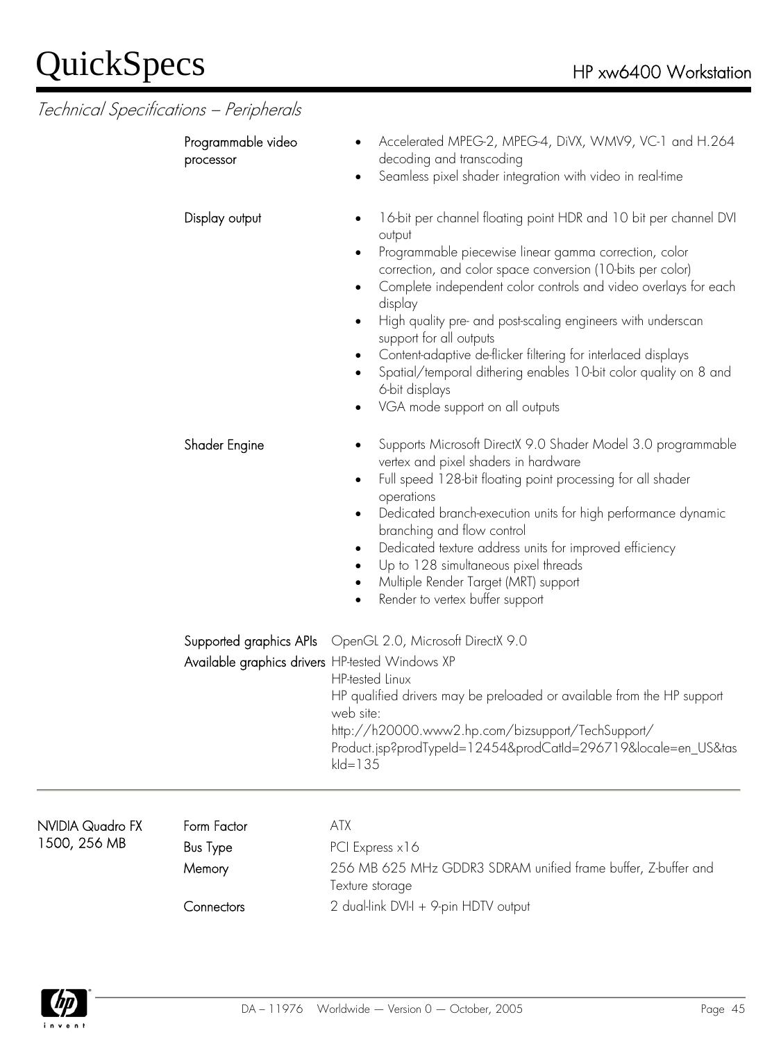## Technical Specifications – Peripherals

| | | |
|---|---|---|
| | **Programmable video processor** | • Accelerated MPEG-2, MPEG-4, DiVX, WMV9, VC-1 and H.264 decoding and transcoding<br>• Seamless pixel shader integration with video in real-time |
| | **Display output** | • 16-bit per channel floating point HDR and 10 bit per channel DVI output<br>• Programmable piecewise linear gamma correction, color correction, and color space conversion (10-bits per color)<br>• Complete independent color controls and video overlays for each display<br>• High quality pre- and post-scaling engineers with underscan support for all outputs<br>• Content-adaptive de-flicker filtering for interlaced displays<br>• Spatial/temporal dithering enables 10-bit color quality on 8 and 6-bit displays<br>• VGA mode support on all outputs |
| | **Shader Engine** | • Supports Microsoft DirectX 9.0 Shader Model 3.0 programmable vertex and pixel shaders in hardware<br>• Full speed 128-bit floating point processing for all shader operations<br>• Dedicated branch-execution units for high performance dynamic branching and flow control<br>• Dedicated texture address units for improved efficiency<br>• Up to 128 simultaneous pixel threads<br>• Multiple Render Target (MRT) support<br>• Render to vertex buffer support |
| | **Supported graphics APIs** | OpenGL 2.0, Microsoft DirectX 9.0 |
| | **Available graphics drivers** | HP-tested Windows XP<br>HP-tested Linux<br>HP qualified drivers may be preloaded or available from the HP support web site:<br>http://h20000.www2.hp.com/bizsupport/TechSupport/Product.jsp?prodTypeId=12454&prodCatId=296719&locale=en_US&taskId=135 |

| | | |
|---|---|---|
| **NVIDIA Quadro FX 1500, 256 MB** | **Form Factor** | ATX |
| | **Bus Type** | PCI Express x16 |
| | **Memory** | 256 MB 625 MHz GDDR3 SDRAM unified frame buffer, Z-buffer and Texture storage |
| | **Connectors** | 2 dual-link DVI-I + 9-pin HDTV output |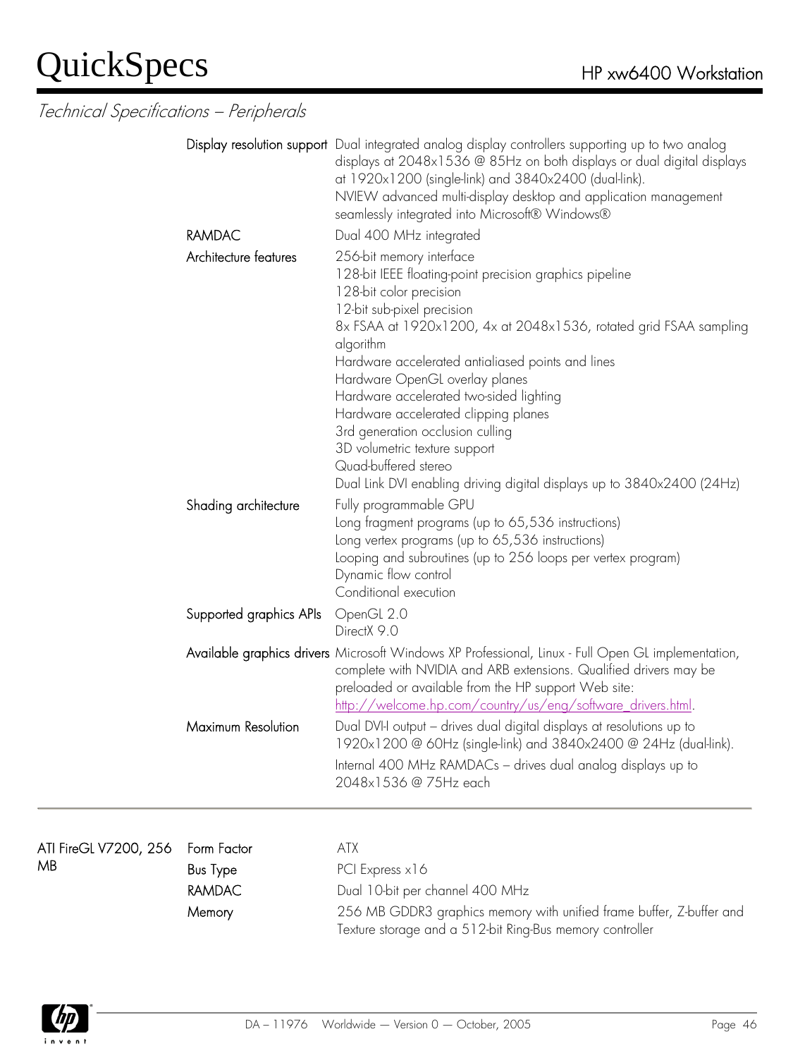## Technical Specifications – Peripherals

| | | |
|---|---|---|
| | Display resolution support | Dual integrated analog display controllers supporting up to two analog displays at 2048x1536 @ 85Hz on both displays or dual digital displays at 1920x1200 (single-link) and 3840x2400 (dual-link).<br>NVIEW advanced multi-display desktop and application management seamlessly integrated into Microsoft® Windows® |
| | RAMDAC | Dual 400 MHz integrated |
| | Architecture features | 256-bit memory interface<br>128-bit IEEE floating-point precision graphics pipeline<br>128-bit color precision<br>12-bit sub-pixel precision<br>8x FSAA at 1920x1200, 4x at 2048x1536, rotated grid FSAA sampling algorithm<br>Hardware accelerated antialiased points and lines<br>Hardware OpenGL overlay planes<br>Hardware accelerated two-sided lighting<br>Hardware accelerated clipping planes<br>3rd generation occlusion culling<br>3D volumetric texture support<br>Quad-buffered stereo<br>Dual Link DVI enabling driving digital displays up to 3840x2400 (24Hz) |
| | Shading architecture | Fully programmable GPU<br>Long fragment programs (up to 65,536 instructions)<br>Long vertex programs (up to 65,536 instructions)<br>Looping and subroutines (up to 256 loops per vertex program)<br>Dynamic flow control<br>Conditional execution |
| | Supported graphics APIs | OpenGL 2.0<br>DirectX 9.0 |
| | Available graphics drivers | Microsoft Windows XP Professional, Linux - Full Open GL implementation, complete with NVIDIA and ARB extensions. Qualified drivers may be preloaded or available from the HP support Web site: http://welcome.hp.com/country/us/eng/software_drivers.html. |
| | Maximum Resolution | Dual DVI-I output – drives dual digital displays at resolutions up to 1920x1200 @ 60Hz (single-link) and 3840x2400 @ 24Hz (dual-link).<br>Internal 400 MHz RAMDACs – drives dual analog displays up to 2048x1536 @ 75Hz each |

| | | |
|---|---|---|
| ATI FireGL V7200, 256 MB | Form Factor | ATX |
| | Bus Type | PCI Express x16 |
| | RAMDAC | Dual 10-bit per channel 400 MHz |
| | Memory | 256 MB GDDR3 graphics memory with unified frame buffer, Z-buffer and Texture storage and a 512-bit Ring-Bus memory controller |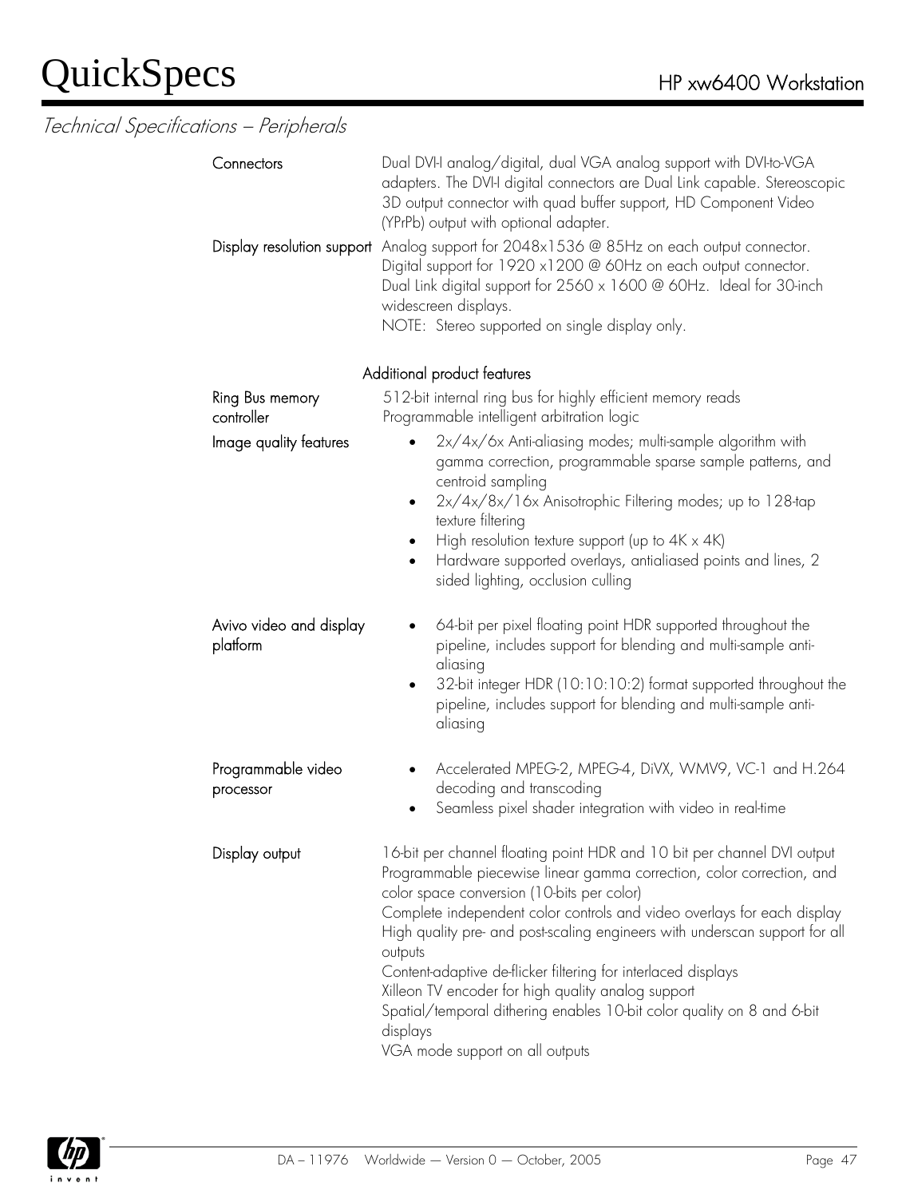## Technical Specifications – Peripherals

| | |
|---|---|
| Connectors | Dual DVI-I analog/digital, dual VGA analog support with DVI-to-VGA adapters. The DVI-I digital connectors are Dual Link capable. Stereoscopic 3D output connector with quad buffer support, HD Component Video (YPrPb) output with optional adapter. |
| Display resolution support | Analog support for 2048x1536 @ 85Hz on each output connector. Digital support for 1920 x1200 @ 60Hz on each output connector. Dual Link digital support for 2560 x 1600 @ 60Hz. Ideal for 30-inch widescreen displays. NOTE: Stereo supported on single display only. |

### Additional product features

**Ring Bus memory controller**

512-bit internal ring bus for highly efficient memory reads
Programmable intelligent arbitration logic

**Image quality features**

- 2x/4x/6x Anti-aliasing modes; multi-sample algorithm with gamma correction, programmable sparse sample patterns, and centroid sampling
- 2x/4x/8x/16x Anisotrophic Filtering modes; up to 128-tap texture filtering
- High resolution texture support (up to 4K x 4K)
- Hardware supported overlays, antialiased points and lines, 2 sided lighting, occlusion culling

**Avivo video and display platform**

- 64-bit per pixel floating point HDR supported throughout the pipeline, includes support for blending and multi-sample anti-aliasing
- 32-bit integer HDR (10:10:10:2) format supported throughout the pipeline, includes support for blending and multi-sample anti-aliasing

**Programmable video processor**

- Accelerated MPEG-2, MPEG-4, DiVX, WMV9, VC-1 and H.264 decoding and transcoding
- Seamless pixel shader integration with video in real-time

**Display output**

16-bit per channel floating point HDR and 10 bit per channel DVI output
Programmable piecewise linear gamma correction, color correction, and color space conversion (10-bits per color)
Complete independent color controls and video overlays for each display
High quality pre- and post-scaling engineers with underscan support for all outputs
Content-adaptive de-flicker filtering for interlaced displays
Xilleon TV encoder for high quality analog support
Spatial/temporal dithering enables 10-bit color quality on 8 and 6-bit displays
VGA mode support on all outputs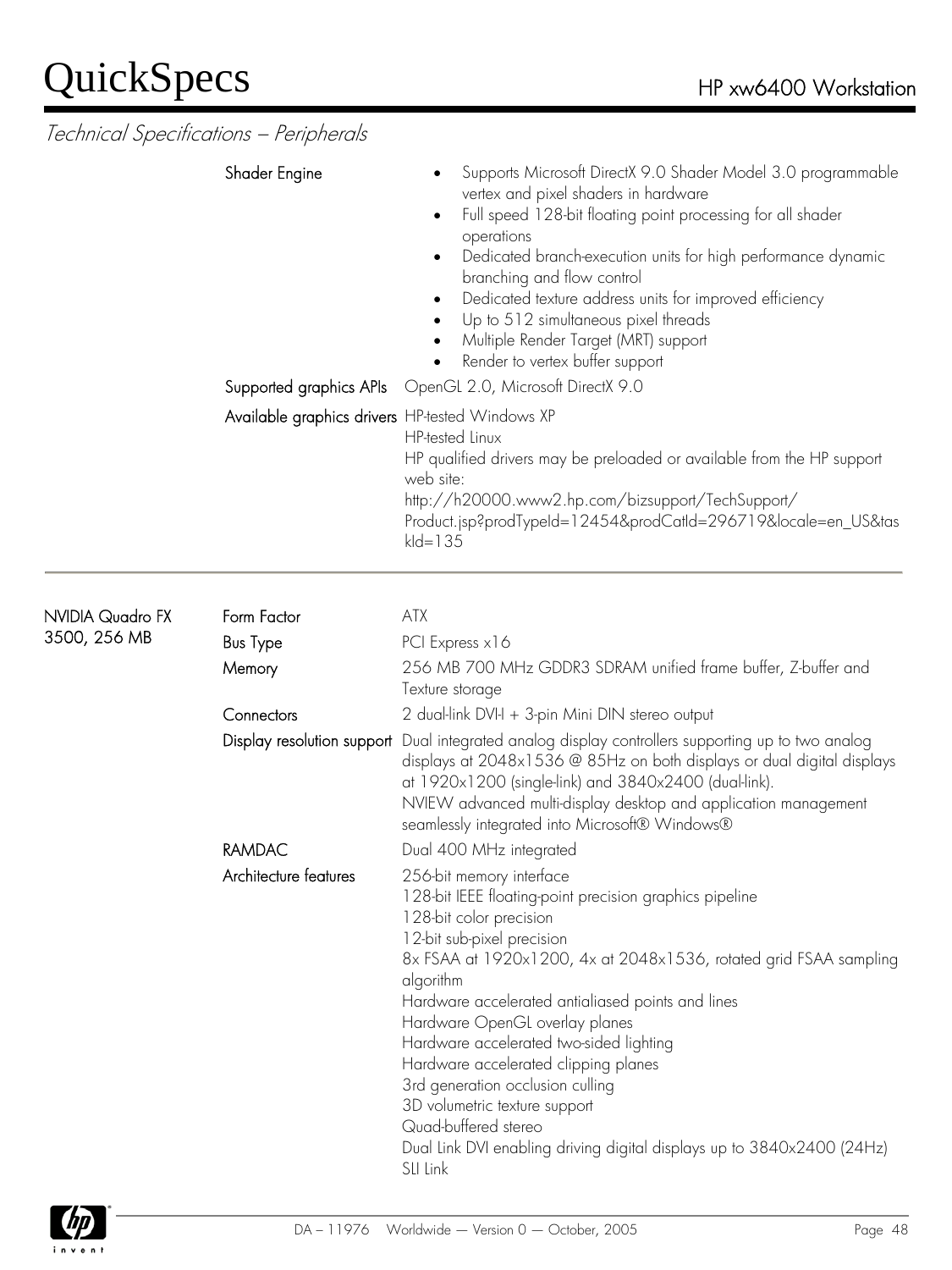*Technical Specifications – Peripherals*

| | | |
|---|---|---|
| | **Shader Engine** | • Supports Microsoft DirectX 9.0 Shader Model 3.0 programmable vertex and pixel shaders in hardware<br>• Full speed 128-bit floating point processing for all shader operations<br>• Dedicated branch-execution units for high performance dynamic branching and flow control<br>• Dedicated texture address units for improved efficiency<br>• Up to 512 simultaneous pixel threads<br>• Multiple Render Target (MRT) support<br>• Render to vertex buffer support |
| | **Supported graphics APIs** | OpenGL 2.0, Microsoft DirectX 9.0 |
| | **Available graphics drivers** | HP-tested Windows XP<br>HP-tested Linux<br>HP qualified drivers may be preloaded or available from the HP support web site:<br>http://h20000.www2.hp.com/bizsupport/TechSupport/Product.jsp?prodTypeId=12454&prodCatId=296719&locale=en_US&taskId=135 |

| | | |
|---|---|---|
| **NVIDIA Quadro FX 3500, 256 MB** | **Form Factor** | ATX |
| | **Bus Type** | PCI Express x16 |
| | **Memory** | 256 MB 700 MHz GDDR3 SDRAM unified frame buffer, Z-buffer and Texture storage |
| | **Connectors** | 2 dual-link DVI-I + 3-pin Mini DIN stereo output |
| | **Display resolution support** | Dual integrated analog display controllers supporting up to two analog displays at 2048x1536 @ 85Hz on both displays or dual digital displays at 1920x1200 (single-link) and 3840x2400 (dual-link).<br>NVIEW advanced multi-display desktop and application management seamlessly integrated into Microsoft® Windows® |
| | **RAMDAC** | Dual 400 MHz integrated |
| | **Architecture features** | 256-bit memory interface<br>128-bit IEEE floating-point precision graphics pipeline<br>128-bit color precision<br>12-bit sub-pixel precision<br>8x FSAA at 1920x1200, 4x at 2048x1536, rotated grid FSAA sampling algorithm<br>Hardware accelerated antialiased points and lines<br>Hardware OpenGL overlay planes<br>Hardware accelerated two-sided lighting<br>Hardware accelerated clipping planes<br>3rd generation occlusion culling<br>3D volumetric texture support<br>Quad-buffered stereo<br>Dual Link DVI enabling driving digital displays up to 3840x2400 (24Hz)<br>SLI Link |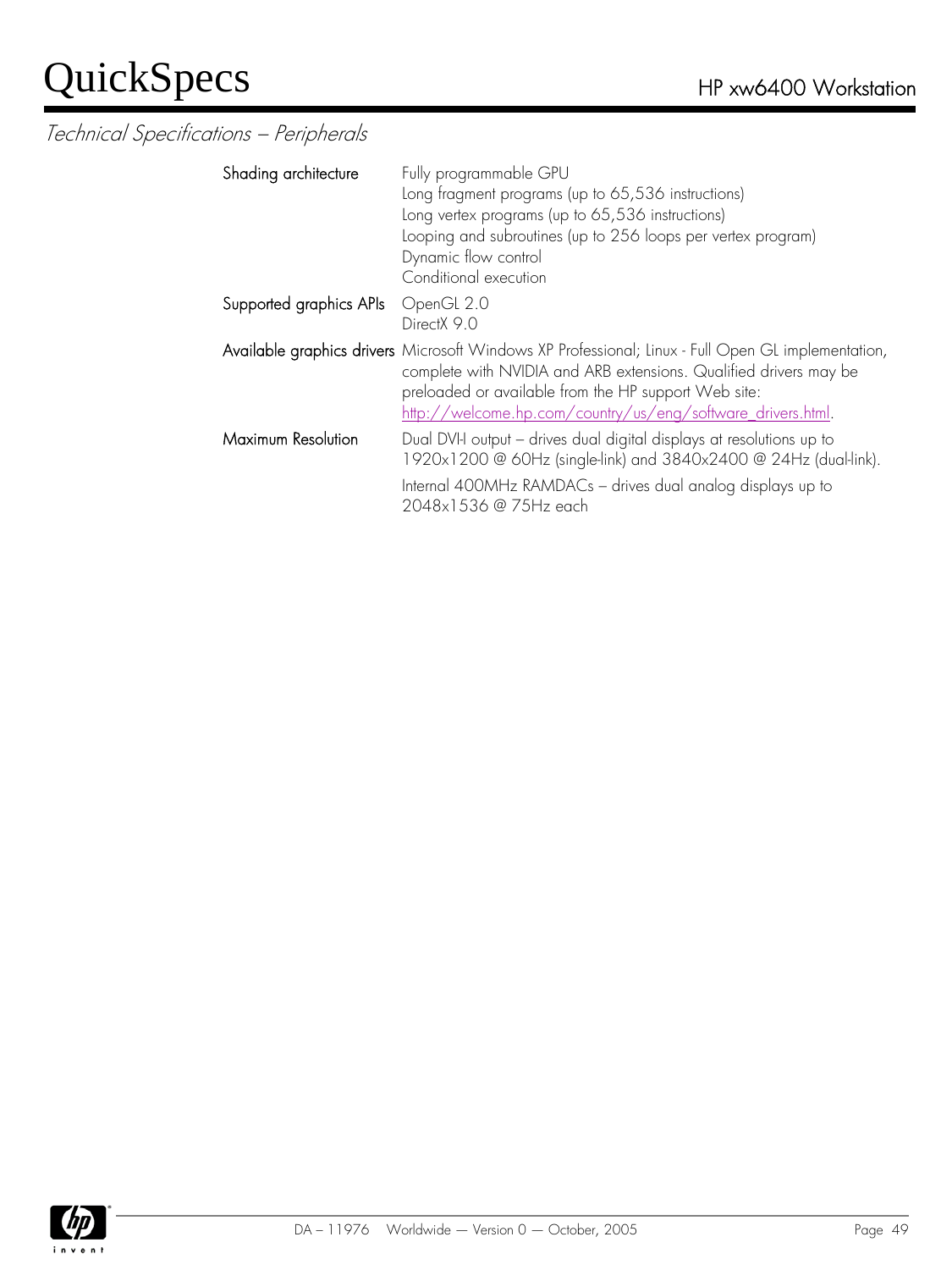## Technical Specifications – Peripherals

| | |
|---|---|
| Shading architecture | Fully programmable GPU<br>Long fragment programs (up to 65,536 instructions)<br>Long vertex programs (up to 65,536 instructions)<br>Looping and subroutines (up to 256 loops per vertex program)<br>Dynamic flow control<br>Conditional execution |
| Supported graphics APIs | OpenGL 2.0<br>DirectX 9.0 |
| Available graphics drivers | Microsoft Windows XP Professional; Linux - Full Open GL implementation, complete with NVIDIA and ARB extensions. Qualified drivers may be preloaded or available from the HP support Web site: http://welcome.hp.com/country/us/eng/software_drivers.html. |
| Maximum Resolution | Dual DVI-I output – drives dual digital displays at resolutions up to 1920x1200 @ 60Hz (single-link) and 3840x2400 @ 24Hz (dual-link).<br>Internal 400MHz RAMDACs – drives dual analog displays up to 2048x1536 @ 75Hz each |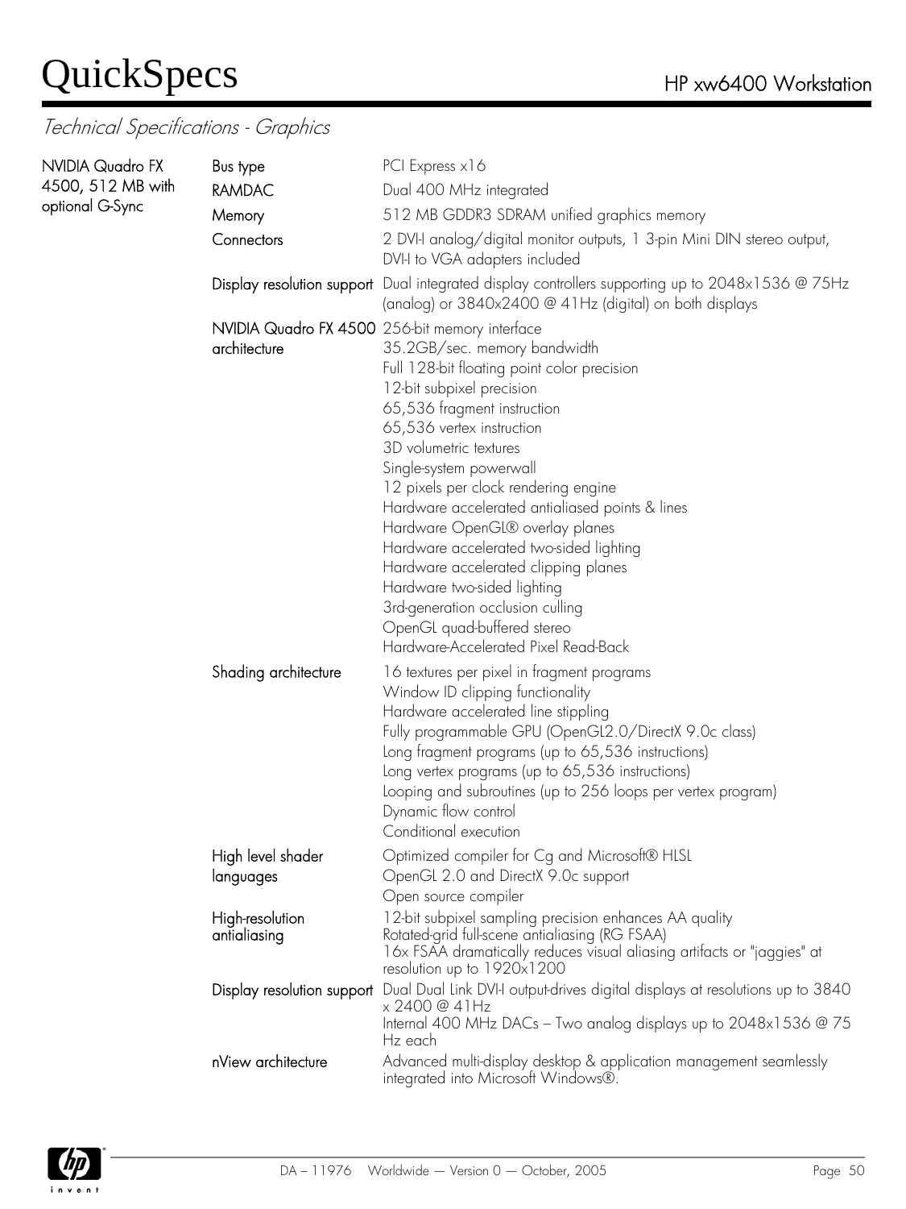*Technical Specifications - Graphics*

| | | |
|---|---|---|
| NVIDIA Quadro FX 4500, 512 MB with optional G-Sync | Bus type | PCI Express x16 |
| | RAMDAC | Dual 400 MHz integrated |
| | Memory | 512 MB GDDR3 SDRAM unified graphics memory |
| | Connectors | 2 DVI-I analog/digital monitor outputs, 1 3-pin Mini DIN stereo output, DVI-I to VGA adapters included |
| | Display resolution support | Dual integrated display controllers supporting up to 2048x1536 @ 75Hz (analog) or 3840x2400 @ 41Hz (digital) on both displays |
| | NVIDIA Quadro FX 4500 architecture | 256-bit memory interface<br>35.2GB/sec. memory bandwidth<br>Full 128-bit floating point color precision<br>12-bit subpixel precision<br>65,536 fragment instruction<br>65,536 vertex instruction<br>3D volumetric textures<br>Single-system powerwall<br>12 pixels per clock rendering engine<br>Hardware accelerated antialiased points & lines<br>Hardware OpenGL® overlay planes<br>Hardware accelerated two-sided lighting<br>Hardware accelerated clipping planes<br>Hardware two-sided lighting<br>3rd-generation occlusion culling<br>OpenGL quad-buffered stereo<br>Hardware-Accelerated Pixel Read-Back |
| | Shading architecture | 16 textures per pixel in fragment programs<br>Window ID clipping functionality<br>Hardware accelerated line stippling<br>Fully programmable GPU (OpenGL2.0/DirectX 9.0c class)<br>Long fragment programs (up to 65,536 instructions)<br>Long vertex programs (up to 65,536 instructions)<br>Looping and subroutines (up to 256 loops per vertex program)<br>Dynamic flow control<br>Conditional execution |
| | High level shader languages | Optimized compiler for Cg and Microsoft® HLSL<br>OpenGL 2.0 and DirectX 9.0c support<br>Open source compiler |
| | High-resolution antialiasing | 12-bit subpixel sampling precision enhances AA quality<br>Rotated-grid full-scene antialiasing (RG FSAA)<br>16x FSAA dramatically reduces visual aliasing artifacts or "jaggies" at resolution up to 1920x1200 |
| | Display resolution support | Dual Dual Link DVI-I output-drives digital displays at resolutions up to 3840 x 2400 @ 41Hz<br>Internal 400 MHz DACs – Two analog displays up to 2048x1536 @ 75 Hz each |
| | nView architecture | Advanced multi-display desktop & application management seamlessly integrated into Microsoft Windows®. |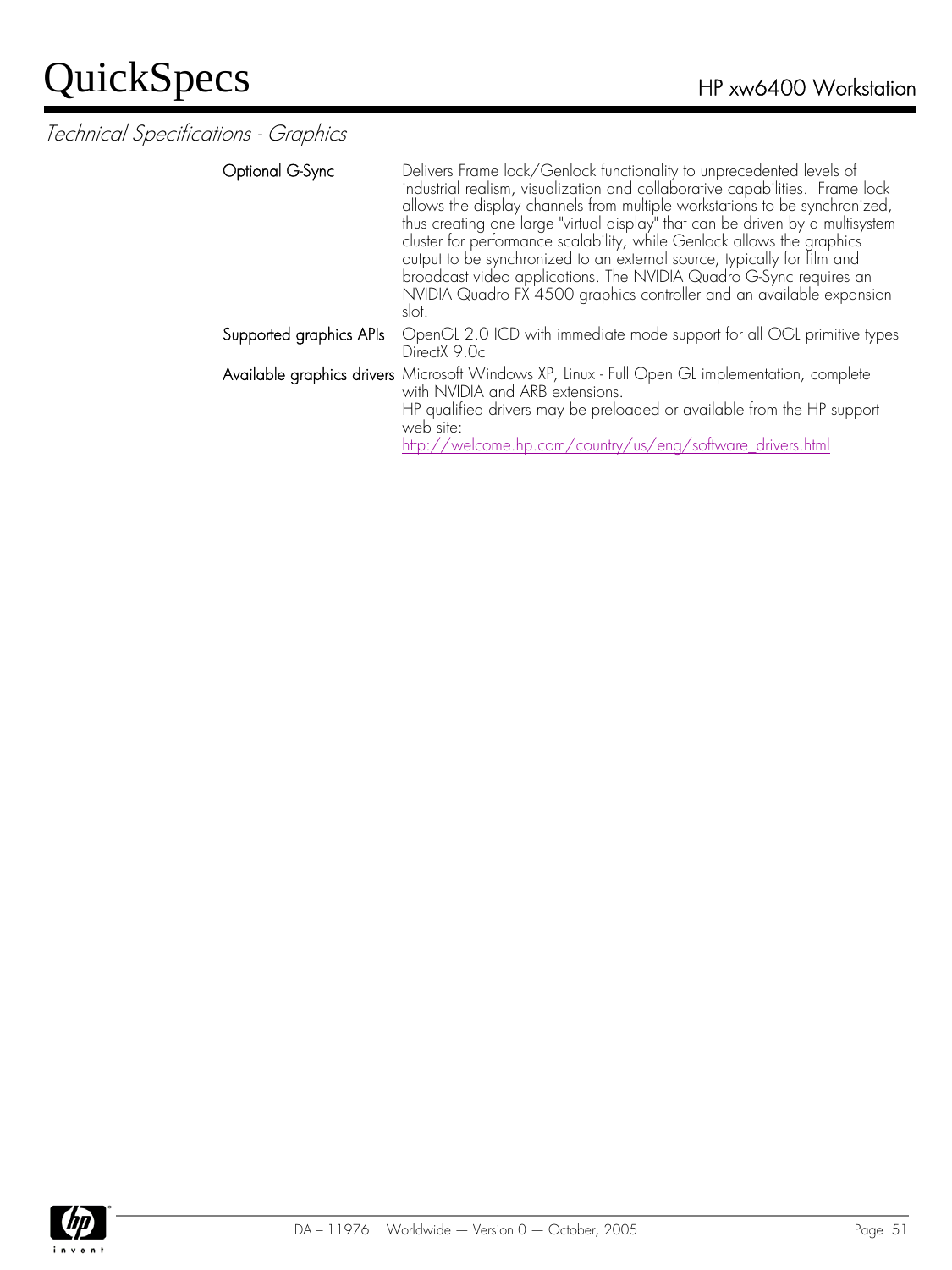*Technical Specifications - Graphics*

| | |
|---|---|
| Optional G-Sync | Delivers Frame lock/Genlock functionality to unprecedented levels of industrial realism, visualization and collaborative capabilities. Frame lock allows the display channels from multiple workstations to be synchronized, thus creating one large "virtual display" that can be driven by a multisystem cluster for performance scalability, while Genlock allows the graphics output to be synchronized to an external source, typically for film and broadcast video applications. The NVIDIA Quadro G-Sync requires an NVIDIA Quadro FX 4500 graphics controller and an available expansion slot. |
| Supported graphics APIs | OpenGL 2.0 ICD with immediate mode support for all OGL primitive types<br>DirectX 9.0c |
| Available graphics drivers | Microsoft Windows XP, Linux - Full Open GL implementation, complete with NVIDIA and ARB extensions.<br>HP qualified drivers may be preloaded or available from the HP support web site:<br>http://welcome.hp.com/country/us/eng/software_drivers.html |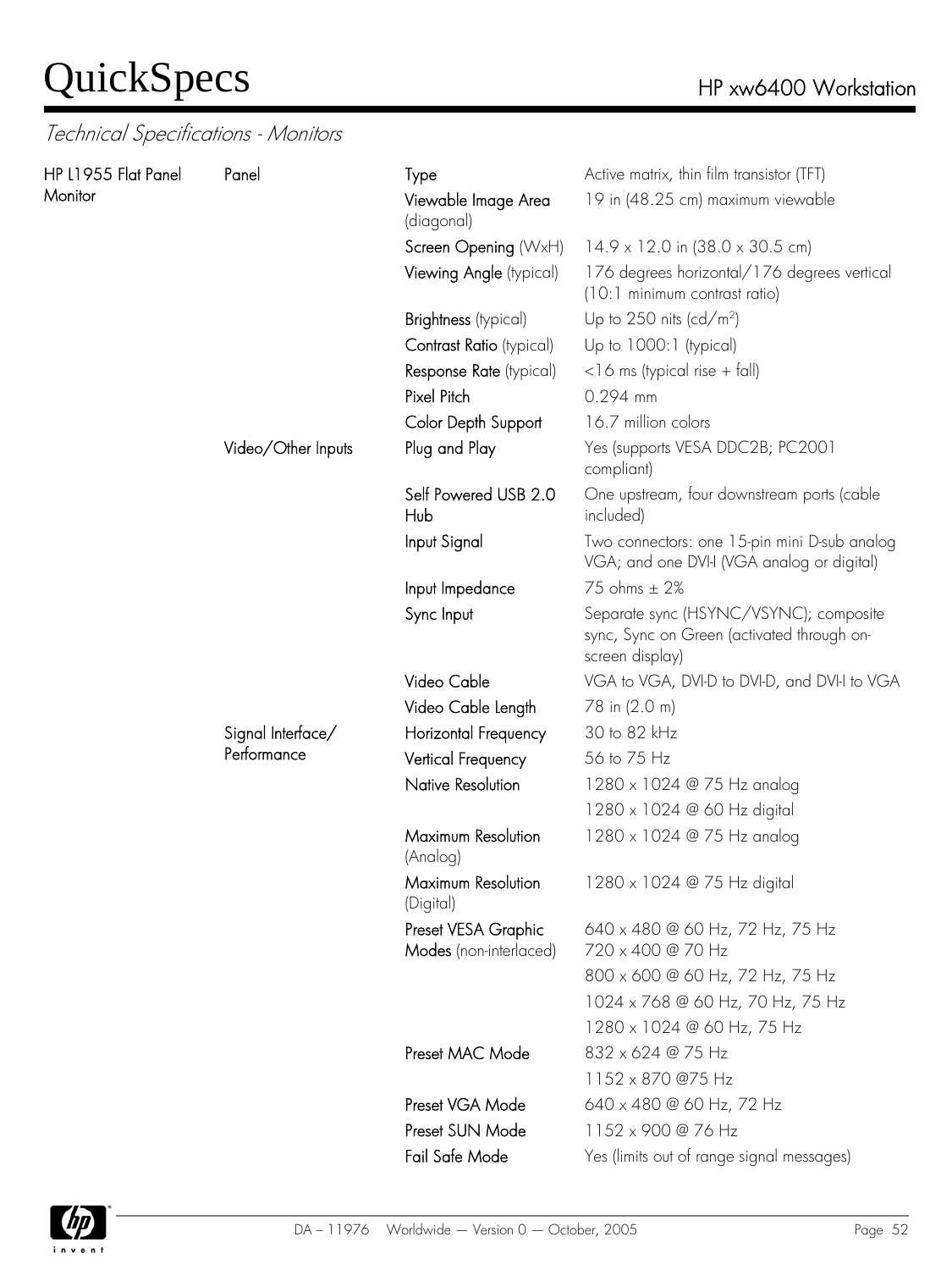## Technical Specifications - Monitors

| | | | |
|---|---|---|---|
| HP L1955 Flat Panel Monitor | Panel | Type | Active matrix, thin film transistor (TFT) |
| | | Viewable Image Area (diagonal) | 19 in (48.25 cm) maximum viewable |
| | | Screen Opening (WxH) | 14.9 x 12.0 in (38.0 x 30.5 cm) |
| | | Viewing Angle (typical) | 176 degrees horizontal/176 degrees vertical (10:1 minimum contrast ratio) |
| | | Brightness (typical) | Up to 250 nits (cd/m$^2$) |
| | | Contrast Ratio (typical) | Up to 1000:1 (typical) |
| | | Response Rate (typical) | <16 ms (typical rise + fall) |
| | | Pixel Pitch | 0.294 mm |
| | | Color Depth Support | 16.7 million colors |
| | Video/Other Inputs | Plug and Play | Yes (supports VESA DDC2B; PC2001 compliant) |
| | | Self Powered USB 2.0 Hub | One upstream, four downstream ports (cable included) |
| | | Input Signal | Two connectors: one 15-pin mini D-sub analog VGA; and one DVI-I (VGA analog or digital) |
| | | Input Impedance | 75 ohms ± 2% |
| | | Sync Input | Separate sync (HSYNC/VSYNC); composite sync, Sync on Green (activated through on-screen display) |
| | | Video Cable | VGA to VGA, DVI-D to DVI-D, and DVI-I to VGA |
| | | Video Cable Length | 78 in (2.0 m) |
| | Signal Interface/ Performance | Horizontal Frequency | 30 to 82 kHz |
| | | Vertical Frequency | 56 to 75 Hz |
| | | Native Resolution | 1280 x 1024 @ 75 Hz analog |
| | | | 1280 x 1024 @ 60 Hz digital |
| | | Maximum Resolution (Analog) | 1280 x 1024 @ 75 Hz analog |
| | | Maximum Resolution (Digital) | 1280 x 1024 @ 75 Hz digital |
| | | Preset VESA Graphic Modes (non-interlaced) | 640 x 480 @ 60 Hz, 72 Hz, 75 Hz<br>720 x 400 @ 70 Hz |
| | | | 800 x 600 @ 60 Hz, 72 Hz, 75 Hz |
| | | | 1024 x 768 @ 60 Hz, 70 Hz, 75 Hz |
| | | | 1280 x 1024 @ 60 Hz, 75 Hz |
| | | Preset MAC Mode | 832 x 624 @ 75 Hz |
| | | | 1152 x 870 @75 Hz |
| | | Preset VGA Mode | 640 x 480 @ 60 Hz, 72 Hz |
| | | Preset SUN Mode | 1152 x 900 @ 76 Hz |
| | | Fail Safe Mode | Yes (limits out of range signal messages) |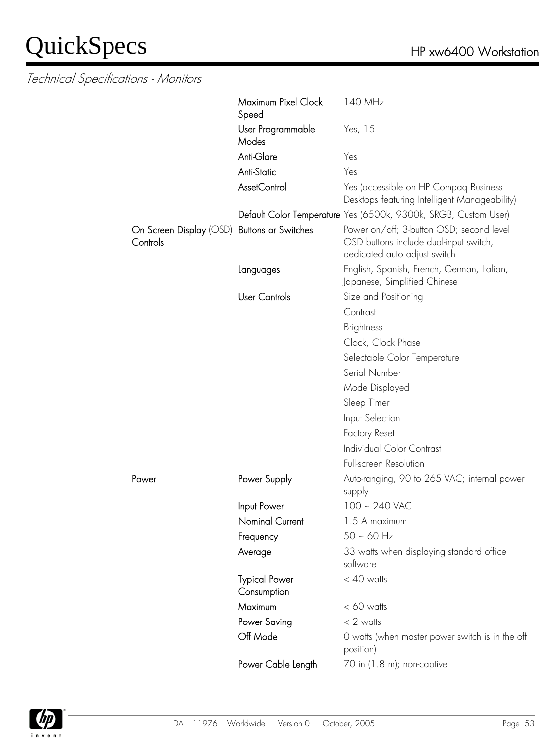## Technical Specifications - Monitors

| | | |
|---|---|---|
| | Maximum Pixel Clock Speed | 140 MHz |
| | User Programmable Modes | Yes, 15 |
| | Anti-Glare | Yes |
| | Anti-Static | Yes |
| | AssetControl | Yes (accessible on HP Compaq Business Desktops featuring Intelligent Manageability) |
| | Default Color Temperature | Yes (6500k, 9300k, SRGB, Custom User) |
| On Screen Display (OSD) Controls | Buttons or Switches | Power on/off; 3-button OSD; second level OSD buttons include dual-input switch, dedicated auto adjust switch |
| | Languages | English, Spanish, French, German, Italian, Japanese, Simplified Chinese |
| | User Controls | Size and Positioning |
| | | Contrast |
| | | Brightness |
| | | Clock, Clock Phase |
| | | Selectable Color Temperature |
| | | Serial Number |
| | | Mode Displayed |
| | | Sleep Timer |
| | | Input Selection |
| | | Factory Reset |
| | | Individual Color Contrast |
| | | Full-screen Resolution |
| Power | Power Supply | Auto-ranging, 90 to 265 VAC; internal power supply |
| | Input Power | 100 ~ 240 VAC |
| | Nominal Current | 1.5 A maximum |
| | Frequency | 50 ~ 60 Hz |
| | Average | 33 watts when displaying standard office software |
| | Typical Power Consumption | < 40 watts |
| | Maximum | < 60 watts |
| | Power Saving | < 2 watts |
| | Off Mode | 0 watts (when master power switch is in the off position) |
| | Power Cable Length | 70 in (1.8 m); non-captive |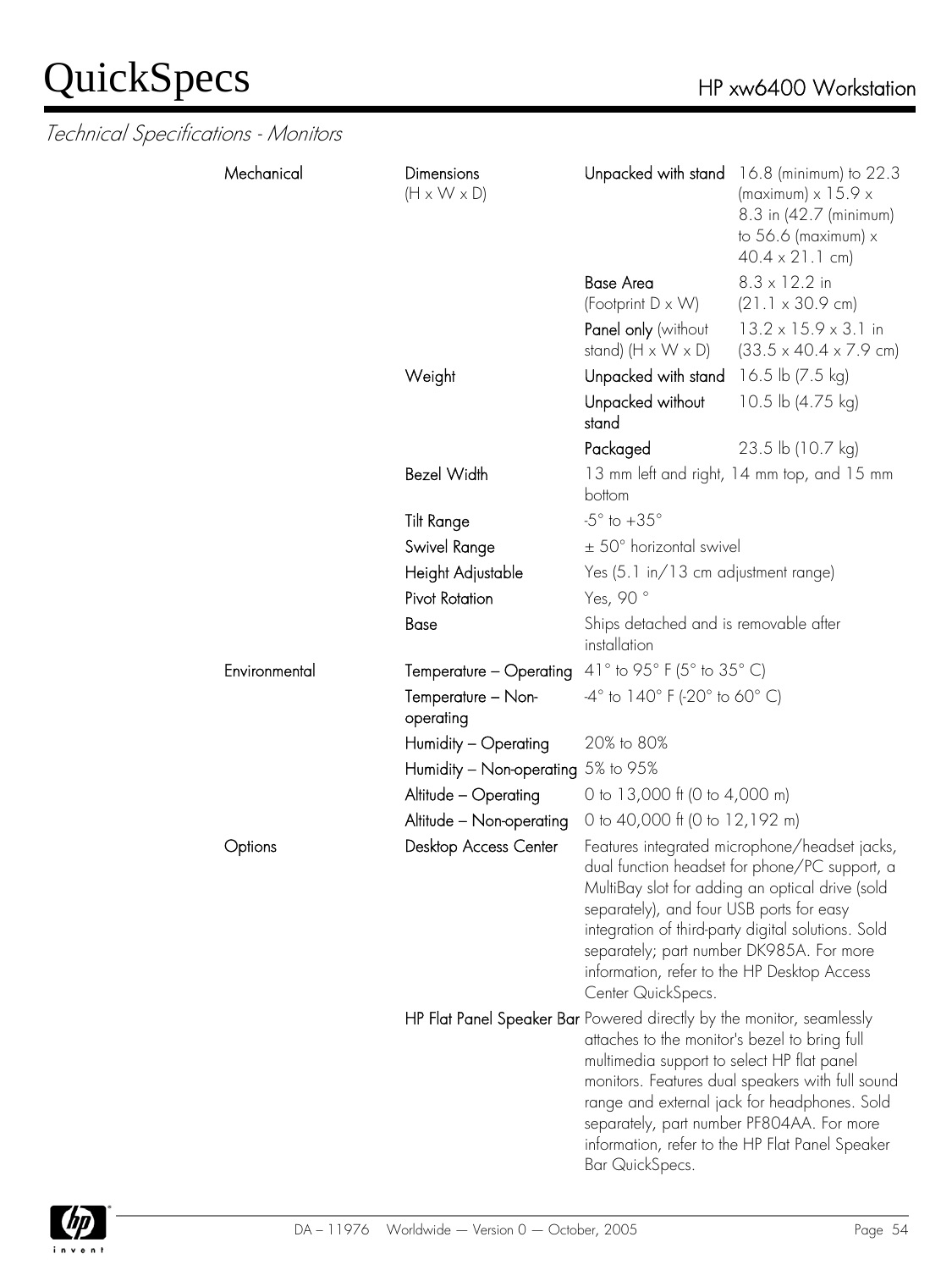*Technical Specifications - Monitors*

| | | | |
|---|---|---|---|
| Mechanical | Dimensions (H x W x D) | Unpacked with stand | 16.8 (minimum) to 22.3 (maximum) x 15.9 x 8.3 in (42.7 (minimum) to 56.6 (maximum) x 40.4 x 21.1 cm) |
| | | Base Area (Footprint D x W) | 8.3 x 12.2 in (21.1 x 30.9 cm) |
| | | Panel only (without stand) (H x W x D) | 13.2 x 15.9 x 3.1 in (33.5 x 40.4 x 7.9 cm) |
| | Weight | Unpacked with stand | 16.5 lb (7.5 kg) |
| | | Unpacked without stand | 10.5 lb (4.75 kg) |
| | | Packaged | 23.5 lb (10.7 kg) |
| | Bezel Width | 13 mm left and right, 14 mm top, and 15 mm bottom | |
| | Tilt Range | -5° to +35° | |
| | Swivel Range | ± 50° horizontal swivel | |
| | Height Adjustable | Yes (5.1 in/13 cm adjustment range) | |
| | Pivot Rotation | Yes, 90 ° | |
| | Base | Ships detached and is removable after installation | |
| Environmental | Temperature – Operating | 41° to 95° F (5° to 35° C) | |
| | Temperature – Non-operating | -4° to 140° F (-20° to 60° C) | |
| | Humidity – Operating | 20% to 80% | |
| | Humidity – Non-operating | 5% to 95% | |
| | Altitude – Operating | 0 to 13,000 ft (0 to 4,000 m) | |
| | Altitude – Non-operating | 0 to 40,000 ft (0 to 12,192 m) | |
| Options | Desktop Access Center | Features integrated microphone/headset jacks, dual function headset for phone/PC support, a MultiBay slot for adding an optical drive (sold separately), and four USB ports for easy integration of third-party digital solutions. Sold separately; part number DK985A. For more information, refer to the HP Desktop Access Center QuickSpecs. | |
| | HP Flat Panel Speaker Bar | Powered directly by the monitor, seamlessly attaches to the monitor's bezel to bring full multimedia support to select HP flat panel monitors. Features dual speakers with full sound range and external jack for headphones. Sold separately, part number PF804AA. For more information, refer to the HP Flat Panel Speaker Bar QuickSpecs. | |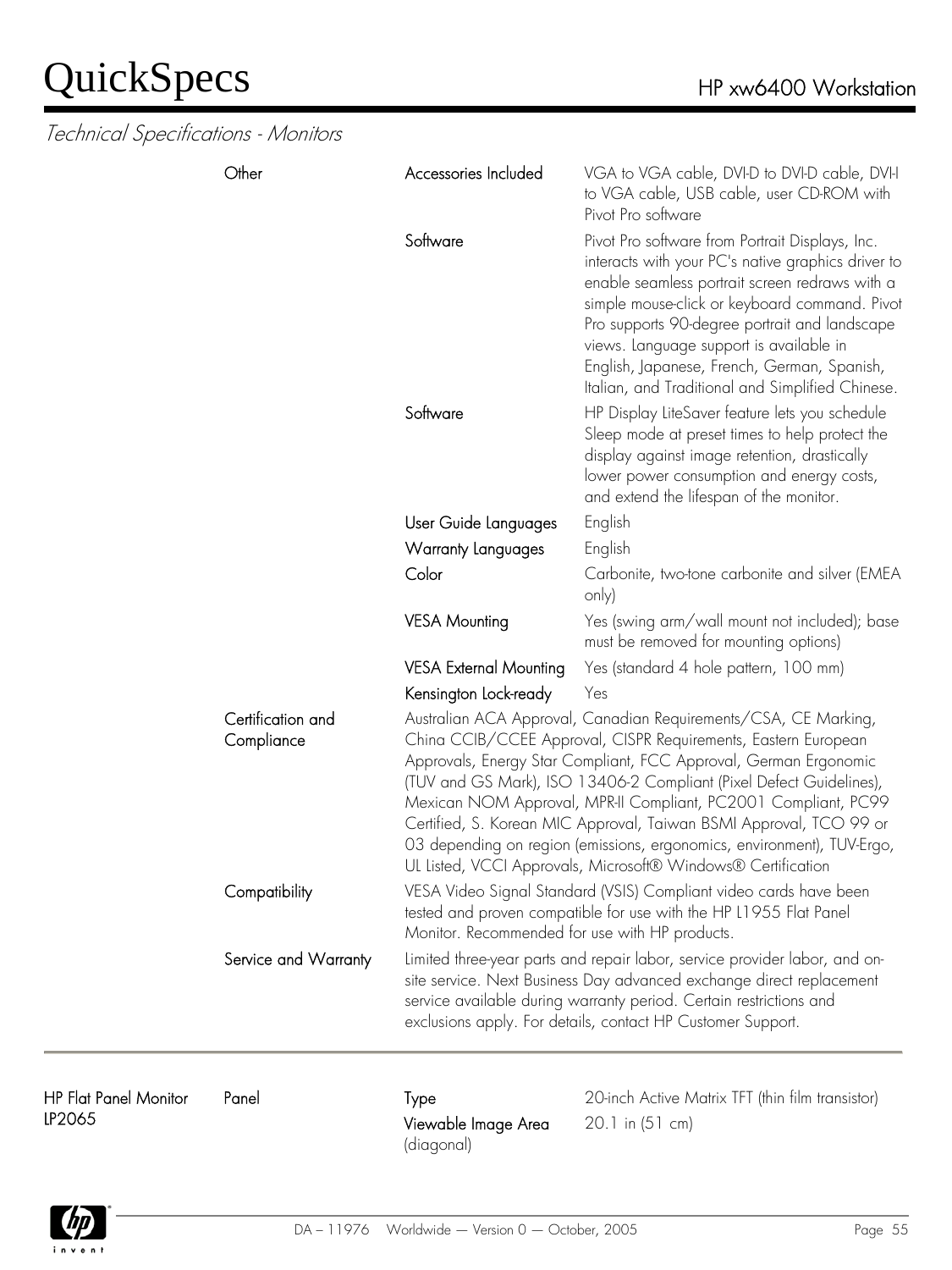*Technical Specifications - Monitors*

| | | | |
|---|---|---|---|
| | Other | Accessories Included | VGA to VGA cable, DVI-D to DVI-D cable, DVI-I to VGA cable, USB cable, user CD-ROM with Pivot Pro software |
| | | Software | Pivot Pro software from Portrait Displays, Inc. interacts with your PC's native graphics driver to enable seamless portrait screen redraws with a simple mouse-click or keyboard command. Pivot Pro supports 90-degree portrait and landscape views. Language support is available in English, Japanese, French, German, Spanish, Italian, and Traditional and Simplified Chinese. |
| | | Software | HP Display LiteSaver feature lets you schedule Sleep mode at preset times to help protect the display against image retention, drastically lower power consumption and energy costs, and extend the lifespan of the monitor. |
| | | User Guide Languages | English |
| | | Warranty Languages | English |
| | | Color | Carbonite, two-tone carbonite and silver (EMEA only) |
| | | VESA Mounting | Yes (swing arm/wall mount not included); base must be removed for mounting options) |
| | | VESA External Mounting | Yes (standard 4 hole pattern, 100 mm) |
| | | Kensington Lock-ready | Yes |
| | Certification and Compliance | Australian ACA Approval, Canadian Requirements/CSA, CE Marking, China CCIB/CCEE Approval, CISPR Requirements, Eastern European Approvals, Energy Star Compliant, FCC Approval, German Ergonomic (TUV and GS Mark), ISO 13406-2 Compliant (Pixel Defect Guidelines), Mexican NOM Approval, MPR-II Compliant, PC2001 Compliant, PC99 Certified, S. Korean MIC Approval, Taiwan BSMI Approval, TCO 99 or 03 depending on region (emissions, ergonomics, environment), TUV-Ergo, UL Listed, VCCI Approvals, Microsoft® Windows® Certification | |
| | Compatibility | VESA Video Signal Standard (VSIS) Compliant video cards have been tested and proven compatible for use with the HP L1955 Flat Panel Monitor. Recommended for use with HP products. | |
| | Service and Warranty | Limited three-year parts and repair labor, service provider labor, and on-site service. Next Business Day advanced exchange direct replacement service available during warranty period. Certain restrictions and exclusions apply. For details, contact HP Customer Support. | |

---

| | | | |
|---|---|---|---|
| HP Flat Panel Monitor LP2065 | Panel | Type | 20-inch Active Matrix TFT (thin film transistor) |
| | | Viewable Image Area (diagonal) | 20.1 in (51 cm) |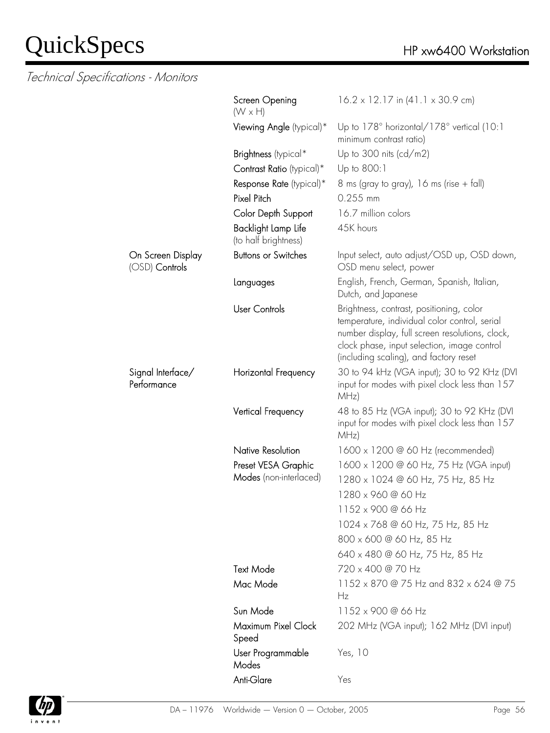## Technical Specifications - Monitors

| | | |
|---|---|---|
| | **Screen Opening** (W x H) | 16.2 x 12.17 in (41.1 x 30.9 cm) |
| | **Viewing Angle** (typical)* | Up to 178° horizontal/178° vertical (10:1 minimum contrast ratio) |
| | **Brightness** (typical* | Up to 300 nits (cd/m2) |
| | **Contrast Ratio** (typical)* | Up to 800:1 |
| | **Response Rate** (typical)* | 8 ms (gray to gray), 16 ms (rise + fall) |
| | **Pixel Pitch** | 0.255 mm |
| | **Color Depth Support** | 16.7 million colors |
| | **Backlight Lamp Life** (to half brightness) | 45K hours |
| **On Screen Display** (OSD) **Controls** | **Buttons or Switches** | Input select, auto adjust/OSD up, OSD down, OSD menu select, power |
| | **Languages** | English, French, German, Spanish, Italian, Dutch, and Japanese |
| | **User Controls** | Brightness, contrast, positioning, color temperature, individual color control, serial number display, full screen resolutions, clock, clock phase, input selection, image control (including scaling), and factory reset |
| **Signal Interface/ Performance** | **Horizontal Frequency** | 30 to 94 kHz (VGA input); 30 to 92 KHz (DVI input for modes with pixel clock less than 157 MHz) |
| | **Vertical Frequency** | 48 to 85 Hz (VGA input); 30 to 92 KHz (DVI input for modes with pixel clock less than 157 MHz) |
| | **Native Resolution** | 1600 x 1200 @ 60 Hz (recommended) |
| | **Preset VESA Graphic Modes** (non-interlaced) | 1600 x 1200 @ 60 Hz, 75 Hz (VGA input) |
| | | 1280 x 1024 @ 60 Hz, 75 Hz, 85 Hz |
| | | 1280 x 960 @ 60 Hz |
| | | 1152 x 900 @ 66 Hz |
| | | 1024 x 768 @ 60 Hz, 75 Hz, 85 Hz |
| | | 800 x 600 @ 60 Hz, 85 Hz |
| | | 640 x 480 @ 60 Hz, 75 Hz, 85 Hz |
| | **Text Mode** | 720 x 400 @ 70 Hz |
| | **Mac Mode** | 1152 x 870 @ 75 Hz and 832 x 624 @ 75 Hz |
| | **Sun Mode** | 1152 x 900 @ 66 Hz |
| | **Maximum Pixel Clock Speed** | 202 MHz (VGA input); 162 MHz (DVI input) |
| | **User Programmable Modes** | Yes, 10 |
| | **Anti-Glare** | Yes |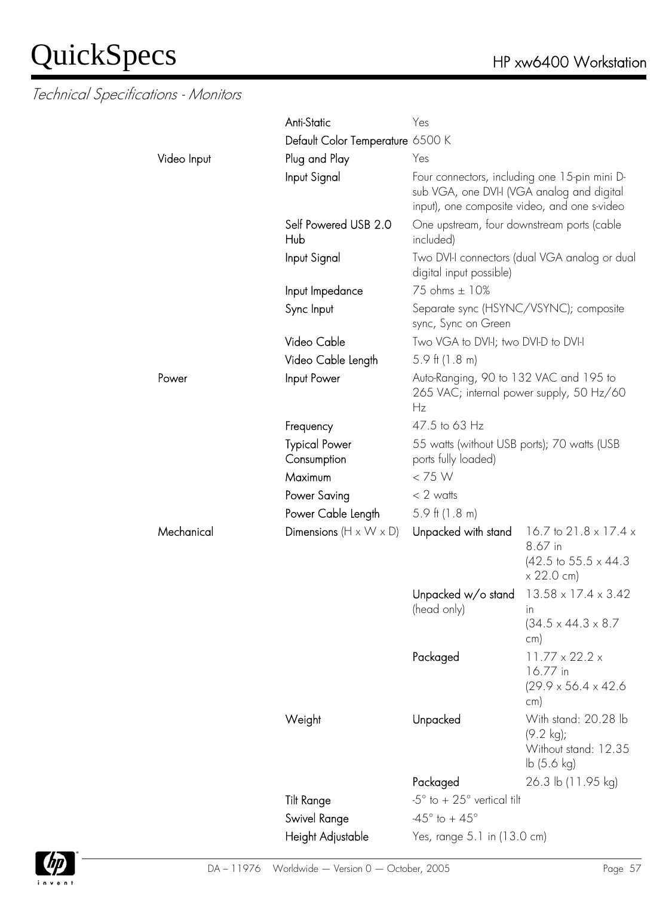*Technical Specifications - Monitors*

| | | | |
|---|---|---|---|
| | Anti-Static | Yes | |
| | Default Color Temperature | 6500 K | |
| Video Input | Plug and Play | Yes | |
| | Input Signal | Four connectors, including one 15-pin mini D-sub VGA, one DVI-I (VGA analog and digital input), one composite video, and one s-video | |
| | Self Powered USB 2.0 Hub | One upstream, four downstream ports (cable included) | |
| | Input Signal | Two DVI-I connectors (dual VGA analog or dual digital input possible) | |
| | Input Impedance | 75 ohms ± 10% | |
| | Sync Input | Separate sync (HSYNC/VSYNC); composite sync, Sync on Green | |
| | Video Cable | Two VGA to DVI-I; two DVI-D to DVI-I | |
| | Video Cable Length | 5.9 ft (1.8 m) | |
| Power | Input Power | Auto-Ranging, 90 to 132 VAC and 195 to 265 VAC; internal power supply, 50 Hz/60 Hz | |
| | Frequency | 47.5 to 63 Hz | |
| | Typical Power Consumption | 55 watts (without USB ports); 70 watts (USB ports fully loaded) | |
| | Maximum | < 75 W | |
| | Power Saving | < 2 watts | |
| | Power Cable Length | 5.9 ft (1.8 m) | |
| Mechanical | Dimensions (H x W x D) | Unpacked with stand | 16.7 to 21.8 x 17.4 x 8.67 in (42.5 to 55.5 x 44.3 x 22.0 cm) |
| | | Unpacked w/o stand (head only) | 13.58 x 17.4 x 3.42 in (34.5 x 44.3 x 8.7 cm) |
| | | Packaged | 11.77 x 22.2 x 16.77 in (29.9 x 56.4 x 42.6 cm) |
| | Weight | Unpacked | With stand: 20.28 lb (9.2 kg); Without stand: 12.35 lb (5.6 kg) |
| | | Packaged | 26.3 lb (11.95 kg) |
| | Tilt Range | -5° to + 25° vertical tilt | |
| | Swivel Range | -45° to + 45° | |
| | Height Adjustable | Yes, range 5.1 in (13.0 cm) | |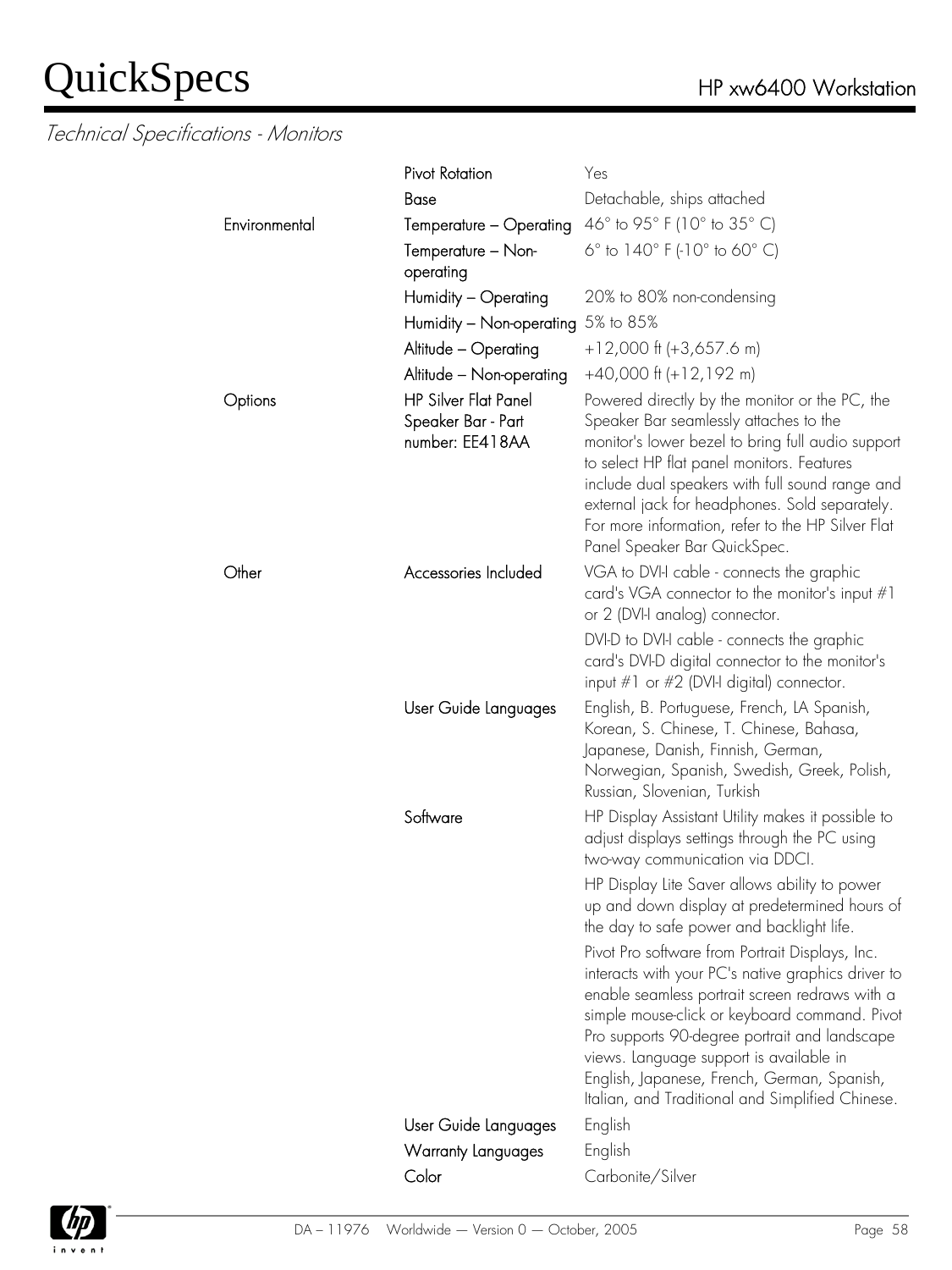*Technical Specifications - Monitors*

| | | |
|---|---|---|
| | Pivot Rotation | Yes |
| | Base | Detachable, ships attached |
| Environmental | Temperature – Operating | 46° to 95° F (10° to 35° C) |
| | Temperature – Non-operating | 6° to 140° F (-10° to 60° C) |
| | Humidity – Operating | 20% to 80% non-condensing |
| | Humidity – Non-operating | 5% to 85% |
| | Altitude – Operating | +12,000 ft (+3,657.6 m) |
| | Altitude – Non-operating | +40,000 ft (+12,192 m) |
| Options | HP Silver Flat Panel Speaker Bar - Part number: EE418AA | Powered directly by the monitor or the PC, the Speaker Bar seamlessly attaches to the monitor's lower bezel to bring full audio support to select HP flat panel monitors. Features include dual speakers with full sound range and external jack for headphones. Sold separately. For more information, refer to the HP Silver Flat Panel Speaker Bar QuickSpec. |
| Other | Accessories Included | VGA to DVI-I cable - connects the graphic card's VGA connector to the monitor's input #1 or 2 (DVI-I analog) connector.<br>DVI-D to DVI-I cable - connects the graphic card's DVI-D digital connector to the monitor's input #1 or #2 (DVI-I digital) connector. |
| | User Guide Languages | English, B. Portuguese, French, LA Spanish, Korean, S. Chinese, T. Chinese, Bahasa, Japanese, Danish, Finnish, German, Norwegian, Spanish, Swedish, Greek, Polish, Russian, Slovenian, Turkish |
| | Software | HP Display Assistant Utility makes it possible to adjust displays settings through the PC using two-way communication via DDCI.<br>HP Display Lite Saver allows ability to power up and down display at predetermined hours of the day to safe power and backlight life.<br>Pivot Pro software from Portrait Displays, Inc. interacts with your PC's native graphics driver to enable seamless portrait screen redraws with a simple mouse-click or keyboard command. Pivot Pro supports 90-degree portrait and landscape views. Language support is available in English, Japanese, French, German, Spanish, Italian, and Traditional and Simplified Chinese. |
| | User Guide Languages | English |
| | Warranty Languages | English |
| | Color | Carbonite/Silver |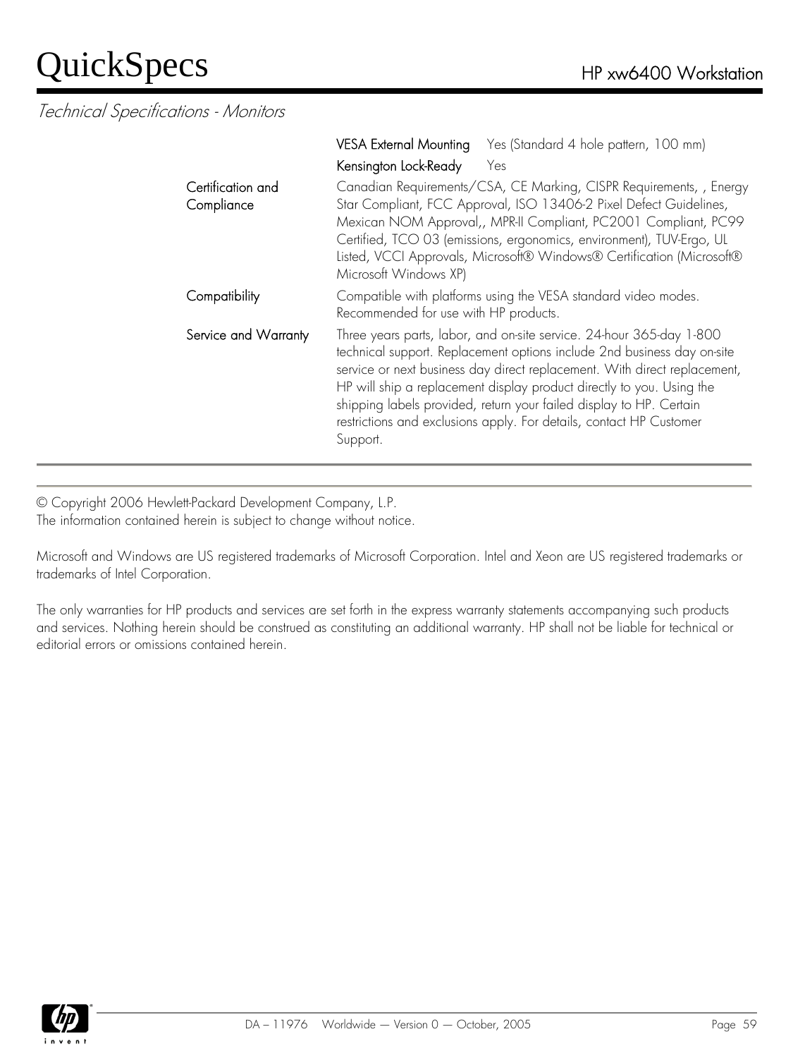*Technical Specifications - Monitors*

| | | |
|---|---|---|
| | **VESA External Mounting** | Yes (Standard 4 hole pattern, 100 mm) |
| | **Kensington Lock-Ready** | Yes |
| **Certification and Compliance** | Canadian Requirements/CSA, CE Marking, CISPR Requirements, , Energy Star Compliant, FCC Approval, ISO 13406-2 Pixel Defect Guidelines, Mexican NOM Approval,, MPR-II Compliant, PC2001 Compliant, PC99 Certified, TCO 03 (emissions, ergonomics, environment), TUV-Ergo, UL Listed, VCCI Approvals, Microsoft® Windows® Certification (Microsoft® Microsoft Windows XP) | |
| **Compatibility** | Compatible with platforms using the VESA standard video modes. Recommended for use with HP products. | |
| **Service and Warranty** | Three years parts, labor, and on-site service. 24-hour 365-day 1-800 technical support. Replacement options include 2nd business day on-site service or next business day direct replacement. With direct replacement, HP will ship a replacement display product directly to you. Using the shipping labels provided, return your failed display to HP. Certain restrictions and exclusions apply. For details, contact HP Customer Support. | |

---

© Copyright 2006 Hewlett-Packard Development Company, L.P.
The information contained herein is subject to change without notice.

Microsoft and Windows are US registered trademarks of Microsoft Corporation. Intel and Xeon are US registered trademarks or trademarks of Intel Corporation.

The only warranties for HP products and services are set forth in the express warranty statements accompanying such products and services. Nothing herein should be construed as constituting an additional warranty. HP shall not be liable for technical or editorial errors or omissions contained herein.